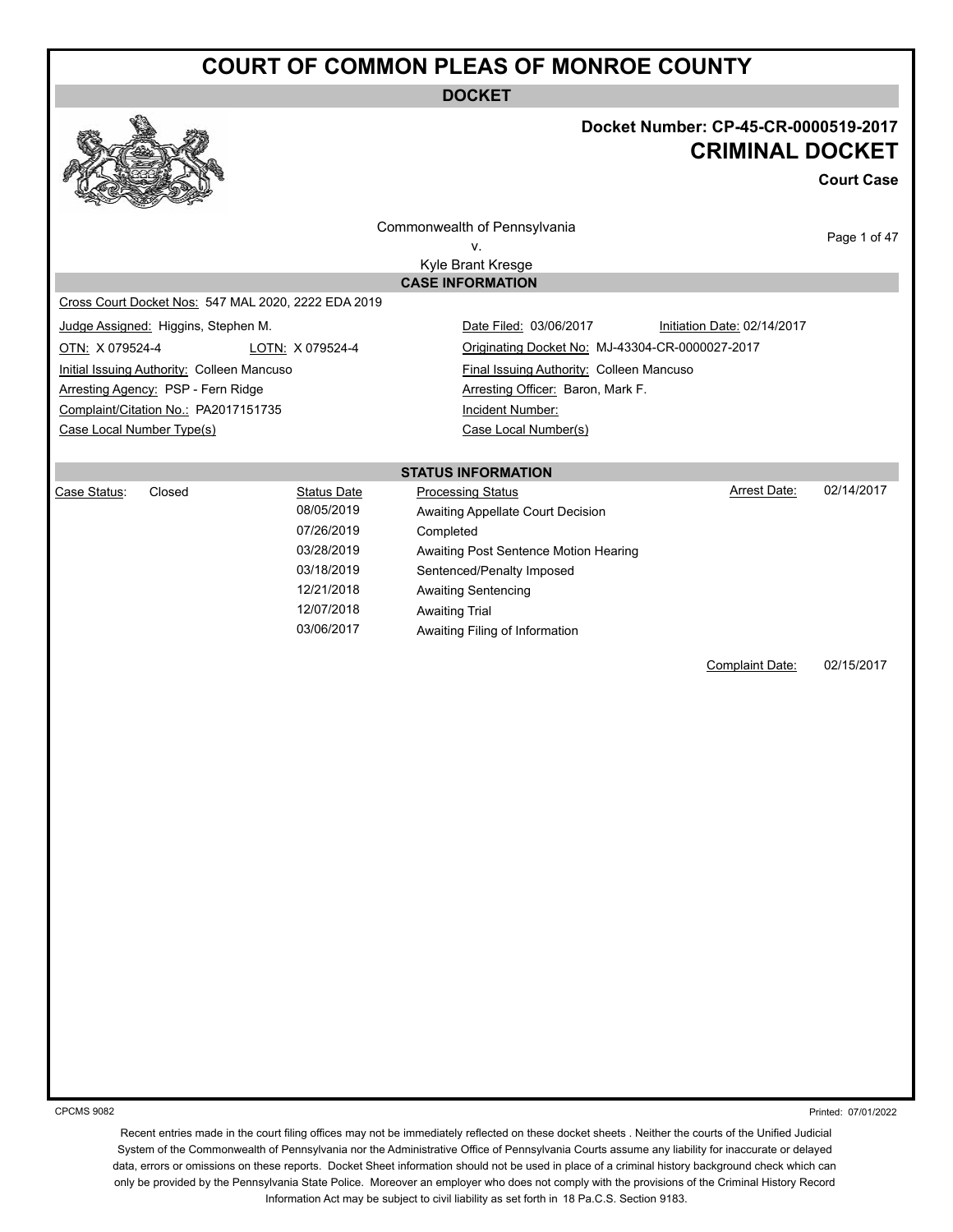# COURT OF COMMON PLEAS OF MONROE COUNTY

## DOCKET

**Docket Number: CP-45-CR-0000519-2017**

## CRIMINAL DOCKET

**Court Case**

Commonwealth of Pennsylvania
v.
Kyle Brant Kresge

### CASE INFORMATION

Cross Court Docket Nos: 547 MAL 2020, 2222 EDA 2019

| | |
|---|---|
| Judge Assigned: Higgins, Stephen M. | Date Filed: 03/06/2017 &nbsp;&nbsp; Initiation Date: 02/14/2017 |
| OTN: X 079524-4 &nbsp;&nbsp; LOTN: X 079524-4 | Originating Docket No: MJ-43304-CR-0000027-2017 |
| Initial Issuing Authority: Colleen Mancuso | Final Issuing Authority: Colleen Mancuso |
| Arresting Agency: PSP - Fern Ridge | Arresting Officer: Baron, Mark F. |
| Complaint/Citation No.: PA2017151735 | Incident Number: |
| Case Local Number Type(s) | Case Local Number(s) |

### STATUS INFORMATION

Case Status: Closed

Arrest Date: 02/14/2017

| Status Date | Processing Status |
|---|---|
| 08/05/2019 | Awaiting Appellate Court Decision |
| 07/26/2019 | Completed |
| 03/28/2019 | Awaiting Post Sentence Motion Hearing |
| 03/18/2019 | Sentenced/Penalty Imposed |
| 12/21/2018 | Awaiting Sentencing |
| 12/07/2018 | Awaiting Trial |
| 03/06/2017 | Awaiting Filing of Information |

Complaint Date: 02/15/2017

CPCMS 9082

Printed: 07/01/2022

Recent entries made in the court filing offices may not be immediately reflected on these docket sheets . Neither the courts of the Unified Judicial System of the Commonwealth of Pennsylvania nor the Administrative Office of Pennsylvania Courts assume any liability for inaccurate or delayed data, errors or omissions on these reports. Docket Sheet information should not be used in place of a criminal history background check which can only be provided by the Pennsylvania State Police. Moreover an employer who does not comply with the provisions of the Criminal History Record Information Act may be subject to civil liability as set forth in 18 Pa.C.S. Section 9183.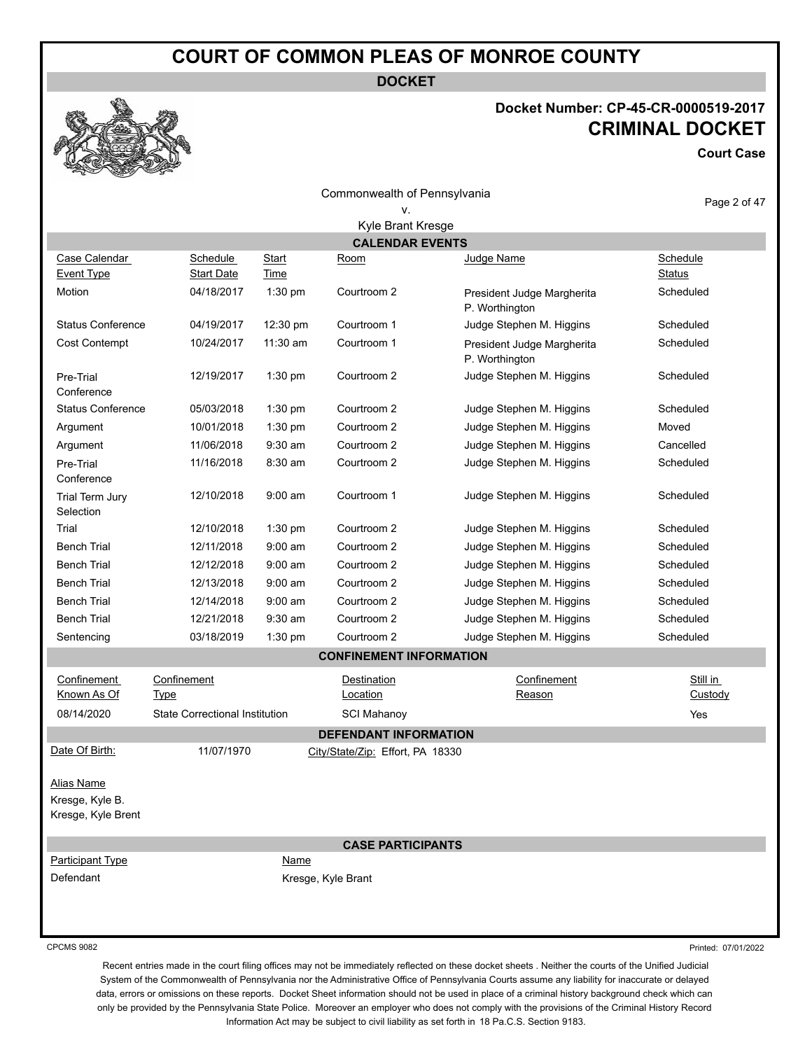# COURT OF COMMON PLEAS OF MONROE COUNTY

## DOCKET

**Docket Number: CP-45-CR-0000519-2017**

## CRIMINAL DOCKET

**Court Case**

Commonwealth of Pennsylvania
v.
Kyle Brant Kresge

### CALENDAR EVENTS

| Case Calendar Event Type | Schedule Start Date | Start Time | Room | Judge Name | Schedule Status |
|---|---|---|---|---|---|
| Motion | 04/18/2017 | 1:30 pm | Courtroom 2 | President Judge Margherita P. Worthington | Scheduled |
| Status Conference | 04/19/2017 | 12:30 pm | Courtroom 1 | Judge Stephen M. Higgins | Scheduled |
| Cost Contempt | 10/24/2017 | 11:30 am | Courtroom 1 | President Judge Margherita P. Worthington | Scheduled |
| Pre-Trial Conference | 12/19/2017 | 1:30 pm | Courtroom 2 | Judge Stephen M. Higgins | Scheduled |
| Status Conference | 05/03/2018 | 1:30 pm | Courtroom 2 | Judge Stephen M. Higgins | Scheduled |
| Argument | 10/01/2018 | 1:30 pm | Courtroom 2 | Judge Stephen M. Higgins | Moved |
| Argument | 11/06/2018 | 9:30 am | Courtroom 2 | Judge Stephen M. Higgins | Cancelled |
| Pre-Trial Conference | 11/16/2018 | 8:30 am | Courtroom 2 | Judge Stephen M. Higgins | Scheduled |
| Trial Term Jury Selection | 12/10/2018 | 9:00 am | Courtroom 1 | Judge Stephen M. Higgins | Scheduled |
| Trial | 12/10/2018 | 1:30 pm | Courtroom 2 | Judge Stephen M. Higgins | Scheduled |
| Bench Trial | 12/11/2018 | 9:00 am | Courtroom 2 | Judge Stephen M. Higgins | Scheduled |
| Bench Trial | 12/12/2018 | 9:00 am | Courtroom 2 | Judge Stephen M. Higgins | Scheduled |
| Bench Trial | 12/13/2018 | 9:00 am | Courtroom 2 | Judge Stephen M. Higgins | Scheduled |
| Bench Trial | 12/14/2018 | 9:00 am | Courtroom 2 | Judge Stephen M. Higgins | Scheduled |
| Bench Trial | 12/21/2018 | 9:30 am | Courtroom 2 | Judge Stephen M. Higgins | Scheduled |
| Sentencing | 03/18/2019 | 1:30 pm | Courtroom 2 | Judge Stephen M. Higgins | Scheduled |

### CONFINEMENT INFORMATION

| Confinement Known As Of | Confinement Type | Destination Location | Confinement Reason | Still in Custody |
|---|---|---|---|---|
| 08/14/2020 | State Correctional Institution | SCI Mahanoy | | Yes |

### DEFENDANT INFORMATION

Date Of Birth: 11/07/1970 City/State/Zip: Effort, PA 18330

Alias Name
Kresge, Kyle B.
Kresge, Kyle Brent

### CASE PARTICIPANTS

| Participant Type | Name |
|---|---|
| Defendant | Kresge, Kyle Brant |

CPCMS 9082

Printed: 07/01/2022

Recent entries made in the court filing offices may not be immediately reflected on these docket sheets . Neither the courts of the Unified Judicial System of the Commonwealth of Pennsylvania nor the Administrative Office of Pennsylvania Courts assume any liability for inaccurate or delayed data, errors or omissions on these reports. Docket Sheet information should not be used in place of a criminal history background check which can only be provided by the Pennsylvania State Police. Moreover an employer who does not comply with the provisions of the Criminal History Record Information Act may be subject to civil liability as set forth in 18 Pa.C.S. Section 9183.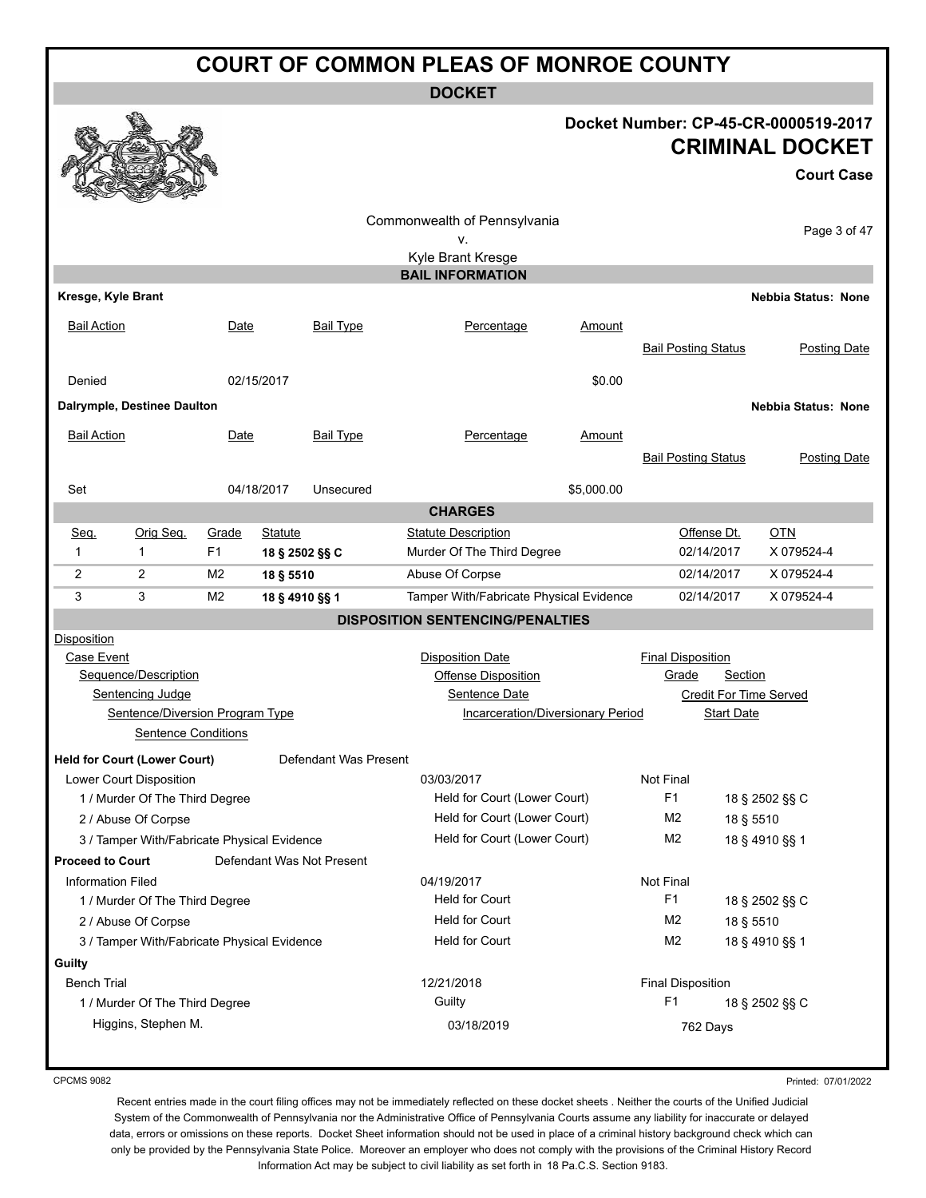# COURT OF COMMON PLEAS OF MONROE COUNTY

## DOCKET

**Docket Number: CP-45-CR-0000519-2017**

**CRIMINAL DOCKET**

**Court Case**

Commonwealth of Pennsylvania
v.
Kyle Brant Kresge

### BAIL INFORMATION

**Kresge, Kyle Brant** — **Nebbia Status: None**

| Bail Action | Date | Bail Type | Percentage | Amount | Bail Posting Status | Posting Date |
|---|---|---|---|---|---|---|
| Denied | 02/15/2017 | | | $0.00 | | |

**Dalrymple, Destinee Daulton** — **Nebbia Status: None**

| Bail Action | Date | Bail Type | Percentage | Amount | Bail Posting Status | Posting Date |
|---|---|---|---|---|---|---|
| Set | 04/18/2017 | Unsecured | | $5,000.00 | | |

### CHARGES

| Seq. | Orig Seq. | Grade | Statute | Statute Description | Offense Dt. | OTN |
|---|---|---|---|---|---|---|
| 1 | 1 | F1 | 18 § 2502 §§ C | Murder Of The Third Degree | 02/14/2017 | X 079524-4 |
| 2 | 2 | M2 | 18 § 5510 | Abuse Of Corpse | 02/14/2017 | X 079524-4 |
| 3 | 3 | M2 | 18 § 4910 §§ 1 | Tamper With/Fabricate Physical Evidence | 02/14/2017 | X 079524-4 |

### DISPOSITION SENTENCING/PENALTIES

Disposition
- Case Event
  - Sequence/Description
    - Sentencing Judge
      - Sentence/Diversion Program Type
        - Sentence Conditions

Disposition Date / Offense Disposition / Sentence Date / Incarceration/Diversionary Period

Final Disposition / Grade / Section / Credit For Time Served / Start Date

**Held for Court (Lower Court)** — Defendant Was Present

| Case Event / Description | Disposition Date / Offense Disposition | Final Disposition / Grade | Section |
|---|---|---|---|
| Lower Court Disposition | 03/03/2017 | Not Final | |
| 1 / Murder Of The Third Degree | Held for Court (Lower Court) | F1 | 18 § 2502 §§ C |
| 2 / Abuse Of Corpse | Held for Court (Lower Court) | M2 | 18 § 5510 |
| 3 / Tamper With/Fabricate Physical Evidence | Held for Court (Lower Court) | M2 | 18 § 4910 §§ 1 |

**Proceed to Court** — Defendant Was Not Present

| Case Event / Description | Disposition Date / Offense Disposition | Final Disposition / Grade | Section |
|---|---|---|---|
| Information Filed | 04/19/2017 | Not Final | |
| 1 / Murder Of The Third Degree | Held for Court | F1 | 18 § 2502 §§ C |
| 2 / Abuse Of Corpse | Held for Court | M2 | 18 § 5510 |
| 3 / Tamper With/Fabricate Physical Evidence | Held for Court | M2 | 18 § 4910 §§ 1 |

**Guilty**

| Case Event / Description | Disposition Date / Offense Disposition | Final Disposition / Grade | Section |
|---|---|---|---|
| Bench Trial | 12/21/2018 | Final Disposition | |
| 1 / Murder Of The Third Degree | Guilty | F1 | 18 § 2502 §§ C |
| Higgins, Stephen M. | 03/18/2019 | 762 Days | |

CPCMS 9082

Printed: 07/01/2022

Recent entries made in the court filing offices may not be immediately reflected on these docket sheets . Neither the courts of the Unified Judicial System of the Commonwealth of Pennsylvania nor the Administrative Office of Pennsylvania Courts assume any liability for inaccurate or delayed data, errors or omissions on these reports. Docket Sheet information should not be used in place of a criminal history background check which can only be provided by the Pennsylvania State Police. Moreover an employer who does not comply with the provisions of the Criminal History Record Information Act may be subject to civil liability as set forth in 18 Pa.C.S. Section 9183.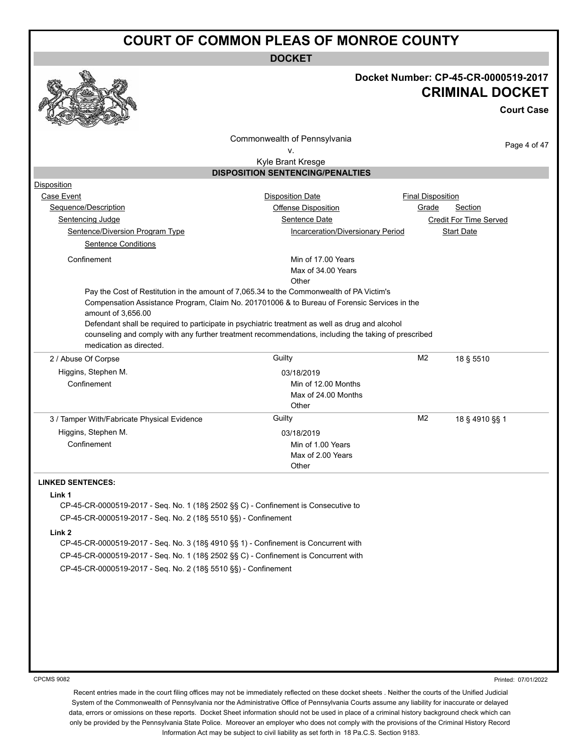# COURT OF COMMON PLEAS OF MONROE COUNTY

**DOCKET**

**Docket Number: CP-45-CR-0000519-2017**

**CRIMINAL DOCKET**

**Court Case**

Commonwealth of Pennsylvania
v.
Kyle Brant Kresge

## DISPOSITION SENTENCING/PENALTIES

Disposition
Case Event — Disposition Date — Final Disposition
Sequence/Description — Offense Disposition — Grade — Section
Sentencing Judge — Sentence Date — Credit For Time Served
Sentence/Diversion Program Type — Incarceration/Diversionary Period — Start Date
Sentence Conditions

Confinement — Min of 17.00 Years, Max of 34.00 Years, Other

Pay the Cost of Restitution in the amount of 7,065.34 to the Commonwealth of PA Victim's Compensation Assistance Program, Claim No. 201701006 & to Bureau of Forensic Services in the amount of 3,656.00
Defendant shall be required to participate in psychiatric treatment as well as drug and alcohol counseling and comply with any further treatment recommendations, including the taking of prescribed medication as directed.

| Sequence/Description | Offense Disposition | Grade | Section |
|---|---|---|---|
| 2 / Abuse Of Corpse | Guilty | M2 | 18 § 5510 |
| Higgins, Stephen M. | 03/18/2019 | | |
| Confinement | Min of 12.00 Months<br>Max of 24.00 Months<br>Other | | |
| 3 / Tamper With/Fabricate Physical Evidence | Guilty | M2 | 18 § 4910 §§ 1 |
| Higgins, Stephen M. | 03/18/2019 | | |
| Confinement | Min of 1.00 Years<br>Max of 2.00 Years<br>Other | | |

**LINKED SENTENCES:**

**Link 1**

CP-45-CR-0000519-2017 - Seq. No. 1 (18§ 2502 §§ C) - Confinement is Consecutive to
CP-45-CR-0000519-2017 - Seq. No. 2 (18§ 5510 §§) - Confinement

**Link 2**

CP-45-CR-0000519-2017 - Seq. No. 3 (18§ 4910 §§ 1) - Confinement is Concurrent with
CP-45-CR-0000519-2017 - Seq. No. 1 (18§ 2502 §§ C) - Confinement is Concurrent with
CP-45-CR-0000519-2017 - Seq. No. 2 (18§ 5510 §§) - Confinement

CPCMS 9082

Printed: 07/01/2022

Recent entries made in the court filing offices may not be immediately reflected on these docket sheets . Neither the courts of the Unified Judicial System of the Commonwealth of Pennsylvania nor the Administrative Office of Pennsylvania Courts assume any liability for inaccurate or delayed data, errors or omissions on these reports. Docket Sheet information should not be used in place of a criminal history background check which can only be provided by the Pennsylvania State Police. Moreover an employer who does not comply with the provisions of the Criminal History Record Information Act may be subject to civil liability as set forth in 18 Pa.C.S. Section 9183.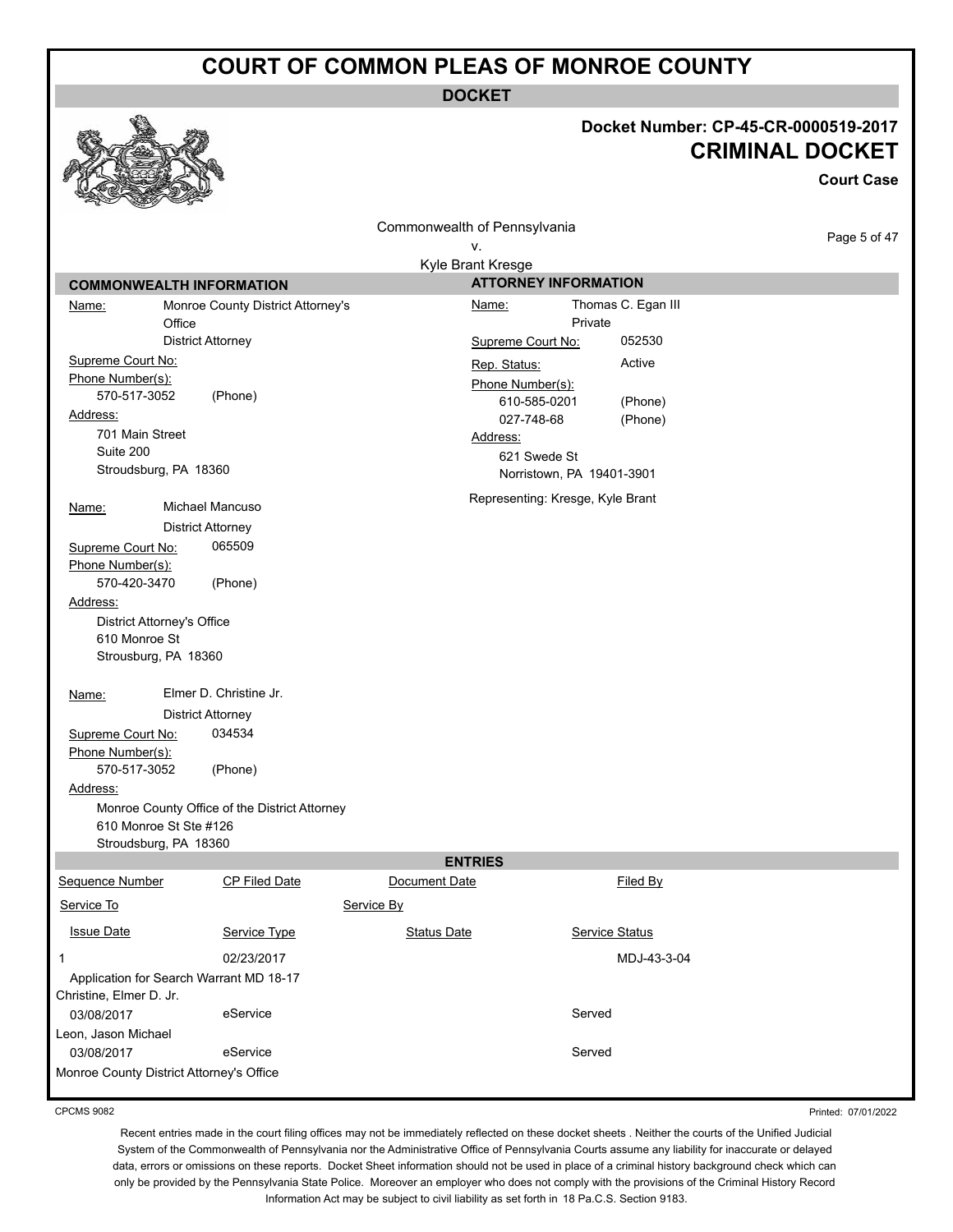# COURT OF COMMON PLEAS OF MONROE COUNTY

## DOCKET

**Docket Number: CP-45-CR-0000519-2017**

**CRIMINAL DOCKET**

**Court Case**

Commonwealth of Pennsylvania
v.
Kyle Brant Kresge

### COMMONWEALTH INFORMATION

**Name:** Monroe County District Attorney's Office
District Attorney
**Supreme Court No:**
**Phone Number(s):**
570-517-3052 (Phone)
**Address:**
701 Main Street
Suite 200
Stroudsburg, PA 18360

**Name:** Michael Mancuso
District Attorney
**Supreme Court No:** 065509
**Phone Number(s):**
570-420-3470 (Phone)
**Address:**
District Attorney's Office
610 Monroe St
Strousburg, PA 18360

**Name:** Elmer D. Christine Jr.
District Attorney
**Supreme Court No:** 034534
**Phone Number(s):**
570-517-3052 (Phone)
**Address:**
Monroe County Office of the District Attorney
610 Monroe St Ste #126
Stroudsburg, PA 18360

### ATTORNEY INFORMATION

**Name:** Thomas C. Egan III
Private
**Supreme Court No:** 052530
**Rep. Status:** Active
**Phone Number(s):**
610-585-0201 (Phone)
027-748-68 (Phone)
**Address:**
621 Swede St
Norristown, PA 19401-3901

Representing: Kresge, Kyle Brant

### ENTRIES

| Sequence Number | CP Filed Date | Document Date | Filed By |
|---|---|---|---|
| Service To | | Service By | |
| Issue Date | Service Type | Status Date | Service Status |
| 1 | 02/23/2017 | | MDJ-43-3-04 |
| Application for Search Warrant MD 18-17 | | | |
| Christine, Elmer D. Jr. | | | |
| 03/08/2017 | eService | | Served |
| Leon, Jason Michael | | | |
| 03/08/2017 | eService | | Served |
| Monroe County District Attorney's Office | | | |

CPCMS 9082

Printed: 07/01/2022

Recent entries made in the court filing offices may not be immediately reflected on these docket sheets . Neither the courts of the Unified Judicial System of the Commonwealth of Pennsylvania nor the Administrative Office of Pennsylvania Courts assume any liability for inaccurate or delayed data, errors or omissions on these reports. Docket Sheet information should not be used in place of a criminal history background check which can only be provided by the Pennsylvania State Police. Moreover an employer who does not comply with the provisions of the Criminal History Record Information Act may be subject to civil liability as set forth in 18 Pa.C.S. Section 9183.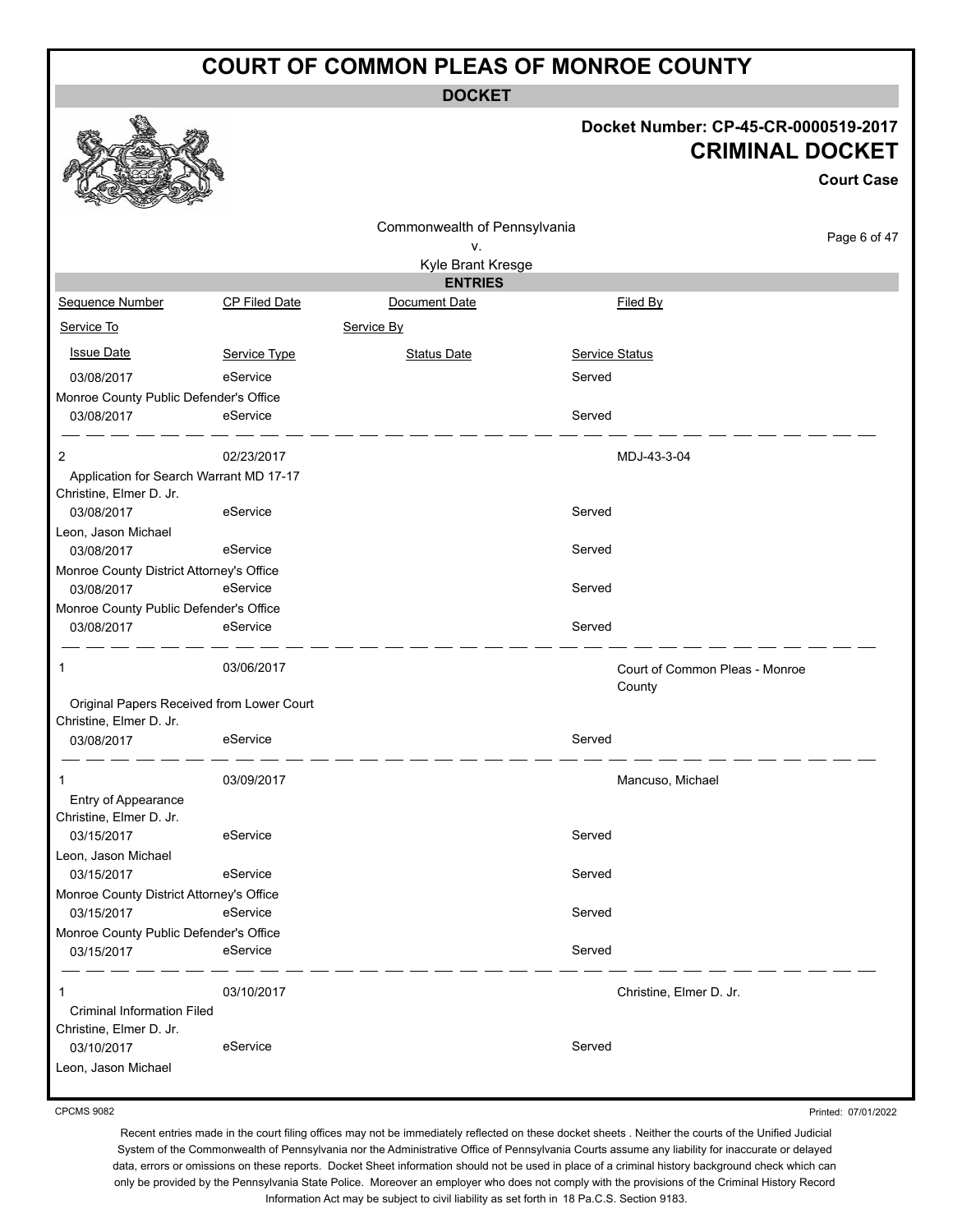# COURT OF COMMON PLEAS OF MONROE COUNTY

## DOCKET

**Docket Number: CP-45-CR-0000519-2017**

**CRIMINAL DOCKET**

**Court Case**

Commonwealth of Pennsylvania
v.
Kyle Brant Kresge

### ENTRIES

| Sequence Number | CP Filed Date | Document Date | Filed By |
|---|---|---|---|
| Service To | | Service By | |
| Issue Date | Service Type | Status Date | Service Status |

| | | | |
|---|---|---|---|
| 03/08/2017 | eService | | Served |
| Monroe County Public Defender's Office | | | |
| 03/08/2017 | eService | | Served |

| | | | |
|---|---|---|---|
| 2 | 02/23/2017 | | MDJ-43-3-04 |
| Application for Search Warrant MD 17-17 | | | |
| Christine, Elmer D. Jr. | | | |
| 03/08/2017 | eService | | Served |
| Leon, Jason Michael | | | |
| 03/08/2017 | eService | | Served |
| Monroe County District Attorney's Office | | | |
| 03/08/2017 | eService | | Served |
| Monroe County Public Defender's Office | | | |
| 03/08/2017 | eService | | Served |

| | | | |
|---|---|---|---|
| 1 | 03/06/2017 | | Court of Common Pleas - Monroe County |
| Original Papers Received from Lower Court | | | |
| Christine, Elmer D. Jr. | | | |
| 03/08/2017 | eService | | Served |

| | | | |
|---|---|---|---|
| 1 | 03/09/2017 | | Mancuso, Michael |
| Entry of Appearance | | | |
| Christine, Elmer D. Jr. | | | |
| 03/15/2017 | eService | | Served |
| Leon, Jason Michael | | | |
| 03/15/2017 | eService | | Served |
| Monroe County District Attorney's Office | | | |
| 03/15/2017 | eService | | Served |
| Monroe County Public Defender's Office | | | |
| 03/15/2017 | eService | | Served |

| | | | |
|---|---|---|---|
| 1 | 03/10/2017 | | Christine, Elmer D. Jr. |
| Criminal Information Filed | | | |
| Christine, Elmer D. Jr. | | | |
| 03/10/2017 | eService | | Served |
| Leon, Jason Michael | | | |

CPCMS 9082

Printed: 07/01/2022

Recent entries made in the court filing offices may not be immediately reflected on these docket sheets . Neither the courts of the Unified Judicial System of the Commonwealth of Pennsylvania nor the Administrative Office of Pennsylvania Courts assume any liability for inaccurate or delayed data, errors or omissions on these reports. Docket Sheet information should not be used in place of a criminal history background check which can only be provided by the Pennsylvania State Police. Moreover an employer who does not comply with the provisions of the Criminal History Record Information Act may be subject to civil liability as set forth in 18 Pa.C.S. Section 9183.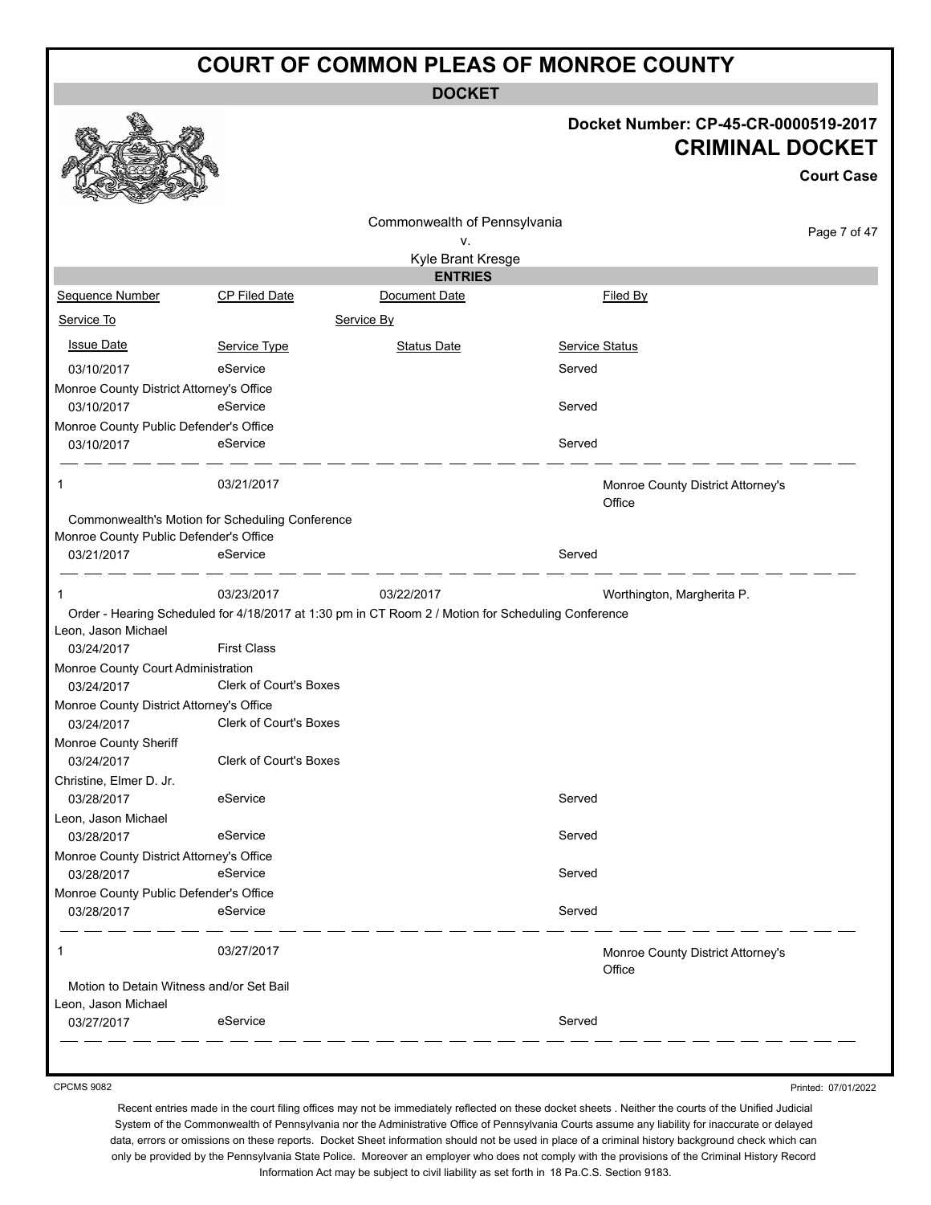# COURT OF COMMON PLEAS OF MONROE COUNTY

**DOCKET**

**Docket Number: CP-45-CR-0000519-2017**

**CRIMINAL DOCKET**

**Court Case**

Commonwealth of Pennsylvania
v.
Kyle Brant Kresge

**ENTRIES**

| Sequence Number | CP Filed Date | Document Date | Filed By |
|---|---|---|---|
| Service To | | Service By | |
| Issue Date | Service Type | Status Date | Service Status |

| | | | |
|---|---|---|---|
| 03/10/2017 | eService | | Served |
| Monroe County District Attorney's Office | | | |
| 03/10/2017 | eService | | Served |
| Monroe County Public Defender's Office | | | |
| 03/10/2017 | eService | | Served |

| | | | |
|---|---|---|---|
| 1 | 03/21/2017 | | Monroe County District Attorney's Office |
| Commonwealth's Motion for Scheduling Conference | | | |
| Monroe County Public Defender's Office | | | |
| 03/21/2017 | eService | | Served |

| | | | |
|---|---|---|---|
| 1 | 03/23/2017 | 03/22/2017 | Worthington, Margherita P. |
| Order - Hearing Scheduled for 4/18/2017 at 1:30 pm in CT Room 2 / Motion for Scheduling Conference | | | |
| Leon, Jason Michael | | | |
| 03/24/2017 | First Class | | |
| Monroe County Court Administration | | | |
| 03/24/2017 | Clerk of Court's Boxes | | |
| Monroe County District Attorney's Office | | | |
| 03/24/2017 | Clerk of Court's Boxes | | |
| Monroe County Sheriff | | | |
| 03/24/2017 | Clerk of Court's Boxes | | |
| Christine, Elmer D. Jr. | | | |
| 03/28/2017 | eService | | Served |
| Leon, Jason Michael | | | |
| 03/28/2017 | eService | | Served |
| Monroe County District Attorney's Office | | | |
| 03/28/2017 | eService | | Served |
| Monroe County Public Defender's Office | | | |
| 03/28/2017 | eService | | Served |

| | | | |
|---|---|---|---|
| 1 | 03/27/2017 | | Monroe County District Attorney's Office |
| Motion to Detain Witness and/or Set Bail | | | |
| Leon, Jason Michael | | | |
| 03/27/2017 | eService | | Served |

CPCMS 9082

Printed: 07/01/2022

Recent entries made in the court filing offices may not be immediately reflected on these docket sheets . Neither the courts of the Unified Judicial System of the Commonwealth of Pennsylvania nor the Administrative Office of Pennsylvania Courts assume any liability for inaccurate or delayed data, errors or omissions on these reports. Docket Sheet information should not be used in place of a criminal history background check which can only be provided by the Pennsylvania State Police. Moreover an employer who does not comply with the provisions of the Criminal History Record Information Act may be subject to civil liability as set forth in 18 Pa.C.S. Section 9183.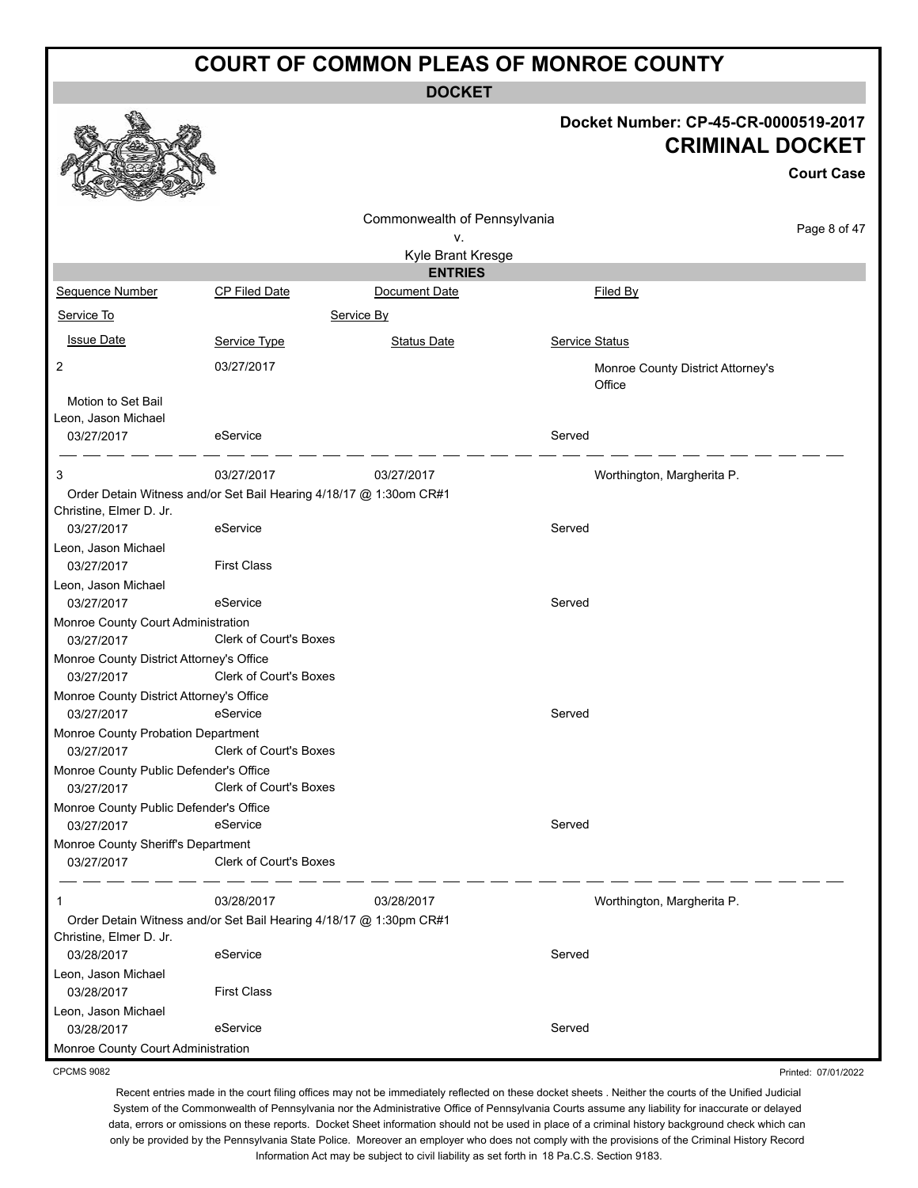# COURT OF COMMON PLEAS OF MONROE COUNTY

**DOCKET**

**Docket Number: CP-45-CR-0000519-2017**

**CRIMINAL DOCKET**

**Court Case**

Commonwealth of Pennsylvania
v.
Kyle Brant Kresge

**ENTRIES**

| Sequence Number | CP Filed Date | Document Date | Filed By |
|---|---|---|---|
| Service To | | Service By | |
| Issue Date | Service Type | Status Date | Service Status |
| 2 | 03/27/2017 | | Monroe County District Attorney's Office |
| Motion to Set Bail | | | |
| Leon, Jason Michael | | | |
| 03/27/2017 | eService | | Served |
| 3 | 03/27/2017 | 03/27/2017 | Worthington, Margherita P. |
| Order Detain Witness and/or Set Bail Hearing 4/18/17 @ 1:30om CR#1 | | | |
| Christine, Elmer D. Jr. | | | |
| 03/27/2017 | eService | | Served |
| Leon, Jason Michael | | | |
| 03/27/2017 | First Class | | |
| Leon, Jason Michael | | | |
| 03/27/2017 | eService | | Served |
| Monroe County Court Administration | | | |
| 03/27/2017 | Clerk of Court's Boxes | | |
| Monroe County District Attorney's Office | | | |
| 03/27/2017 | Clerk of Court's Boxes | | |
| Monroe County District Attorney's Office | | | |
| 03/27/2017 | eService | | Served |
| Monroe County Probation Department | | | |
| 03/27/2017 | Clerk of Court's Boxes | | |
| Monroe County Public Defender's Office | | | |
| 03/27/2017 | Clerk of Court's Boxes | | |
| Monroe County Public Defender's Office | | | |
| 03/27/2017 | eService | | Served |
| Monroe County Sheriff's Department | | | |
| 03/27/2017 | Clerk of Court's Boxes | | |
| 1 | 03/28/2017 | 03/28/2017 | Worthington, Margherita P. |
| Order Detain Witness and/or Set Bail Hearing 4/18/17 @ 1:30pm CR#1 | | | |
| Christine, Elmer D. Jr. | | | |
| 03/28/2017 | eService | | Served |
| Leon, Jason Michael | | | |
| 03/28/2017 | First Class | | |
| Leon, Jason Michael | | | |
| 03/28/2017 | eService | | Served |
| Monroe County Court Administration | | | |

CPCMS 9082

Printed: 07/01/2022

Recent entries made in the court filing offices may not be immediately reflected on these docket sheets . Neither the courts of the Unified Judicial System of the Commonwealth of Pennsylvania nor the Administrative Office of Pennsylvania Courts assume any liability for inaccurate or delayed data, errors or omissions on these reports. Docket Sheet information should not be used in place of a criminal history background check which can only be provided by the Pennsylvania State Police. Moreover an employer who does not comply with the provisions of the Criminal History Record Information Act may be subject to civil liability as set forth in 18 Pa.C.S. Section 9183.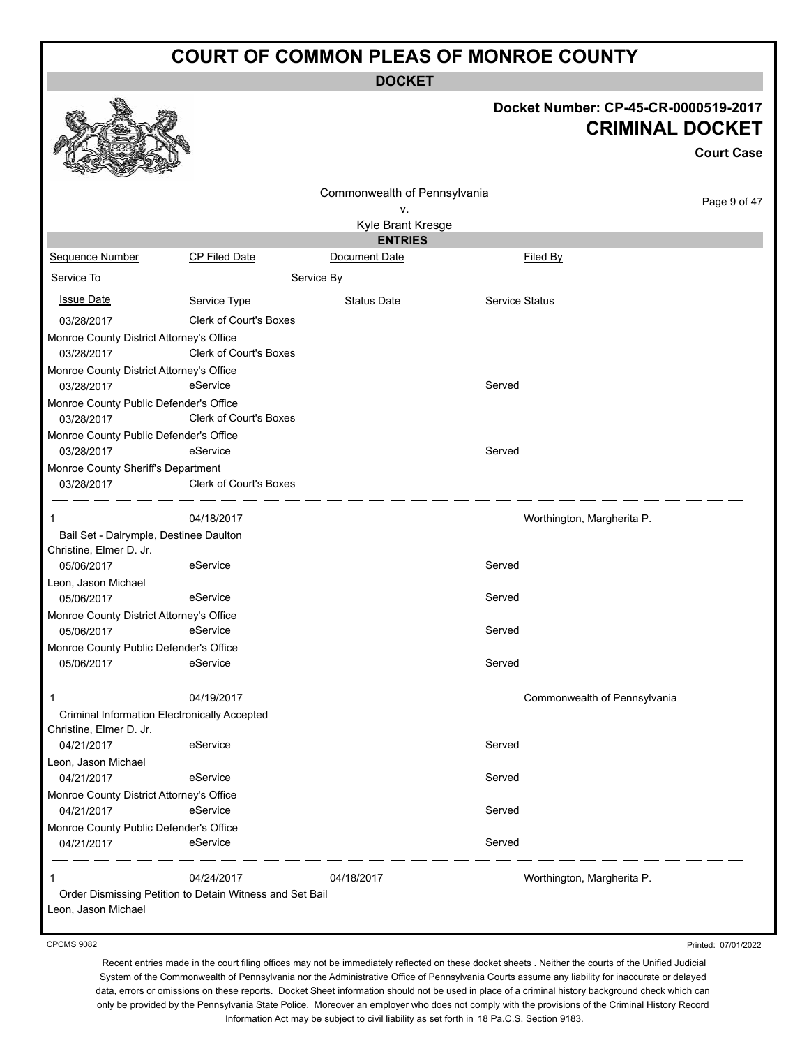# COURT OF COMMON PLEAS OF MONROE COUNTY

## DOCKET

**Docket Number: CP-45-CR-0000519-2017**

**CRIMINAL DOCKET**

**Court Case**

Commonwealth of Pennsylvania
v.
Kyle Brant Kresge

### ENTRIES

| Sequence Number | CP Filed Date | Document Date | Filed By |
|---|---|---|---|
| Service To | | Service By | |
| Issue Date | Service Type | Status Date | Service Status |

| | | | |
|---|---|---|---|
| 03/28/2017 | Clerk of Court's Boxes | | |
| Monroe County District Attorney's Office | | | |
| 03/28/2017 | Clerk of Court's Boxes | | |
| Monroe County District Attorney's Office | | | |
| 03/28/2017 | eService | | Served |
| Monroe County Public Defender's Office | | | |
| 03/28/2017 | Clerk of Court's Boxes | | |
| Monroe County Public Defender's Office | | | |
| 03/28/2017 | eService | | Served |
| Monroe County Sheriff's Department | | | |
| 03/28/2017 | Clerk of Court's Boxes | | |

| | | | |
|---|---|---|---|
| 1 | 04/18/2017 | | Worthington, Margherita P. |
| Bail Set - Dalrymple, Destinee Daulton | | | |
| Christine, Elmer D. Jr. | | | |
| 05/06/2017 | eService | | Served |
| Leon, Jason Michael | | | |
| 05/06/2017 | eService | | Served |
| Monroe County District Attorney's Office | | | |
| 05/06/2017 | eService | | Served |
| Monroe County Public Defender's Office | | | |
| 05/06/2017 | eService | | Served |

| | | | |
|---|---|---|---|
| 1 | 04/19/2017 | | Commonwealth of Pennsylvania |
| Criminal Information Electronically Accepted | | | |
| Christine, Elmer D. Jr. | | | |
| 04/21/2017 | eService | | Served |
| Leon, Jason Michael | | | |
| 04/21/2017 | eService | | Served |
| Monroe County District Attorney's Office | | | |
| 04/21/2017 | eService | | Served |
| Monroe County Public Defender's Office | | | |
| 04/21/2017 | eService | | Served |

| | | | |
|---|---|---|---|
| 1 | 04/24/2017 | 04/18/2017 | Worthington, Margherita P. |
| Order Dismissing Petition to Detain Witness and Set Bail | | | |
| Leon, Jason Michael | | | |

CPCMS 9082

Printed: 07/01/2022

Recent entries made in the court filing offices may not be immediately reflected on these docket sheets . Neither the courts of the Unified Judicial System of the Commonwealth of Pennsylvania nor the Administrative Office of Pennsylvania Courts assume any liability for inaccurate or delayed data, errors or omissions on these reports. Docket Sheet information should not be used in place of a criminal history background check which can only be provided by the Pennsylvania State Police. Moreover an employer who does not comply with the provisions of the Criminal History Record Information Act may be subject to civil liability as set forth in 18 Pa.C.S. Section 9183.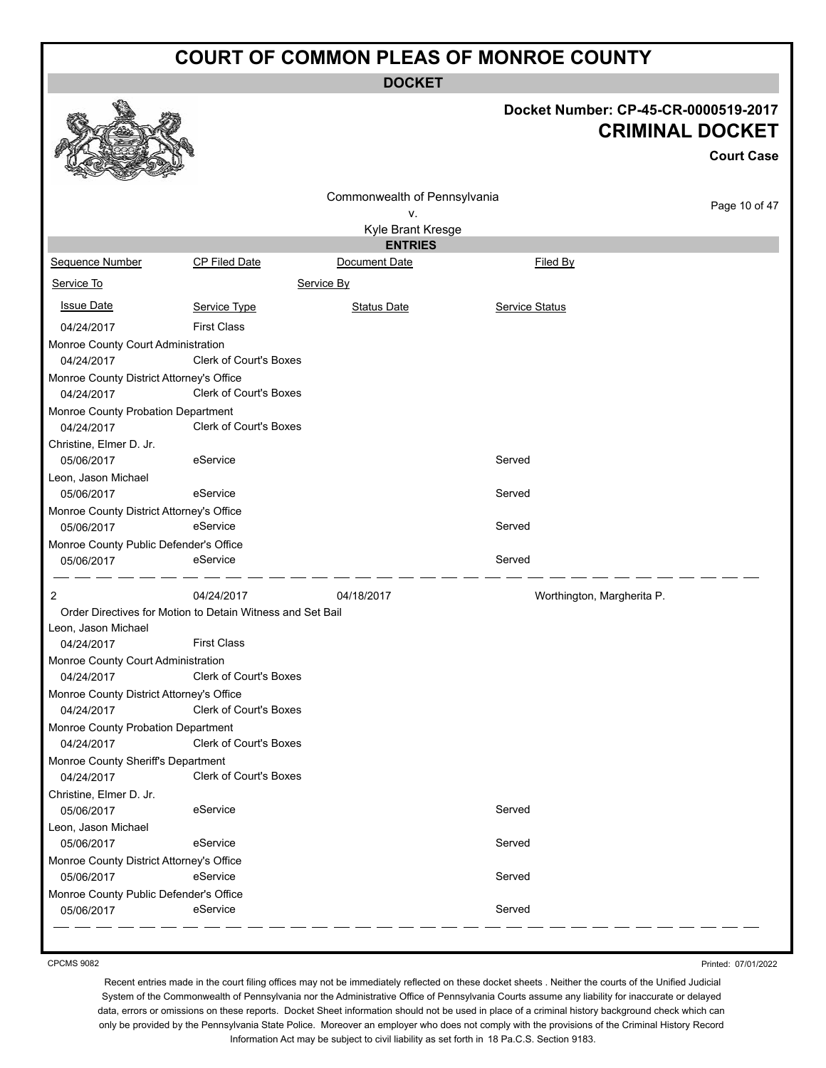# COURT OF COMMON PLEAS OF MONROE COUNTY

**DOCKET**

**Docket Number: CP-45-CR-0000519-2017**

**CRIMINAL DOCKET**

**Court Case**

Commonwealth of Pennsylvania
v.
Kyle Brant Kresge

**ENTRIES**

| Sequence Number | CP Filed Date | Document Date | Filed By |
|---|---|---|---|
| Service To | | Service By | |
| Issue Date | Service Type | Status Date | Service Status |
| 04/24/2017 | First Class | | |
| Monroe County Court Administration | | | |
| 04/24/2017 | Clerk of Court's Boxes | | |
| Monroe County District Attorney's Office | | | |
| 04/24/2017 | Clerk of Court's Boxes | | |
| Monroe County Probation Department | | | |
| 04/24/2017 | Clerk of Court's Boxes | | |
| Christine, Elmer D. Jr. | | | |
| 05/06/2017 | eService | | Served |
| Leon, Jason Michael | | | |
| 05/06/2017 | eService | | Served |
| Monroe County District Attorney's Office | | | |
| 05/06/2017 | eService | | Served |
| Monroe County Public Defender's Office | | | |
| 05/06/2017 | eService | | Served |
| 2 | 04/24/2017 | 04/18/2017 | Worthington, Margherita P. |
| Order Directives for Motion to Detain Witness and Set Bail | | | |
| Leon, Jason Michael | | | |
| 04/24/2017 | First Class | | |
| Monroe County Court Administration | | | |
| 04/24/2017 | Clerk of Court's Boxes | | |
| Monroe County District Attorney's Office | | | |
| 04/24/2017 | Clerk of Court's Boxes | | |
| Monroe County Probation Department | | | |
| 04/24/2017 | Clerk of Court's Boxes | | |
| Monroe County Sheriff's Department | | | |
| 04/24/2017 | Clerk of Court's Boxes | | |
| Christine, Elmer D. Jr. | | | |
| 05/06/2017 | eService | | Served |
| Leon, Jason Michael | | | |
| 05/06/2017 | eService | | Served |
| Monroe County District Attorney's Office | | | |
| 05/06/2017 | eService | | Served |
| Monroe County Public Defender's Office | | | |
| 05/06/2017 | eService | | Served |

CPCMS 9082

Printed: 07/01/2022

Recent entries made in the court filing offices may not be immediately reflected on these docket sheets . Neither the courts of the Unified Judicial System of the Commonwealth of Pennsylvania nor the Administrative Office of Pennsylvania Courts assume any liability for inaccurate or delayed data, errors or omissions on these reports. Docket Sheet information should not be used in place of a criminal history background check which can only be provided by the Pennsylvania State Police. Moreover an employer who does not comply with the provisions of the Criminal History Record Information Act may be subject to civil liability as set forth in 18 Pa.C.S. Section 9183.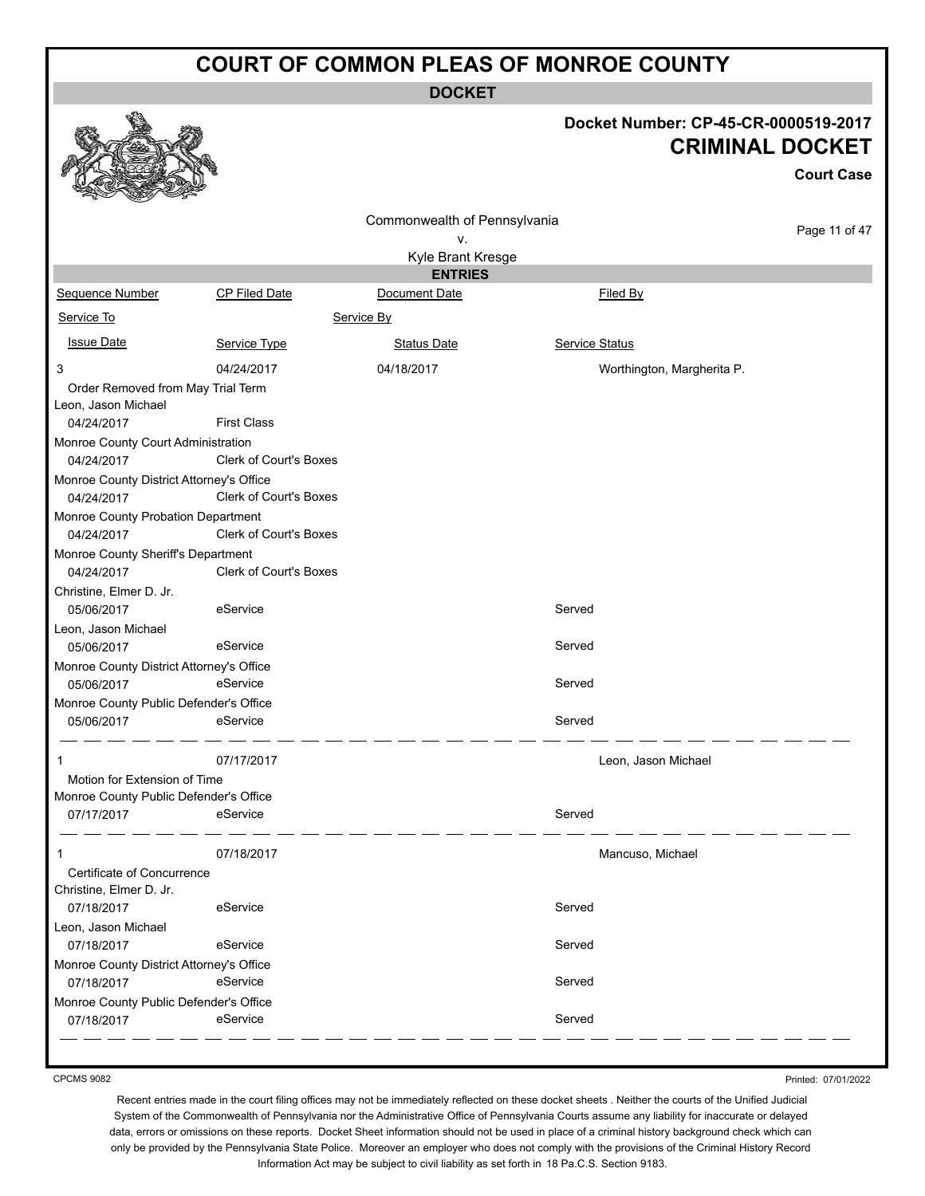# COURT OF COMMON PLEAS OF MONROE COUNTY

**DOCKET**

**Docket Number: CP-45-CR-0000519-2017**

**CRIMINAL DOCKET**

**Court Case**

Commonwealth of Pennsylvania
v.
Kyle Brant Kresge

**ENTRIES**

| Sequence Number | CP Filed Date | Document Date | Filed By |
|---|---|---|---|
| Service To | | Service By | |
| Issue Date | Service Type | Status Date | Service Status |
| 3 | 04/24/2017 | 04/18/2017 | Worthington, Margherita P. |
| Order Removed from May Trial Term | | | |
| Leon, Jason Michael | | | |
| 04/24/2017 | First Class | | |
| Monroe County Court Administration | | | |
| 04/24/2017 | Clerk of Court's Boxes | | |
| Monroe County District Attorney's Office | | | |
| 04/24/2017 | Clerk of Court's Boxes | | |
| Monroe County Probation Department | | | |
| 04/24/2017 | Clerk of Court's Boxes | | |
| Monroe County Sheriff's Department | | | |
| 04/24/2017 | Clerk of Court's Boxes | | |
| Christine, Elmer D. Jr. | | | |
| 05/06/2017 | eService | | Served |
| Leon, Jason Michael | | | |
| 05/06/2017 | eService | | Served |
| Monroe County District Attorney's Office | | | |
| 05/06/2017 | eService | | Served |
| Monroe County Public Defender's Office | | | |
| 05/06/2017 | eService | | Served |
| 1 | 07/17/2017 | | Leon, Jason Michael |
| Motion for Extension of Time | | | |
| Monroe County Public Defender's Office | | | |
| 07/17/2017 | eService | | Served |
| 1 | 07/18/2017 | | Mancuso, Michael |
| Certificate of Concurrence | | | |
| Christine, Elmer D. Jr. | | | |
| 07/18/2017 | eService | | Served |
| Leon, Jason Michael | | | |
| 07/18/2017 | eService | | Served |
| Monroe County District Attorney's Office | | | |
| 07/18/2017 | eService | | Served |
| Monroe County Public Defender's Office | | | |
| 07/18/2017 | eService | | Served |

CPCMS 9082

Printed: 07/01/2022

Recent entries made in the court filing offices may not be immediately reflected on these docket sheets . Neither the courts of the Unified Judicial System of the Commonwealth of Pennsylvania nor the Administrative Office of Pennsylvania Courts assume any liability for inaccurate or delayed data, errors or omissions on these reports. Docket Sheet information should not be used in place of a criminal history background check which can only be provided by the Pennsylvania State Police. Moreover an employer who does not comply with the provisions of the Criminal History Record Information Act may be subject to civil liability as set forth in 18 Pa.C.S. Section 9183.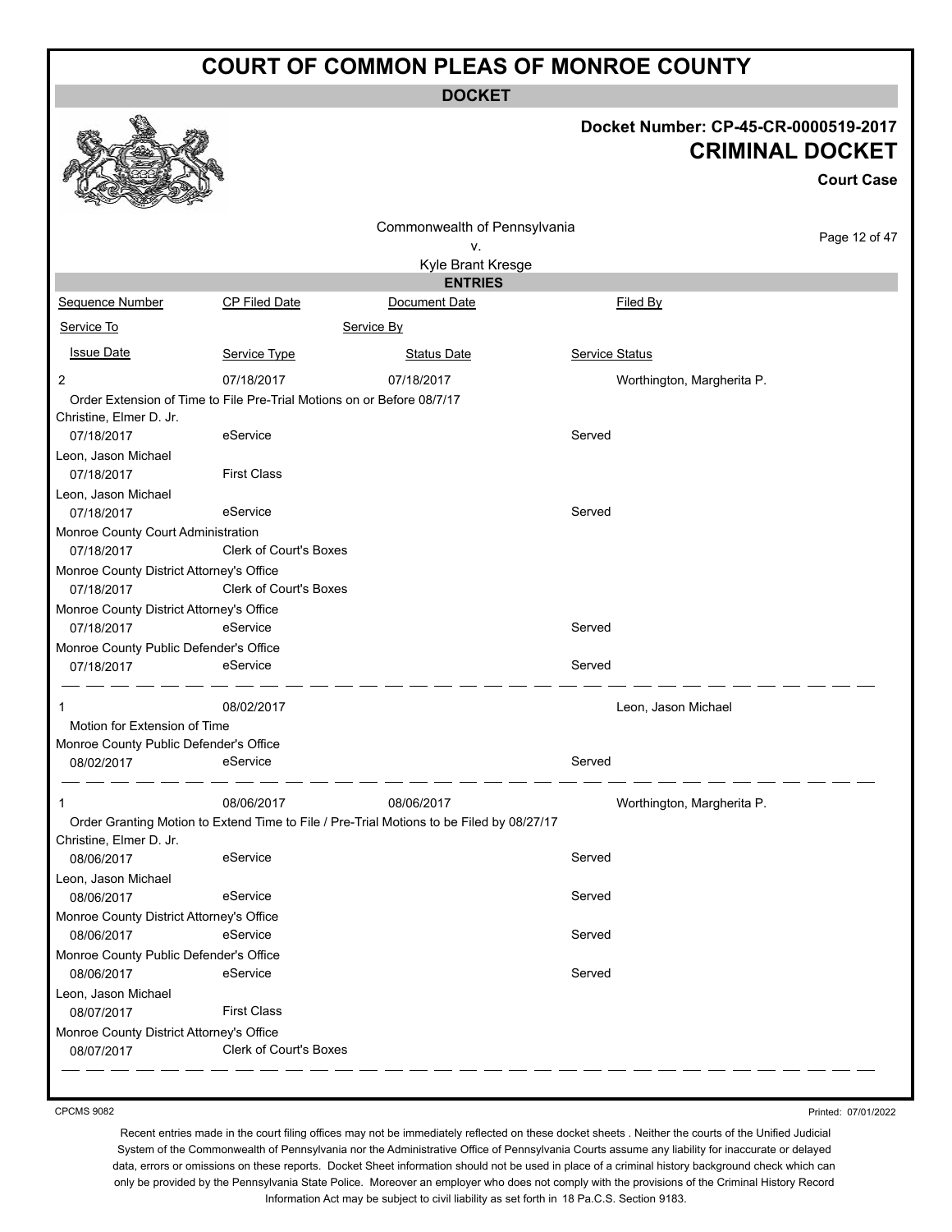# COURT OF COMMON PLEAS OF MONROE COUNTY

**DOCKET**

**Docket Number: CP-45-CR-0000519-2017**

**CRIMINAL DOCKET**

**Court Case**

Commonwealth of Pennsylvania
v.
Kyle Brant Kresge

**ENTRIES**

| Sequence Number | CP Filed Date | Document Date | Filed By |
|---|---|---|---|
| Service To | | Service By | |
| Issue Date | Service Type | Status Date | Service Status |
| 2 | 07/18/2017 | 07/18/2017 | Worthington, Margherita P. |
| Order Extension of Time to File Pre-Trial Motions on or Before 08/7/17 | | | |
| Christine, Elmer D. Jr. | | | |
| 07/18/2017 | eService | | Served |
| Leon, Jason Michael | | | |
| 07/18/2017 | First Class | | |
| Leon, Jason Michael | | | |
| 07/18/2017 | eService | | Served |
| Monroe County Court Administration | | | |
| 07/18/2017 | Clerk of Court's Boxes | | |
| Monroe County District Attorney's Office | | | |
| 07/18/2017 | Clerk of Court's Boxes | | |
| Monroe County District Attorney's Office | | | |
| 07/18/2017 | eService | | Served |
| Monroe County Public Defender's Office | | | |
| 07/18/2017 | eService | | Served |
| 1 | 08/02/2017 | | Leon, Jason Michael |
| Motion for Extension of Time | | | |
| Monroe County Public Defender's Office | | | |
| 08/02/2017 | eService | | Served |
| 1 | 08/06/2017 | 08/06/2017 | Worthington, Margherita P. |
| Order Granting Motion to Extend Time to File / Pre-Trial Motions to be Filed by 08/27/17 | | | |
| Christine, Elmer D. Jr. | | | |
| 08/06/2017 | eService | | Served |
| Leon, Jason Michael | | | |
| 08/06/2017 | eService | | Served |
| Monroe County District Attorney's Office | | | |
| 08/06/2017 | eService | | Served |
| Monroe County Public Defender's Office | | | |
| 08/06/2017 | eService | | Served |
| Leon, Jason Michael | | | |
| 08/07/2017 | First Class | | |
| Monroe County District Attorney's Office | | | |
| 08/07/2017 | Clerk of Court's Boxes | | |

CPCMS 9082

Printed: 07/01/2022

Recent entries made in the court filing offices may not be immediately reflected on these docket sheets . Neither the courts of the Unified Judicial System of the Commonwealth of Pennsylvania nor the Administrative Office of Pennsylvania Courts assume any liability for inaccurate or delayed data, errors or omissions on these reports. Docket Sheet information should not be used in place of a criminal history background check which can only be provided by the Pennsylvania State Police. Moreover an employer who does not comply with the provisions of the Criminal History Record Information Act may be subject to civil liability as set forth in 18 Pa.C.S. Section 9183.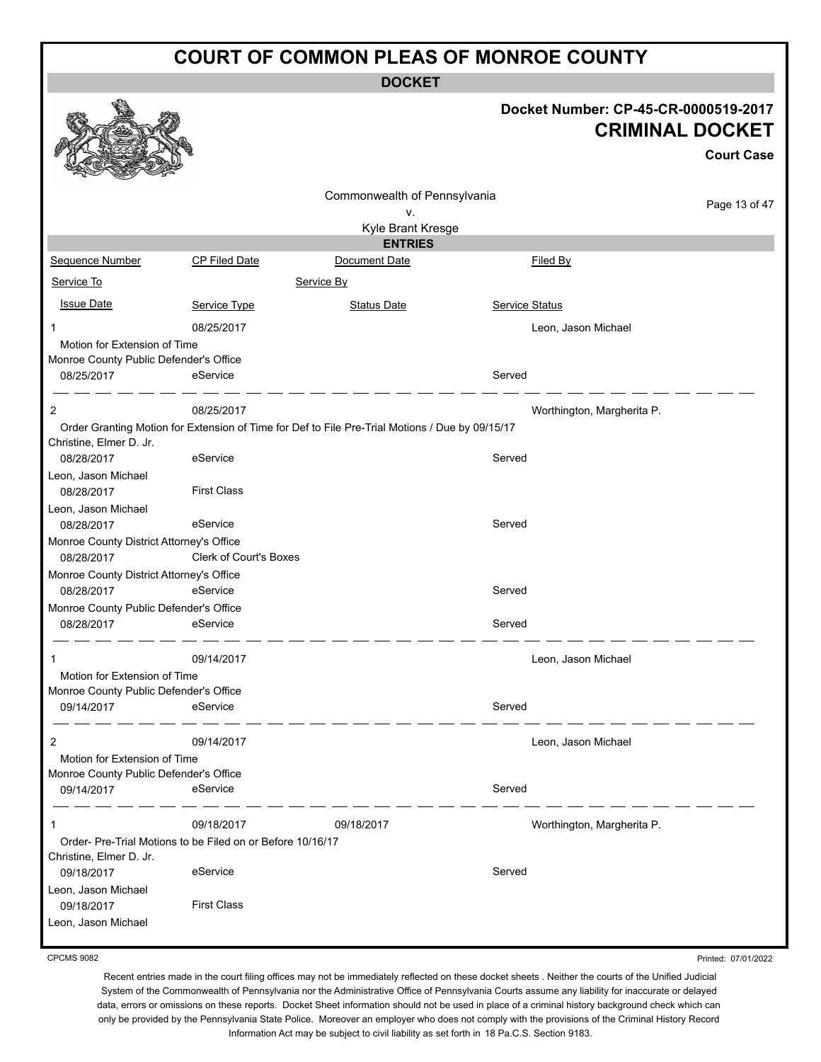# COURT OF COMMON PLEAS OF MONROE COUNTY

**DOCKET**

**Docket Number: CP-45-CR-0000519-2017**

**CRIMINAL DOCKET**

**Court Case**

Commonwealth of Pennsylvania
v.
Kyle Brant Kresge

**ENTRIES**

| Sequence Number | CP Filed Date | Document Date | Filed By |
|---|---|---|---|
| Service To | | Service By | |
| Issue Date | Service Type | Status Date | Service Status |
| 1 | 08/25/2017 | | Leon, Jason Michael |
| Motion for Extension of Time | | | |
| Monroe County Public Defender's Office | | | |
| 08/25/2017 | eService | | Served |
| 2 | 08/25/2017 | | Worthington, Margherita P. |
| Order Granting Motion for Extension of Time for Def to File Pre-Trial Motions / Due by 09/15/17 | | | |
| Christine, Elmer D. Jr. | | | |
| 08/28/2017 | eService | | Served |
| Leon, Jason Michael | | | |
| 08/28/2017 | First Class | | |
| Leon, Jason Michael | | | |
| 08/28/2017 | eService | | Served |
| Monroe County District Attorney's Office | | | |
| 08/28/2017 | Clerk of Court's Boxes | | |
| Monroe County District Attorney's Office | | | |
| 08/28/2017 | eService | | Served |
| Monroe County Public Defender's Office | | | |
| 08/28/2017 | eService | | Served |
| 1 | 09/14/2017 | | Leon, Jason Michael |
| Motion for Extension of Time | | | |
| Monroe County Public Defender's Office | | | |
| 09/14/2017 | eService | | Served |
| 2 | 09/14/2017 | | Leon, Jason Michael |
| Motion for Extension of Time | | | |
| Monroe County Public Defender's Office | | | |
| 09/14/2017 | eService | | Served |
| 1 | 09/18/2017 | 09/18/2017 | Worthington, Margherita P. |
| Order- Pre-Trial Motions to be Filed on or Before 10/16/17 | | | |
| Christine, Elmer D. Jr. | | | |
| 09/18/2017 | eService | | Served |
| Leon, Jason Michael | | | |
| 09/18/2017 | First Class | | |
| Leon, Jason Michael | | | |

CPCMS 9082

Printed: 07/01/2022

Recent entries made in the court filing offices may not be immediately reflected on these docket sheets . Neither the courts of the Unified Judicial System of the Commonwealth of Pennsylvania nor the Administrative Office of Pennsylvania Courts assume any liability for inaccurate or delayed data, errors or omissions on these reports. Docket Sheet information should not be used in place of a criminal history background check which can only be provided by the Pennsylvania State Police. Moreover an employer who does not comply with the provisions of the Criminal History Record Information Act may be subject to civil liability as set forth in 18 Pa.C.S. Section 9183.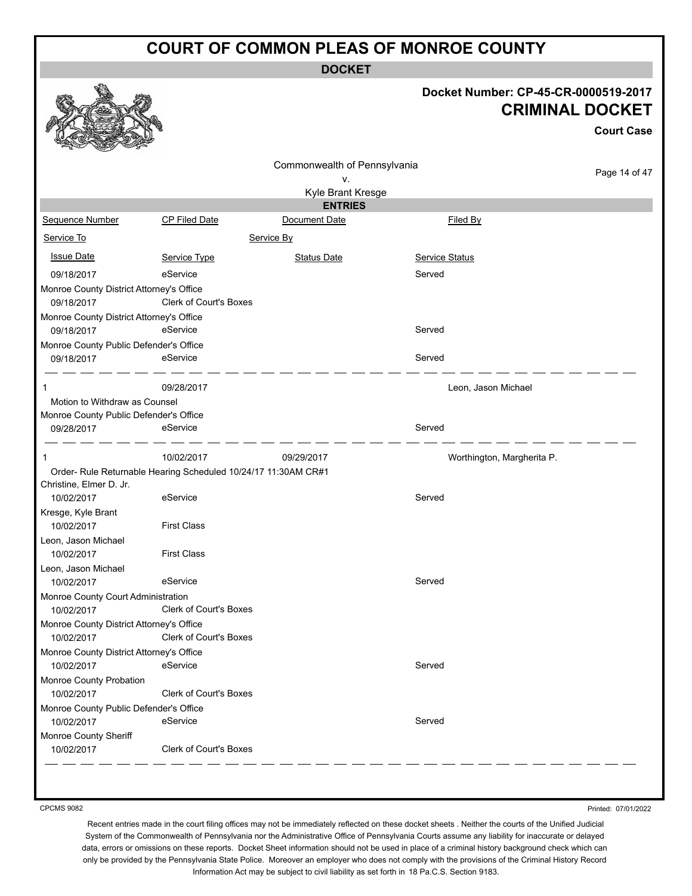# COURT OF COMMON PLEAS OF MONROE COUNTY

**DOCKET**

**Docket Number: CP-45-CR-0000519-2017**

**CRIMINAL DOCKET**

**Court Case**

Commonwealth of Pennsylvania
v.
Kyle Brant Kresge

**ENTRIES**

| Sequence Number | CP Filed Date | Document Date | Filed By |
|---|---|---|---|
| Service To | | Service By | |
| Issue Date | Service Type | Status Date | Service Status |
| 09/18/2017 | eService | | Served |
| Monroe County District Attorney's Office | | | |
| 09/18/2017 | Clerk of Court's Boxes | | |
| Monroe County District Attorney's Office | | | |
| 09/18/2017 | eService | | Served |
| Monroe County Public Defender's Office | | | |
| 09/18/2017 | eService | | Served |
| 1 | 09/28/2017 | | Leon, Jason Michael |
| Motion to Withdraw as Counsel | | | |
| Monroe County Public Defender's Office | | | |
| 09/28/2017 | eService | | Served |
| 1 | 10/02/2017 | 09/29/2017 | Worthington, Margherita P. |
| Order- Rule Returnable Hearing Scheduled 10/24/17 11:30AM CR#1 | | | |
| Christine, Elmer D. Jr. | | | |
| 10/02/2017 | eService | | Served |
| Kresge, Kyle Brant | | | |
| 10/02/2017 | First Class | | |
| Leon, Jason Michael | | | |
| 10/02/2017 | First Class | | |
| Leon, Jason Michael | | | |
| 10/02/2017 | eService | | Served |
| Monroe County Court Administration | | | |
| 10/02/2017 | Clerk of Court's Boxes | | |
| Monroe County District Attorney's Office | | | |
| 10/02/2017 | Clerk of Court's Boxes | | |
| Monroe County District Attorney's Office | | | |
| 10/02/2017 | eService | | Served |
| Monroe County Probation | | | |
| 10/02/2017 | Clerk of Court's Boxes | | |
| Monroe County Public Defender's Office | | | |
| 10/02/2017 | eService | | Served |
| Monroe County Sheriff | | | |
| 10/02/2017 | Clerk of Court's Boxes | | |

CPCMS 9082

Printed: 07/01/2022

Recent entries made in the court filing offices may not be immediately reflected on these docket sheets . Neither the courts of the Unified Judicial System of the Commonwealth of Pennsylvania nor the Administrative Office of Pennsylvania Courts assume any liability for inaccurate or delayed data, errors or omissions on these reports. Docket Sheet information should not be used in place of a criminal history background check which can only be provided by the Pennsylvania State Police. Moreover an employer who does not comply with the provisions of the Criminal History Record Information Act may be subject to civil liability as set forth in 18 Pa.C.S. Section 9183.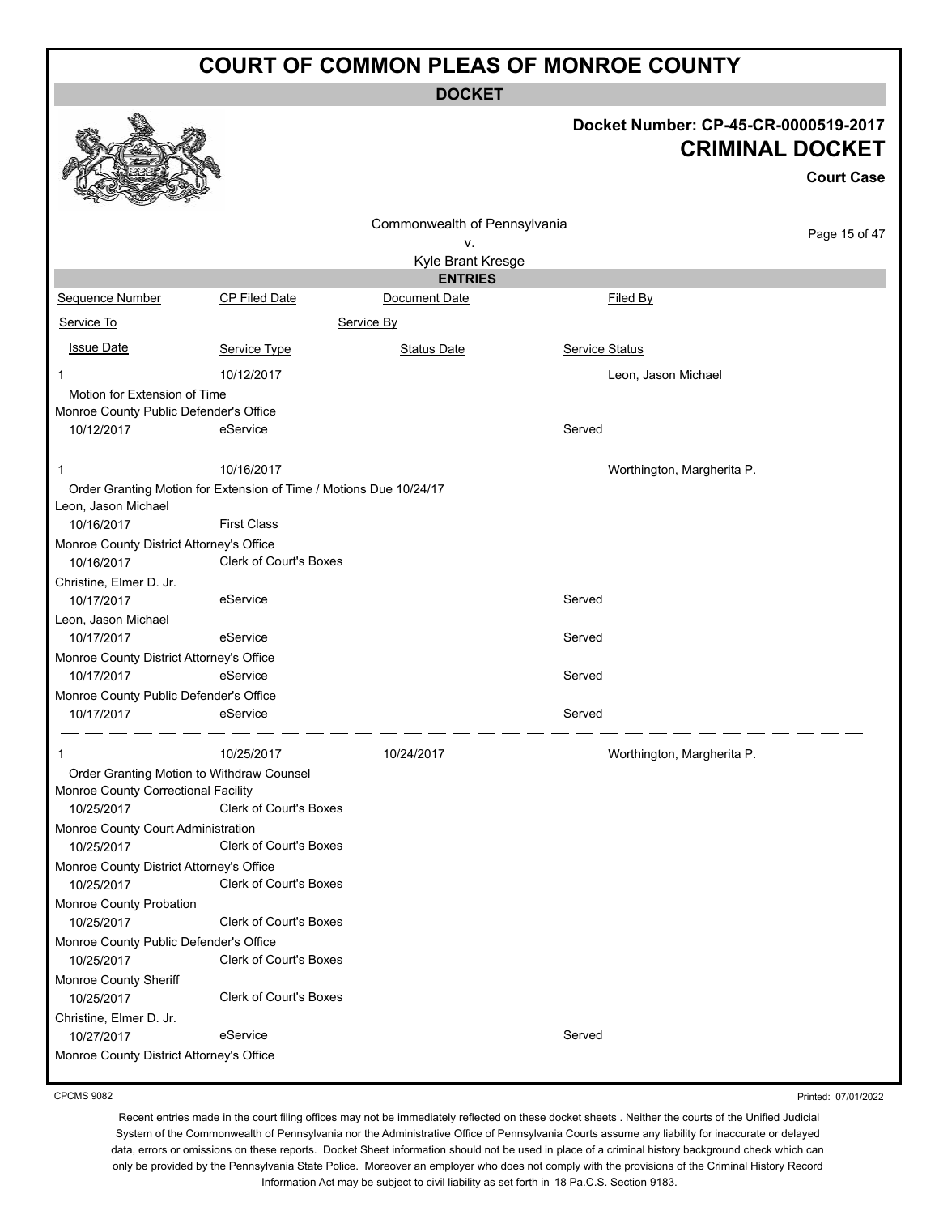# COURT OF COMMON PLEAS OF MONROE COUNTY

## DOCKET

**Docket Number: CP-45-CR-0000519-2017**

**CRIMINAL DOCKET**

**Court Case**

Commonwealth of Pennsylvania
v.
Kyle Brant Kresge

### ENTRIES

| Sequence Number | CP Filed Date | Document Date | Filed By |
|---|---|---|---|
| Service To | | Service By | |
| Issue Date | Service Type | Status Date | Service Status |

---

**1** | 10/12/2017 | | Leon, Jason Michael

Motion for Extension of Time

| Service To | Issue Date | Service Type | Status Date | Service Status |
|---|---|---|---|---|
| Monroe County Public Defender's Office | 10/12/2017 | eService | | Served |

---

**1** | 10/16/2017 | | Worthington, Margherita P.

Order Granting Motion for Extension of Time / Motions Due 10/24/17

| Service To | Issue Date | Service Type | Status Date | Service Status |
|---|---|---|---|---|
| Leon, Jason Michael | 10/16/2017 | First Class | | |
| Monroe County District Attorney's Office | 10/16/2017 | Clerk of Court's Boxes | | |
| Christine, Elmer D. Jr. | 10/17/2017 | eService | | Served |
| Leon, Jason Michael | 10/17/2017 | eService | | Served |
| Monroe County District Attorney's Office | 10/17/2017 | eService | | Served |
| Monroe County Public Defender's Office | 10/17/2017 | eService | | Served |

---

**1** | 10/25/2017 | 10/24/2017 | Worthington, Margherita P.

Order Granting Motion to Withdraw Counsel

| Service To | Issue Date | Service Type | Status Date | Service Status |
|---|---|---|---|---|
| Monroe County Correctional Facility | 10/25/2017 | Clerk of Court's Boxes | | |
| Monroe County Court Administration | 10/25/2017 | Clerk of Court's Boxes | | |
| Monroe County District Attorney's Office | 10/25/2017 | Clerk of Court's Boxes | | |
| Monroe County Probation | 10/25/2017 | Clerk of Court's Boxes | | |
| Monroe County Public Defender's Office | 10/25/2017 | Clerk of Court's Boxes | | |
| Monroe County Sheriff | 10/25/2017 | Clerk of Court's Boxes | | |
| Christine, Elmer D. Jr. | 10/27/2017 | eService | | Served |
| Monroe County District Attorney's Office | | | | |

CPCMS 9082

Printed: 07/01/2022

Recent entries made in the court filing offices may not be immediately reflected on these docket sheets . Neither the courts of the Unified Judicial System of the Commonwealth of Pennsylvania nor the Administrative Office of Pennsylvania Courts assume any liability for inaccurate or delayed data, errors or omissions on these reports. Docket Sheet information should not be used in place of a criminal history background check which can only be provided by the Pennsylvania State Police. Moreover an employer who does not comply with the provisions of the Criminal History Record Information Act may be subject to civil liability as set forth in 18 Pa.C.S. Section 9183.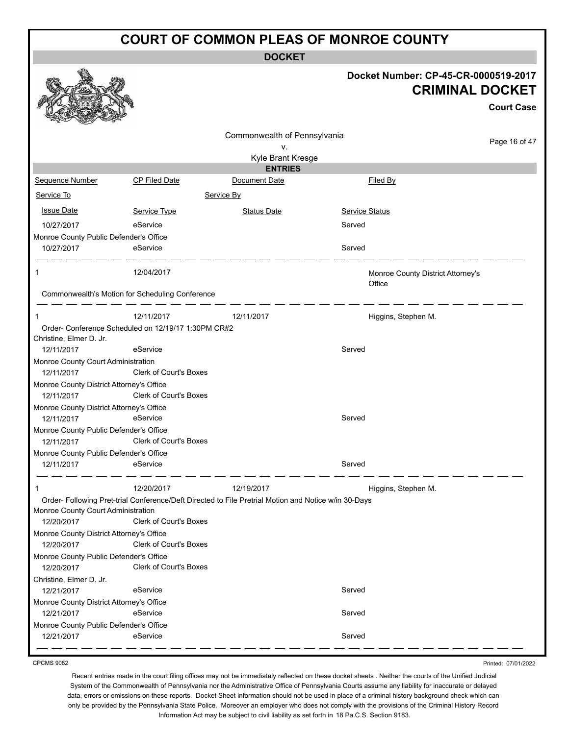# COURT OF COMMON PLEAS OF MONROE COUNTY

**DOCKET**

**Docket Number: CP-45-CR-0000519-2017**
**CRIMINAL DOCKET**
**Court Case**

Commonwealth of Pennsylvania
v.
Kyle Brant Kresge

**ENTRIES**

| Sequence Number | CP Filed Date | Document Date | Filed By |
|---|---|---|---|
| Service To | | Service By | |
| Issue Date | Service Type | Status Date | Service Status |
| 10/27/2017 | eService | | Served |
| Monroe County Public Defender's Office | | | |
| 10/27/2017 | eService | | Served |
| 1 | 12/04/2017 | | Monroe County District Attorney's Office |
| Commonwealth's Motion for Scheduling Conference | | | |
| 1 | 12/11/2017 | 12/11/2017 | Higgins, Stephen M. |
| Order- Conference Scheduled on 12/19/17 1:30PM CR#2 | | | |
| Christine, Elmer D. Jr. | | | |
| 12/11/2017 | eService | | Served |
| Monroe County Court Administration | | | |
| 12/11/2017 | Clerk of Court's Boxes | | |
| Monroe County District Attorney's Office | | | |
| 12/11/2017 | Clerk of Court's Boxes | | |
| Monroe County District Attorney's Office | | | |
| 12/11/2017 | eService | | Served |
| Monroe County Public Defender's Office | | | |
| 12/11/2017 | Clerk of Court's Boxes | | |
| Monroe County Public Defender's Office | | | |
| 12/11/2017 | eService | | Served |
| 1 | 12/20/2017 | 12/19/2017 | Higgins, Stephen M. |
| Order- Following Pret-trial Conference/Deft Directed to File Pretrial Motion and Notice w/in 30-Days | | | |
| Monroe County Court Administration | | | |
| 12/20/2017 | Clerk of Court's Boxes | | |
| Monroe County District Attorney's Office | | | |
| 12/20/2017 | Clerk of Court's Boxes | | |
| Monroe County Public Defender's Office | | | |
| 12/20/2017 | Clerk of Court's Boxes | | |
| Christine, Elmer D. Jr. | | | |
| 12/21/2017 | eService | | Served |
| Monroe County District Attorney's Office | | | |
| 12/21/2017 | eService | | Served |
| Monroe County Public Defender's Office | | | |
| 12/21/2017 | eService | | Served |

CPCMS 9082

Printed: 07/01/2022

Recent entries made in the court filing offices may not be immediately reflected on these docket sheets . Neither the courts of the Unified Judicial System of the Commonwealth of Pennsylvania nor the Administrative Office of Pennsylvania Courts assume any liability for inaccurate or delayed data, errors or omissions on these reports. Docket Sheet information should not be used in place of a criminal history background check which can only be provided by the Pennsylvania State Police. Moreover an employer who does not comply with the provisions of the Criminal History Record Information Act may be subject to civil liability as set forth in 18 Pa.C.S. Section 9183.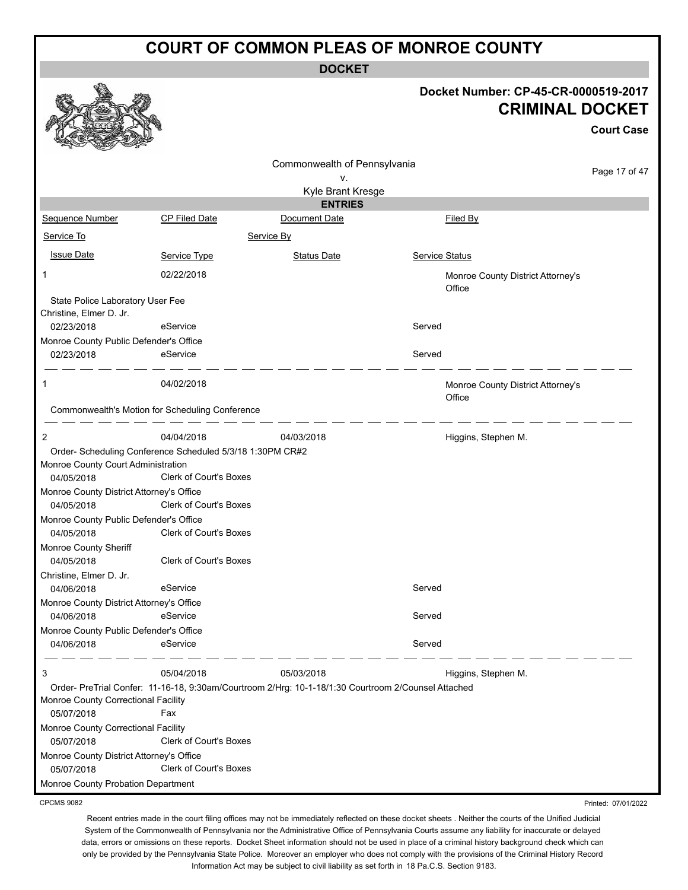# COURT OF COMMON PLEAS OF MONROE COUNTY

**DOCKET**

**Docket Number: CP-45-CR-0000519-2017**
**CRIMINAL DOCKET**
**Court Case**

Commonwealth of Pennsylvania
v.
Kyle Brant Kresge

**ENTRIES**

| Sequence Number | CP Filed Date | Document Date | Filed By |
|---|---|---|---|
| Service To | | Service By | |
| Issue Date | Service Type | Status Date | Service Status |

---

**1** | 02/22/2018 | | Monroe County District Attorney's Office

State Police Laboratory User Fee

| Service To | Issue Date | Service Type | Service Status |
|---|---|---|---|
| Christine, Elmer D. Jr. | 02/23/2018 | eService | Served |
| Monroe County Public Defender's Office | 02/23/2018 | eService | Served |

---

**1** | 04/02/2018 | | Monroe County District Attorney's Office

Commonwealth's Motion for Scheduling Conference

---

**2** | 04/04/2018 | 04/03/2018 | Higgins, Stephen M.

Order- Scheduling Conference Scheduled 5/3/18 1:30PM CR#2

| Service To | Issue Date | Service Type | Service Status |
|---|---|---|---|
| Monroe County Court Administration | 04/05/2018 | Clerk of Court's Boxes | |
| Monroe County District Attorney's Office | 04/05/2018 | Clerk of Court's Boxes | |
| Monroe County Public Defender's Office | 04/05/2018 | Clerk of Court's Boxes | |
| Monroe County Sheriff | 04/05/2018 | Clerk of Court's Boxes | |
| Christine, Elmer D. Jr. | 04/06/2018 | eService | Served |
| Monroe County District Attorney's Office | 04/06/2018 | eService | Served |
| Monroe County Public Defender's Office | 04/06/2018 | eService | Served |

---

**3** | 05/04/2018 | 05/03/2018 | Higgins, Stephen M.

Order- PreTrial Confer: 11-16-18, 9:30am/Courtroom 2/Hrg: 10-1-18/1:30 Courtroom 2/Counsel Attached

| Service To | Issue Date | Service Type | Service Status |
|---|---|---|---|
| Monroe County Correctional Facility | 05/07/2018 | Fax | |
| Monroe County Correctional Facility | 05/07/2018 | Clerk of Court's Boxes | |
| Monroe County District Attorney's Office | 05/07/2018 | Clerk of Court's Boxes | |
| Monroe County Probation Department | | | |

CPCMS 9082

Printed: 07/01/2022

Recent entries made in the court filing offices may not be immediately reflected on these docket sheets . Neither the courts of the Unified Judicial System of the Commonwealth of Pennsylvania nor the Administrative Office of Pennsylvania Courts assume any liability for inaccurate or delayed data, errors or omissions on these reports. Docket Sheet information should not be used in place of a criminal history background check which can only be provided by the Pennsylvania State Police. Moreover an employer who does not comply with the provisions of the Criminal History Record Information Act may be subject to civil liability as set forth in 18 Pa.C.S. Section 9183.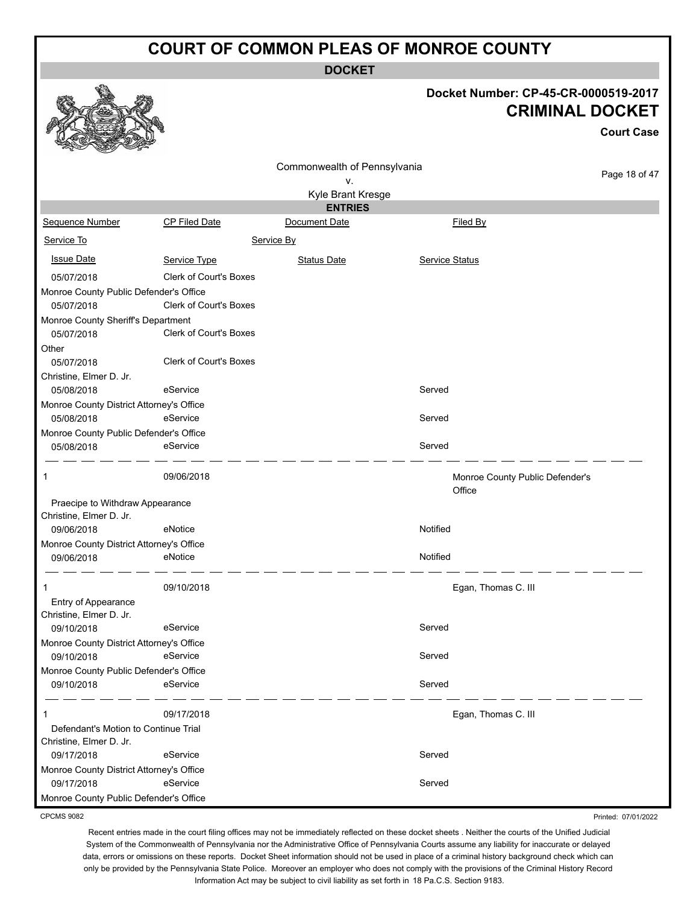# COURT OF COMMON PLEAS OF MONROE COUNTY

**DOCKET**

**Docket Number: CP-45-CR-0000519-2017**

**CRIMINAL DOCKET**

**Court Case**

Commonwealth of Pennsylvania
v.
Kyle Brant Kresge

**ENTRIES**

| Sequence Number | CP Filed Date | Document Date | Filed By |
|---|---|---|---|
| Service To | Service By | | |
| Issue Date | Service Type | Status Date | Service Status |
| 05/07/2018 | Clerk of Court's Boxes | | |
| Monroe County Public Defender's Office | | | |
| 05/07/2018 | Clerk of Court's Boxes | | |
| Monroe County Sheriff's Department | | | |
| 05/07/2018 | Clerk of Court's Boxes | | |
| Other | | | |
| 05/07/2018 | Clerk of Court's Boxes | | |
| Christine, Elmer D. Jr. | | | |
| 05/08/2018 | eService | | Served |
| Monroe County District Attorney's Office | | | |
| 05/08/2018 | eService | | Served |
| Monroe County Public Defender's Office | | | |
| 05/08/2018 | eService | | Served |
| 1 | 09/06/2018 | | Monroe County Public Defender's Office |
| Praecipe to Withdraw Appearance | | | |
| Christine, Elmer D. Jr. | | | |
| 09/06/2018 | eNotice | | Notified |
| Monroe County District Attorney's Office | | | |
| 09/06/2018 | eNotice | | Notified |
| 1 | 09/10/2018 | | Egan, Thomas C. III |
| Entry of Appearance | | | |
| Christine, Elmer D. Jr. | | | |
| 09/10/2018 | eService | | Served |
| Monroe County District Attorney's Office | | | |
| 09/10/2018 | eService | | Served |
| Monroe County Public Defender's Office | | | |
| 09/10/2018 | eService | | Served |
| 1 | 09/17/2018 | | Egan, Thomas C. III |
| Defendant's Motion to Continue Trial | | | |
| Christine, Elmer D. Jr. | | | |
| 09/17/2018 | eService | | Served |
| Monroe County District Attorney's Office | | | |
| 09/17/2018 | eService | | Served |
| Monroe County Public Defender's Office | | | |

CPCMS 9082

Printed: 07/01/2022

Recent entries made in the court filing offices may not be immediately reflected on these docket sheets . Neither the courts of the Unified Judicial System of the Commonwealth of Pennsylvania nor the Administrative Office of Pennsylvania Courts assume any liability for inaccurate or delayed data, errors or omissions on these reports. Docket Sheet information should not be used in place of a criminal history background check which can only be provided by the Pennsylvania State Police. Moreover an employer who does not comply with the provisions of the Criminal History Record Information Act may be subject to civil liability as set forth in 18 Pa.C.S. Section 9183.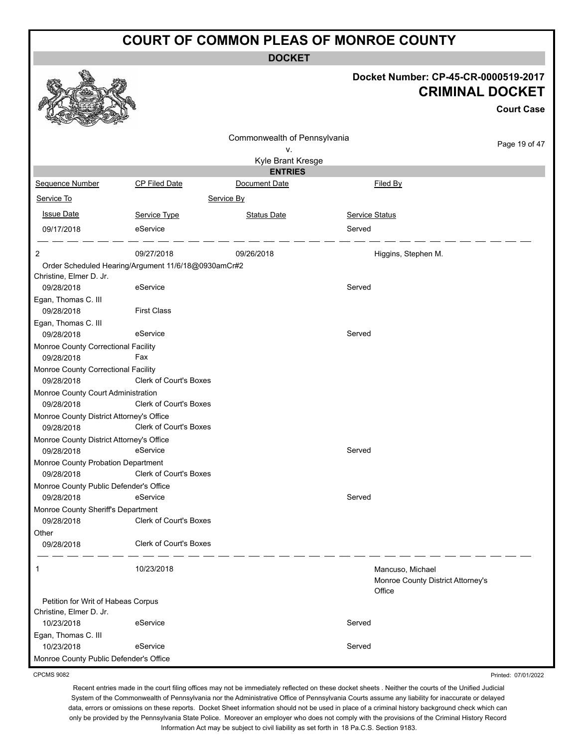# COURT OF COMMON PLEAS OF MONROE COUNTY

**DOCKET**

**Docket Number: CP-45-CR-0000519-2017**

**CRIMINAL DOCKET**

**Court Case**

Commonwealth of Pennsylvania
v.
Kyle Brant Kresge

**ENTRIES**

| Sequence Number | CP Filed Date | Document Date | Filed By |
|---|---|---|---|
| Service To | | Service By | |
| Issue Date | Service Type | Status Date | Service Status |
| 09/17/2018 | eService | | Served |
| 2 | 09/27/2018 | 09/26/2018 | Higgins, Stephen M. |
| Order Scheduled Hearing/Argument 11/6/18@0930amCr#2 | | | |
| Christine, Elmer D. Jr. | | | |
| 09/28/2018 | eService | | Served |
| Egan, Thomas C. III | | | |
| 09/28/2018 | First Class | | |
| Egan, Thomas C. III | | | |
| 09/28/2018 | eService | | Served |
| Monroe County Correctional Facility | | | |
| 09/28/2018 | Fax | | |
| Monroe County Correctional Facility | | | |
| 09/28/2018 | Clerk of Court's Boxes | | |
| Monroe County Court Administration | | | |
| 09/28/2018 | Clerk of Court's Boxes | | |
| Monroe County District Attorney's Office | | | |
| 09/28/2018 | Clerk of Court's Boxes | | |
| Monroe County District Attorney's Office | | | |
| 09/28/2018 | eService | | Served |
| Monroe County Probation Department | | | |
| 09/28/2018 | Clerk of Court's Boxes | | |
| Monroe County Public Defender's Office | | | |
| 09/28/2018 | eService | | Served |
| Monroe County Sheriff's Department | | | |
| 09/28/2018 | Clerk of Court's Boxes | | |
| Other | | | |
| 09/28/2018 | Clerk of Court's Boxes | | |
| 1 | 10/23/2018 | | Mancuso, Michael<br>Monroe County District Attorney's Office |
| Petition for Writ of Habeas Corpus | | | |
| Christine, Elmer D. Jr. | | | |
| 10/23/2018 | eService | | Served |
| Egan, Thomas C. III | | | |
| 10/23/2018 | eService | | Served |
| Monroe County Public Defender's Office | | | |

CPCMS 9082

Printed: 07/01/2022

Recent entries made in the court filing offices may not be immediately reflected on these docket sheets . Neither the courts of the Unified Judicial System of the Commonwealth of Pennsylvania nor the Administrative Office of Pennsylvania Courts assume any liability for inaccurate or delayed data, errors or omissions on these reports. Docket Sheet information should not be used in place of a criminal history background check which can only be provided by the Pennsylvania State Police. Moreover an employer who does not comply with the provisions of the Criminal History Record Information Act may be subject to civil liability as set forth in 18 Pa.C.S. Section 9183.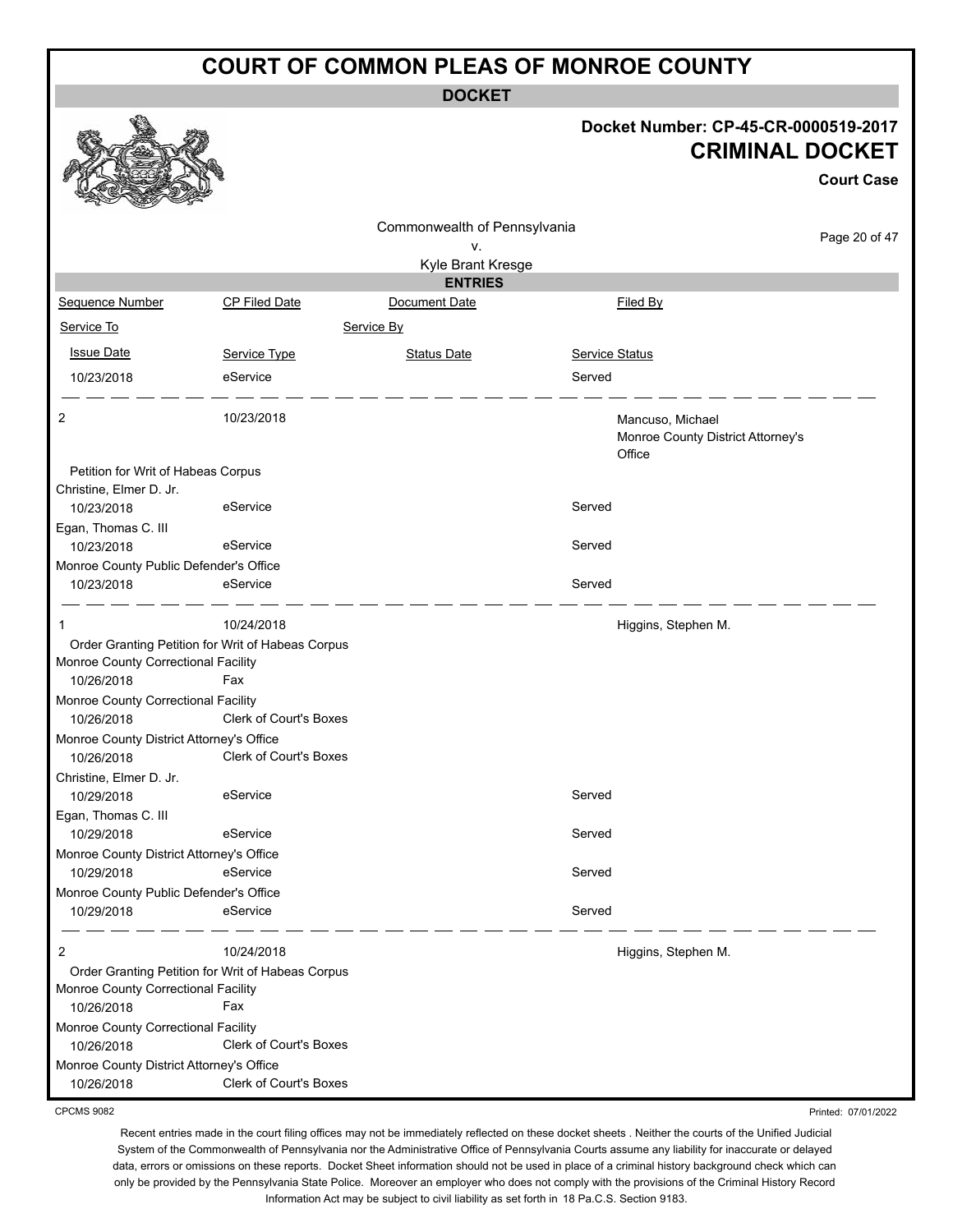# COURT OF COMMON PLEAS OF MONROE COUNTY

## DOCKET

**Docket Number: CP-45-CR-0000519-2017**

**CRIMINAL DOCKET**

**Court Case**

Commonwealth of Pennsylvania
v.
Kyle Brant Kresge

## ENTRIES

| Sequence Number | CP Filed Date | Document Date | Filed By |
|---|---|---|---|
| Service To | | Service By | |
| Issue Date | Service Type | Status Date | Service Status |
| 10/23/2018 | eService | | Served |

| Sequence Number | CP Filed Date | Document Date | Filed By |
|---|---|---|---|
| 2 | 10/23/2018 | | Mancuso, Michael<br>Monroe County District Attorney's Office |
| Petition for Writ of Habeas Corpus | | | |
| Christine, Elmer D. Jr. | | | |
| 10/23/2018 | eService | | Served |
| Egan, Thomas C. III | | | |
| 10/23/2018 | eService | | Served |
| Monroe County Public Defender's Office | | | |
| 10/23/2018 | eService | | Served |

| Sequence Number | CP Filed Date | Document Date | Filed By |
|---|---|---|---|
| 1 | 10/24/2018 | | Higgins, Stephen M. |
| Order Granting Petition for Writ of Habeas Corpus | | | |
| Monroe County Correctional Facility | | | |
| 10/26/2018 | Fax | | |
| Monroe County Correctional Facility | | | |
| 10/26/2018 | Clerk of Court's Boxes | | |
| Monroe County District Attorney's Office | | | |
| 10/26/2018 | Clerk of Court's Boxes | | |
| Christine, Elmer D. Jr. | | | |
| 10/29/2018 | eService | | Served |
| Egan, Thomas C. III | | | |
| 10/29/2018 | eService | | Served |
| Monroe County District Attorney's Office | | | |
| 10/29/2018 | eService | | Served |
| Monroe County Public Defender's Office | | | |
| 10/29/2018 | eService | | Served |

| Sequence Number | CP Filed Date | Document Date | Filed By |
|---|---|---|---|
| 2 | 10/24/2018 | | Higgins, Stephen M. |
| Order Granting Petition for Writ of Habeas Corpus | | | |
| Monroe County Correctional Facility | | | |
| 10/26/2018 | Fax | | |
| Monroe County Correctional Facility | | | |
| 10/26/2018 | Clerk of Court's Boxes | | |
| Monroe County District Attorney's Office | | | |
| 10/26/2018 | Clerk of Court's Boxes | | |

CPCMS 9082

Printed: 07/01/2022

Recent entries made in the court filing offices may not be immediately reflected on these docket sheets . Neither the courts of the Unified Judicial System of the Commonwealth of Pennsylvania nor the Administrative Office of Pennsylvania Courts assume any liability for inaccurate or delayed data, errors or omissions on these reports. Docket Sheet information should not be used in place of a criminal history background check which can only be provided by the Pennsylvania State Police. Moreover an employer who does not comply with the provisions of the Criminal History Record Information Act may be subject to civil liability as set forth in 18 Pa.C.S. Section 9183.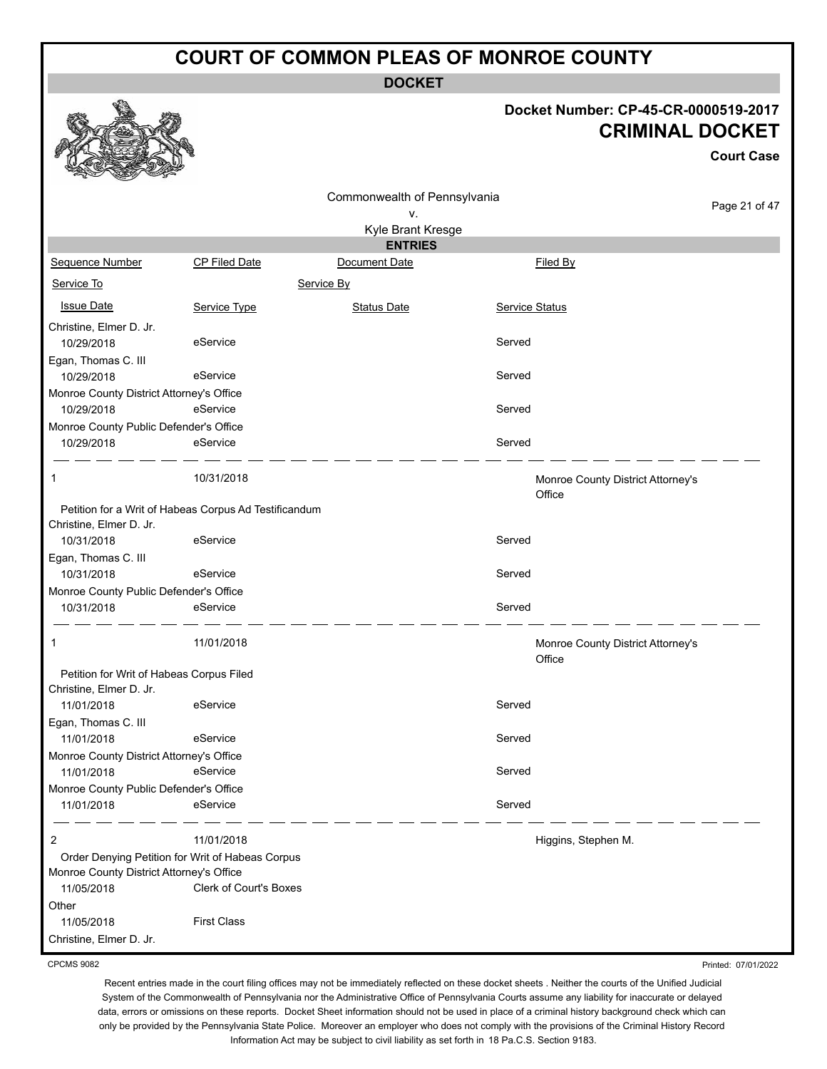# COURT OF COMMON PLEAS OF MONROE COUNTY

**DOCKET**

**Docket Number: CP-45-CR-0000519-2017**

**CRIMINAL DOCKET**

**Court Case**

Commonwealth of Pennsylvania
v.
Kyle Brant Kresge

**ENTRIES**

| Sequence Number | CP Filed Date | Document Date | Filed By |
|---|---|---|---|
| Service To | | Service By | |
| Issue Date | Service Type | Status Date | Service Status |

| | | | |
|---|---|---|---|
| Christine, Elmer D. Jr. | | | |
| 10/29/2018 | eService | | Served |
| Egan, Thomas C. III | | | |
| 10/29/2018 | eService | | Served |
| Monroe County District Attorney's Office | | | |
| 10/29/2018 | eService | | Served |
| Monroe County Public Defender's Office | | | |
| 10/29/2018 | eService | | Served |

| | | | |
|---|---|---|---|
| 1 | 10/31/2018 | | Monroe County District Attorney's Office |
| Petition for a Writ of Habeas Corpus Ad Testificandum | | | |
| Christine, Elmer D. Jr. | | | |
| 10/31/2018 | eService | | Served |
| Egan, Thomas C. III | | | |
| 10/31/2018 | eService | | Served |
| Monroe County Public Defender's Office | | | |
| 10/31/2018 | eService | | Served |

| | | | |
|---|---|---|---|
| 1 | 11/01/2018 | | Monroe County District Attorney's Office |
| Petition for Writ of Habeas Corpus Filed | | | |
| Christine, Elmer D. Jr. | | | |
| 11/01/2018 | eService | | Served |
| Egan, Thomas C. III | | | |
| 11/01/2018 | eService | | Served |
| Monroe County District Attorney's Office | | | |
| 11/01/2018 | eService | | Served |
| Monroe County Public Defender's Office | | | |
| 11/01/2018 | eService | | Served |

| | | | |
|---|---|---|---|
| 2 | 11/01/2018 | | Higgins, Stephen M. |
| Order Denying Petition for Writ of Habeas Corpus | | | |
| Monroe County District Attorney's Office | | | |
| 11/05/2018 | Clerk of Court's Boxes | | |
| Other | | | |
| 11/05/2018 | First Class | | |
| Christine, Elmer D. Jr. | | | |

CPCMS 9082

Printed: 07/01/2022

Recent entries made in the court filing offices may not be immediately reflected on these docket sheets . Neither the courts of the Unified Judicial System of the Commonwealth of Pennsylvania nor the Administrative Office of Pennsylvania Courts assume any liability for inaccurate or delayed data, errors or omissions on these reports. Docket Sheet information should not be used in place of a criminal history background check which can only be provided by the Pennsylvania State Police. Moreover an employer who does not comply with the provisions of the Criminal History Record Information Act may be subject to civil liability as set forth in 18 Pa.C.S. Section 9183.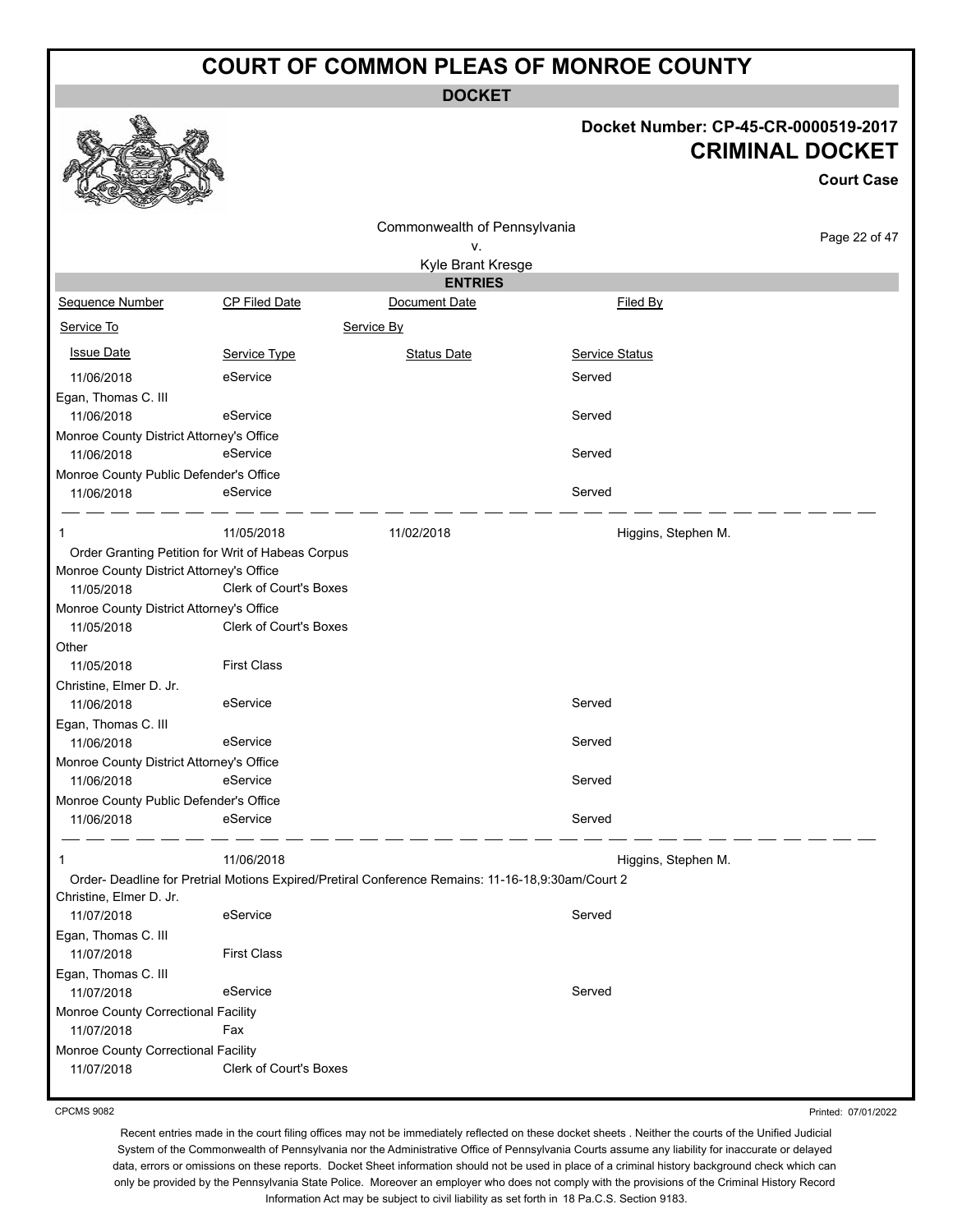# COURT OF COMMON PLEAS OF MONROE COUNTY

## DOCKET

**Docket Number: CP-45-CR-0000519-2017**

**CRIMINAL DOCKET**

**Court Case**

Commonwealth of Pennsylvania
v.
Kyle Brant Kresge

### ENTRIES

| Sequence Number | CP Filed Date | Document Date | Filed By |
|---|---|---|---|
| Service To | | Service By | |
| Issue Date | Service Type | Status Date | Service Status |
| 11/06/2018 | eService | | Served |
| Egan, Thomas C. III | | | |
| 11/06/2018 | eService | | Served |
| Monroe County District Attorney's Office | | | |
| 11/06/2018 | eService | | Served |
| Monroe County Public Defender's Office | | | |
| 11/06/2018 | eService | | Served |
| 1 | 11/05/2018 | 11/02/2018 | Higgins, Stephen M. |
| Order Granting Petition for Writ of Habeas Corpus | | | |
| Monroe County District Attorney's Office | | | |
| 11/05/2018 | Clerk of Court's Boxes | | |
| Monroe County District Attorney's Office | | | |
| 11/05/2018 | Clerk of Court's Boxes | | |
| Other | | | |
| 11/05/2018 | First Class | | |
| Christine, Elmer D. Jr. | | | |
| 11/06/2018 | eService | | Served |
| Egan, Thomas C. III | | | |
| 11/06/2018 | eService | | Served |
| Monroe County District Attorney's Office | | | |
| 11/06/2018 | eService | | Served |
| Monroe County Public Defender's Office | | | |
| 11/06/2018 | eService | | Served |
| 1 | 11/06/2018 | | Higgins, Stephen M. |
| Order- Deadline for Pretrial Motions Expired/Pretiral Conference Remains: 11-16-18,9:30am/Court 2 | | | |
| Christine, Elmer D. Jr. | | | |
| 11/07/2018 | eService | | Served |
| Egan, Thomas C. III | | | |
| 11/07/2018 | First Class | | |
| Egan, Thomas C. III | | | |
| 11/07/2018 | eService | | Served |
| Monroe County Correctional Facility | | | |
| 11/07/2018 | Fax | | |
| Monroe County Correctional Facility | | | |
| 11/07/2018 | Clerk of Court's Boxes | | |

CPCMS 9082

Printed: 07/01/2022

Recent entries made in the court filing offices may not be immediately reflected on these docket sheets . Neither the courts of the Unified Judicial System of the Commonwealth of Pennsylvania nor the Administrative Office of Pennsylvania Courts assume any liability for inaccurate or delayed data, errors or omissions on these reports. Docket Sheet information should not be used in place of a criminal history background check which can only be provided by the Pennsylvania State Police. Moreover an employer who does not comply with the provisions of the Criminal History Record Information Act may be subject to civil liability as set forth in 18 Pa.C.S. Section 9183.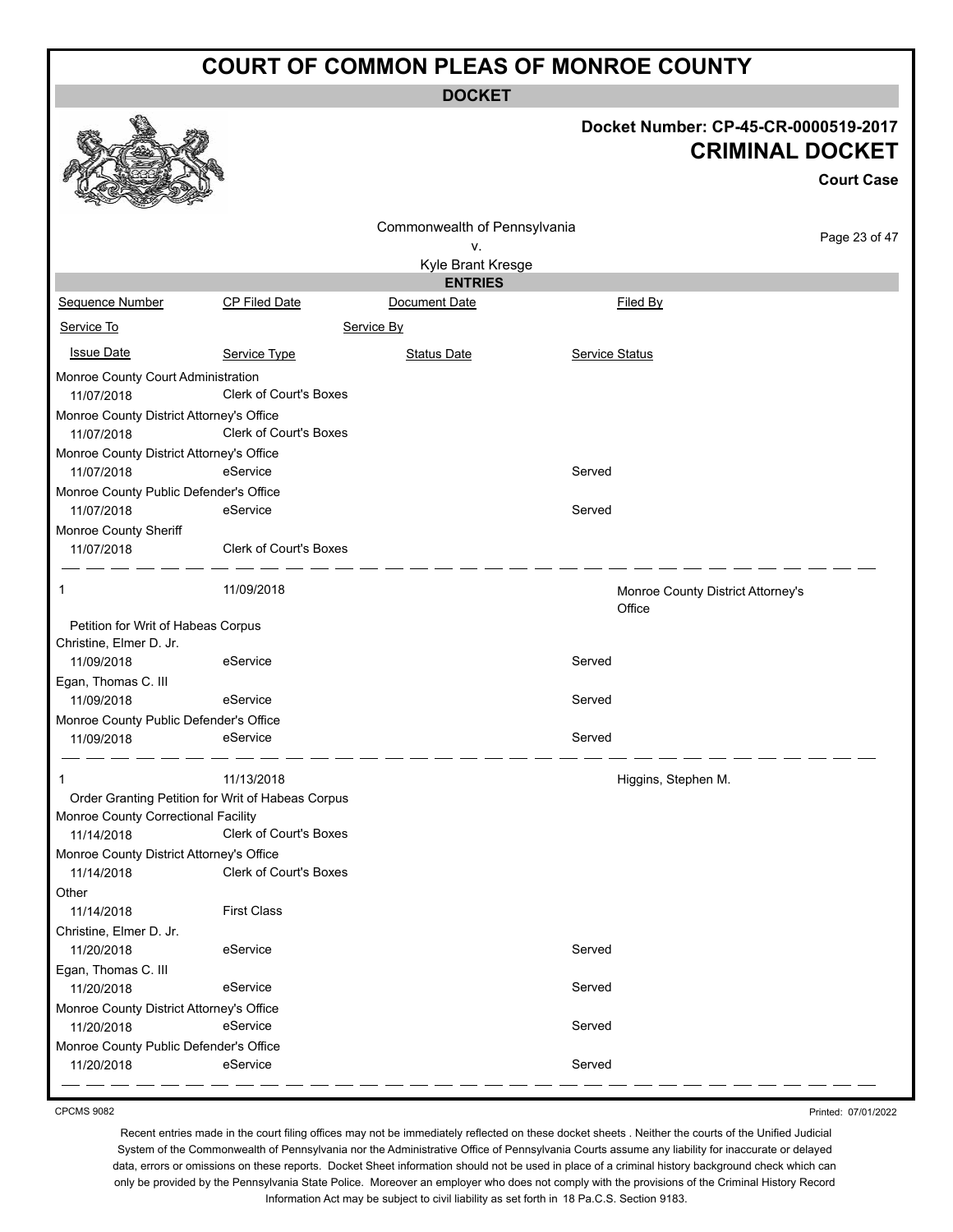# COURT OF COMMON PLEAS OF MONROE COUNTY

**DOCKET**

**Docket Number: CP-45-CR-0000519-2017**

**CRIMINAL DOCKET**

**Court Case**

Commonwealth of Pennsylvania
v.
Kyle Brant Kresge

**ENTRIES**

| Sequence Number | CP Filed Date | Document Date | Filed By |
|---|---|---|---|
| Service To | | Service By | |
| Issue Date | Service Type | Status Date | Service Status |
| Monroe County Court Administration | | | |
| 11/07/2018 | Clerk of Court's Boxes | | |
| Monroe County District Attorney's Office | | | |
| 11/07/2018 | Clerk of Court's Boxes | | |
| Monroe County District Attorney's Office | | | |
| 11/07/2018 | eService | | Served |
| Monroe County Public Defender's Office | | | |
| 11/07/2018 | eService | | Served |
| Monroe County Sheriff | | | |
| 11/07/2018 | Clerk of Court's Boxes | | |
| 1 | 11/09/2018 | | Monroe County District Attorney's Office |
| Petition for Writ of Habeas Corpus | | | |
| Christine, Elmer D. Jr. | | | |
| 11/09/2018 | eService | | Served |
| Egan, Thomas C. III | | | |
| 11/09/2018 | eService | | Served |
| Monroe County Public Defender's Office | | | |
| 11/09/2018 | eService | | Served |
| 1 | 11/13/2018 | | Higgins, Stephen M. |
| Order Granting Petition for Writ of Habeas Corpus | | | |
| Monroe County Correctional Facility | | | |
| 11/14/2018 | Clerk of Court's Boxes | | |
| Monroe County District Attorney's Office | | | |
| 11/14/2018 | Clerk of Court's Boxes | | |
| Other | | | |
| 11/14/2018 | First Class | | |
| Christine, Elmer D. Jr. | | | |
| 11/20/2018 | eService | | Served |
| Egan, Thomas C. III | | | |
| 11/20/2018 | eService | | Served |
| Monroe County District Attorney's Office | | | |
| 11/20/2018 | eService | | Served |
| Monroe County Public Defender's Office | | | |
| 11/20/2018 | eService | | Served |

CPCMS 9082

Printed: 07/01/2022

Recent entries made in the court filing offices may not be immediately reflected on these docket sheets . Neither the courts of the Unified Judicial System of the Commonwealth of Pennsylvania nor the Administrative Office of Pennsylvania Courts assume any liability for inaccurate or delayed data, errors or omissions on these reports. Docket Sheet information should not be used in place of a criminal history background check which can only be provided by the Pennsylvania State Police. Moreover an employer who does not comply with the provisions of the Criminal History Record Information Act may be subject to civil liability as set forth in 18 Pa.C.S. Section 9183.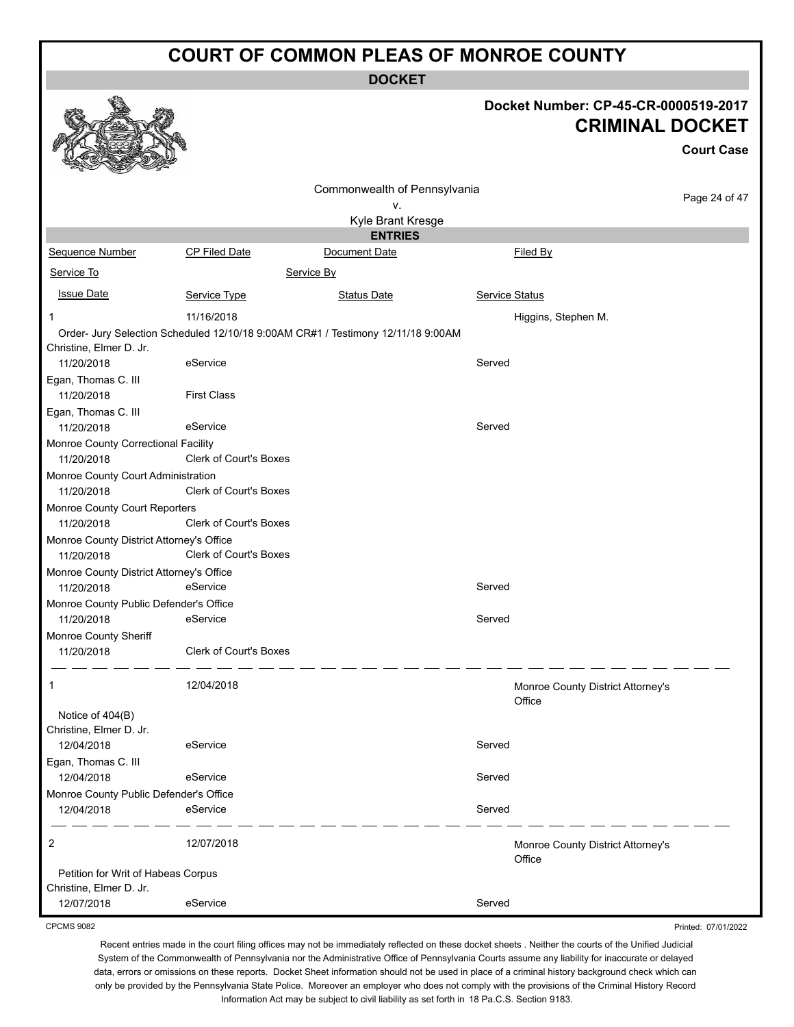# COURT OF COMMON PLEAS OF MONROE COUNTY

**DOCKET**

**Docket Number: CP-45-CR-0000519-2017**

**CRIMINAL DOCKET**

**Court Case**

Commonwealth of Pennsylvania
v.
Kyle Brant Kresge

**ENTRIES**

| Sequence Number | CP Filed Date | Document Date | Filed By |
|---|---|---|---|
| Service To | | Service By | |
| Issue Date | Service Type | Status Date | Service Status |

| | | | |
|---|---|---|---|
| 1 | 11/16/2018 | | Higgins, Stephen M. |
| Order- Jury Selection Scheduled 12/10/18 9:00AM CR#1 / Testimony 12/11/18 9:00AM | | | |
| Christine, Elmer D. Jr. | | | |
| 11/20/2018 | eService | | Served |
| Egan, Thomas C. III | | | |
| 11/20/2018 | First Class | | |
| Egan, Thomas C. III | | | |
| 11/20/2018 | eService | | Served |
| Monroe County Correctional Facility | | | |
| 11/20/2018 | Clerk of Court's Boxes | | |
| Monroe County Court Administration | | | |
| 11/20/2018 | Clerk of Court's Boxes | | |
| Monroe County Court Reporters | | | |
| 11/20/2018 | Clerk of Court's Boxes | | |
| Monroe County District Attorney's Office | | | |
| 11/20/2018 | Clerk of Court's Boxes | | |
| Monroe County District Attorney's Office | | | |
| 11/20/2018 | eService | | Served |
| Monroe County Public Defender's Office | | | |
| 11/20/2018 | eService | | Served |
| Monroe County Sheriff | | | |
| 11/20/2018 | Clerk of Court's Boxes | | |

| | | | |
|---|---|---|---|
| 1 | 12/04/2018 | | Monroe County District Attorney's Office |
| Notice of 404(B) | | | |
| Christine, Elmer D. Jr. | | | |
| 12/04/2018 | eService | | Served |
| Egan, Thomas C. III | | | |
| 12/04/2018 | eService | | Served |
| Monroe County Public Defender's Office | | | |
| 12/04/2018 | eService | | Served |

| | | | |
|---|---|---|---|
| 2 | 12/07/2018 | | Monroe County District Attorney's Office |
| Petition for Writ of Habeas Corpus | | | |
| Christine, Elmer D. Jr. | | | |
| 12/07/2018 | eService | | Served |

CPCMS 9082

Printed: 07/01/2022

Recent entries made in the court filing offices may not be immediately reflected on these docket sheets . Neither the courts of the Unified Judicial System of the Commonwealth of Pennsylvania nor the Administrative Office of Pennsylvania Courts assume any liability for inaccurate or delayed data, errors or omissions on these reports. Docket Sheet information should not be used in place of a criminal history background check which can only be provided by the Pennsylvania State Police. Moreover an employer who does not comply with the provisions of the Criminal History Record Information Act may be subject to civil liability as set forth in 18 Pa.C.S. Section 9183.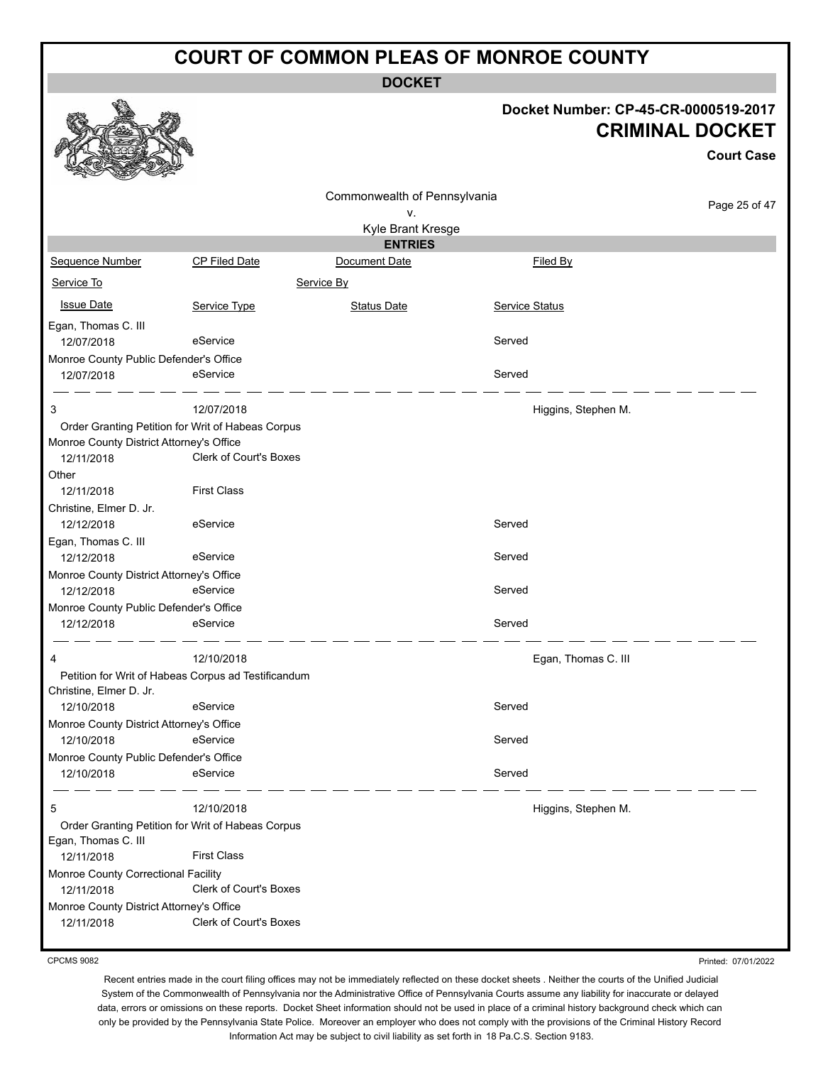# COURT OF COMMON PLEAS OF MONROE COUNTY

## DOCKET

**Docket Number: CP-45-CR-0000519-2017**

**CRIMINAL DOCKET**

**Court Case**

Commonwealth of Pennsylvania
v.
Kyle Brant Kresge

### ENTRIES

| Sequence Number | CP Filed Date | Document Date | Filed By |
|---|---|---|---|
| Service To | | Service By | |
| Issue Date | Service Type | Status Date | Service Status |
| Egan, Thomas C. III | | | |
| 12/07/2018 | eService | | Served |
| Monroe County Public Defender's Office | | | |
| 12/07/2018 | eService | | Served |
| 3 | 12/07/2018 | | Higgins, Stephen M. |
| Order Granting Petition for Writ of Habeas Corpus | | | |
| Monroe County District Attorney's Office | | | |
| 12/11/2018 | Clerk of Court's Boxes | | |
| Other | | | |
| 12/11/2018 | First Class | | |
| Christine, Elmer D. Jr. | | | |
| 12/12/2018 | eService | | Served |
| Egan, Thomas C. III | | | |
| 12/12/2018 | eService | | Served |
| Monroe County District Attorney's Office | | | |
| 12/12/2018 | eService | | Served |
| Monroe County Public Defender's Office | | | |
| 12/12/2018 | eService | | Served |
| 4 | 12/10/2018 | | Egan, Thomas C. III |
| Petition for Writ of Habeas Corpus ad Testificandum | | | |
| Christine, Elmer D. Jr. | | | |
| 12/10/2018 | eService | | Served |
| Monroe County District Attorney's Office | | | |
| 12/10/2018 | eService | | Served |
| Monroe County Public Defender's Office | | | |
| 12/10/2018 | eService | | Served |
| 5 | 12/10/2018 | | Higgins, Stephen M. |
| Order Granting Petition for Writ of Habeas Corpus | | | |
| Egan, Thomas C. III | | | |
| 12/11/2018 | First Class | | |
| Monroe County Correctional Facility | | | |
| 12/11/2018 | Clerk of Court's Boxes | | |
| Monroe County District Attorney's Office | | | |
| 12/11/2018 | Clerk of Court's Boxes | | |

CPCMS 9082

Printed: 07/01/2022

Recent entries made in the court filing offices may not be immediately reflected on these docket sheets . Neither the courts of the Unified Judicial System of the Commonwealth of Pennsylvania nor the Administrative Office of Pennsylvania Courts assume any liability for inaccurate or delayed data, errors or omissions on these reports. Docket Sheet information should not be used in place of a criminal history background check which can only be provided by the Pennsylvania State Police. Moreover an employer who does not comply with the provisions of the Criminal History Record Information Act may be subject to civil liability as set forth in 18 Pa.C.S. Section 9183.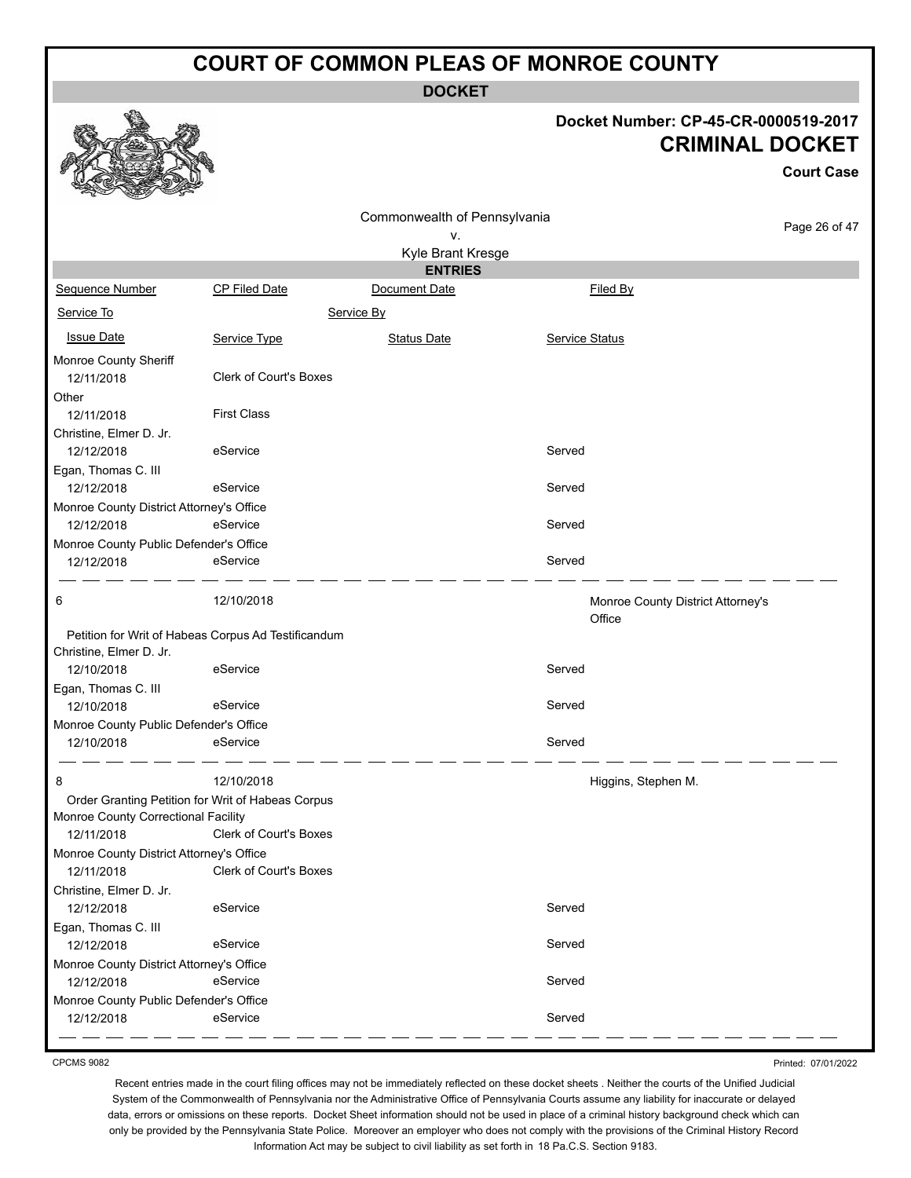# COURT OF COMMON PLEAS OF MONROE COUNTY

**DOCKET**

**Docket Number: CP-45-CR-0000519-2017**

**CRIMINAL DOCKET**

**Court Case**

Commonwealth of Pennsylvania
v.
Kyle Brant Kresge

**ENTRIES**

| Sequence Number | CP Filed Date | Document Date | Filed By |
|---|---|---|---|
| Service To | | Service By | |
| Issue Date | Service Type | Status Date | Service Status |
| Monroe County Sheriff | | | |
| 12/11/2018 | Clerk of Court's Boxes | | |
| Other | | | |
| 12/11/2018 | First Class | | |
| Christine, Elmer D. Jr. | | | |
| 12/12/2018 | eService | | Served |
| Egan, Thomas C. III | | | |
| 12/12/2018 | eService | | Served |
| Monroe County District Attorney's Office | | | |
| 12/12/2018 | eService | | Served |
| Monroe County Public Defender's Office | | | |
| 12/12/2018 | eService | | Served |
| 6 | 12/10/2018 | | Monroe County District Attorney's Office |
| Petition for Writ of Habeas Corpus Ad Testificandum | | | |
| Christine, Elmer D. Jr. | | | |
| 12/10/2018 | eService | | Served |
| Egan, Thomas C. III | | | |
| 12/10/2018 | eService | | Served |
| Monroe County Public Defender's Office | | | |
| 12/10/2018 | eService | | Served |
| 8 | 12/10/2018 | | Higgins, Stephen M. |
| Order Granting Petition for Writ of Habeas Corpus | | | |
| Monroe County Correctional Facility | | | |
| 12/11/2018 | Clerk of Court's Boxes | | |
| Monroe County District Attorney's Office | | | |
| 12/11/2018 | Clerk of Court's Boxes | | |
| Christine, Elmer D. Jr. | | | |
| 12/12/2018 | eService | | Served |
| Egan, Thomas C. III | | | |
| 12/12/2018 | eService | | Served |
| Monroe County District Attorney's Office | | | |
| 12/12/2018 | eService | | Served |
| Monroe County Public Defender's Office | | | |
| 12/12/2018 | eService | | Served |

CPCMS 9082

Printed: 07/01/2022

Recent entries made in the court filing offices may not be immediately reflected on these docket sheets . Neither the courts of the Unified Judicial System of the Commonwealth of Pennsylvania nor the Administrative Office of Pennsylvania Courts assume any liability for inaccurate or delayed data, errors or omissions on these reports. Docket Sheet information should not be used in place of a criminal history background check which can only be provided by the Pennsylvania State Police. Moreover an employer who does not comply with the provisions of the Criminal History Record Information Act may be subject to civil liability as set forth in 18 Pa.C.S. Section 9183.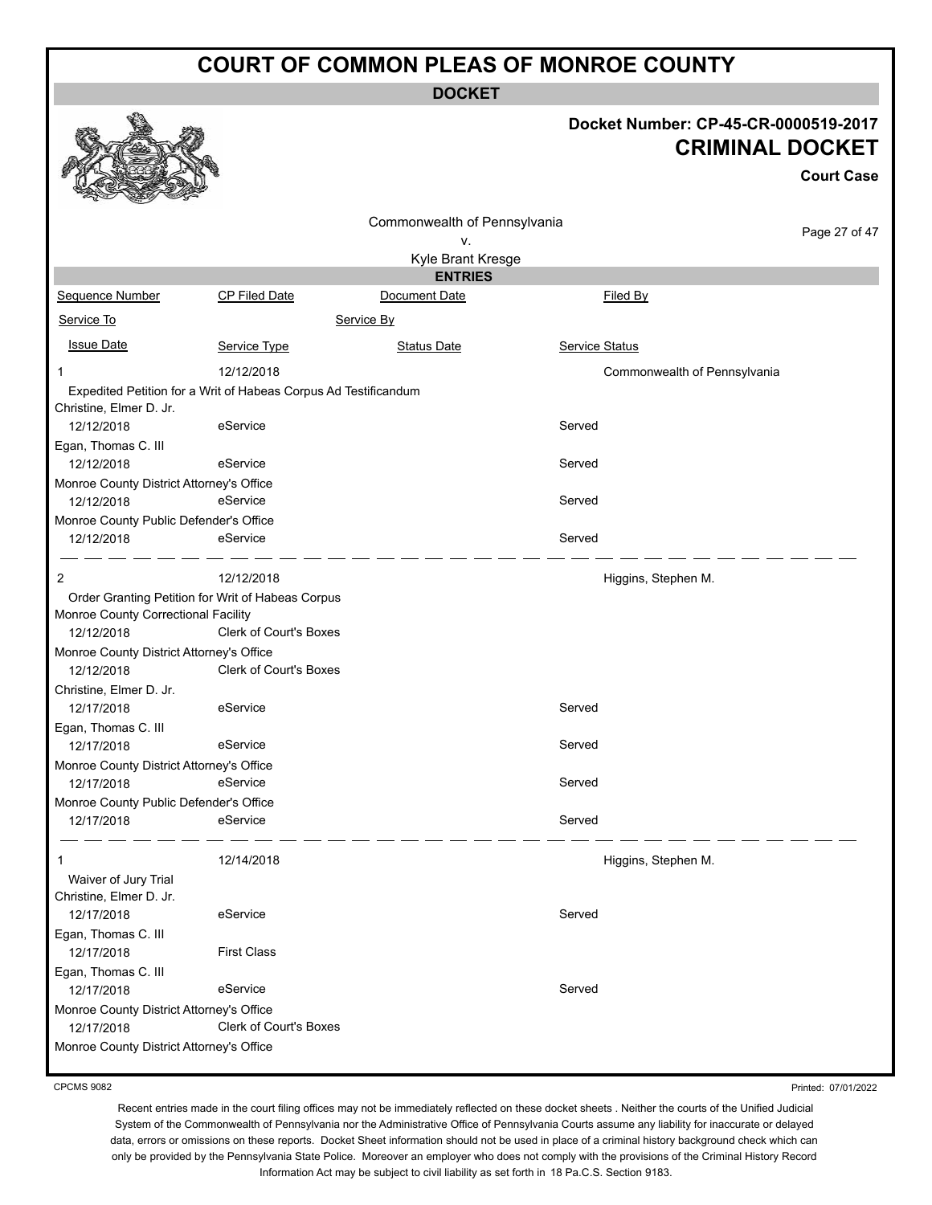# COURT OF COMMON PLEAS OF MONROE COUNTY

## DOCKET

**Docket Number: CP-45-CR-0000519-2017**

**CRIMINAL DOCKET**

**Court Case**

Commonwealth of Pennsylvania
v.
Kyle Brant Kresge

### ENTRIES

| Sequence Number | CP Filed Date | Document Date | Filed By |
|---|---|---|---|
| Service To | | Service By | |
| Issue Date | Service Type | Status Date | Service Status |
| 1 | 12/12/2018 | | Commonwealth of Pennsylvania |
| Expedited Petition for a Writ of Habeas Corpus Ad Testificandum | | | |
| Christine, Elmer D. Jr. | | | |
| 12/12/2018 | eService | | Served |
| Egan, Thomas C. III | | | |
| 12/12/2018 | eService | | Served |
| Monroe County District Attorney's Office | | | |
| 12/12/2018 | eService | | Served |
| Monroe County Public Defender's Office | | | |
| 12/12/2018 | eService | | Served |
| 2 | 12/12/2018 | | Higgins, Stephen M. |
| Order Granting Petition for Writ of Habeas Corpus | | | |
| Monroe County Correctional Facility | | | |
| 12/12/2018 | Clerk of Court's Boxes | | |
| Monroe County District Attorney's Office | | | |
| 12/12/2018 | Clerk of Court's Boxes | | |
| Christine, Elmer D. Jr. | | | |
| 12/17/2018 | eService | | Served |
| Egan, Thomas C. III | | | |
| 12/17/2018 | eService | | Served |
| Monroe County District Attorney's Office | | | |
| 12/17/2018 | eService | | Served |
| Monroe County Public Defender's Office | | | |
| 12/17/2018 | eService | | Served |
| 1 | 12/14/2018 | | Higgins, Stephen M. |
| Waiver of Jury Trial | | | |
| Christine, Elmer D. Jr. | | | |
| 12/17/2018 | eService | | Served |
| Egan, Thomas C. III | | | |
| 12/17/2018 | First Class | | |
| Egan, Thomas C. III | | | |
| 12/17/2018 | eService | | Served |
| Monroe County District Attorney's Office | | | |
| 12/17/2018 | Clerk of Court's Boxes | | |
| Monroe County District Attorney's Office | | | |

CPCMS 9082

Printed: 07/01/2022

Recent entries made in the court filing offices may not be immediately reflected on these docket sheets . Neither the courts of the Unified Judicial System of the Commonwealth of Pennsylvania nor the Administrative Office of Pennsylvania Courts assume any liability for inaccurate or delayed data, errors or omissions on these reports. Docket Sheet information should not be used in place of a criminal history background check which can only be provided by the Pennsylvania State Police. Moreover an employer who does not comply with the provisions of the Criminal History Record Information Act may be subject to civil liability as set forth in 18 Pa.C.S. Section 9183.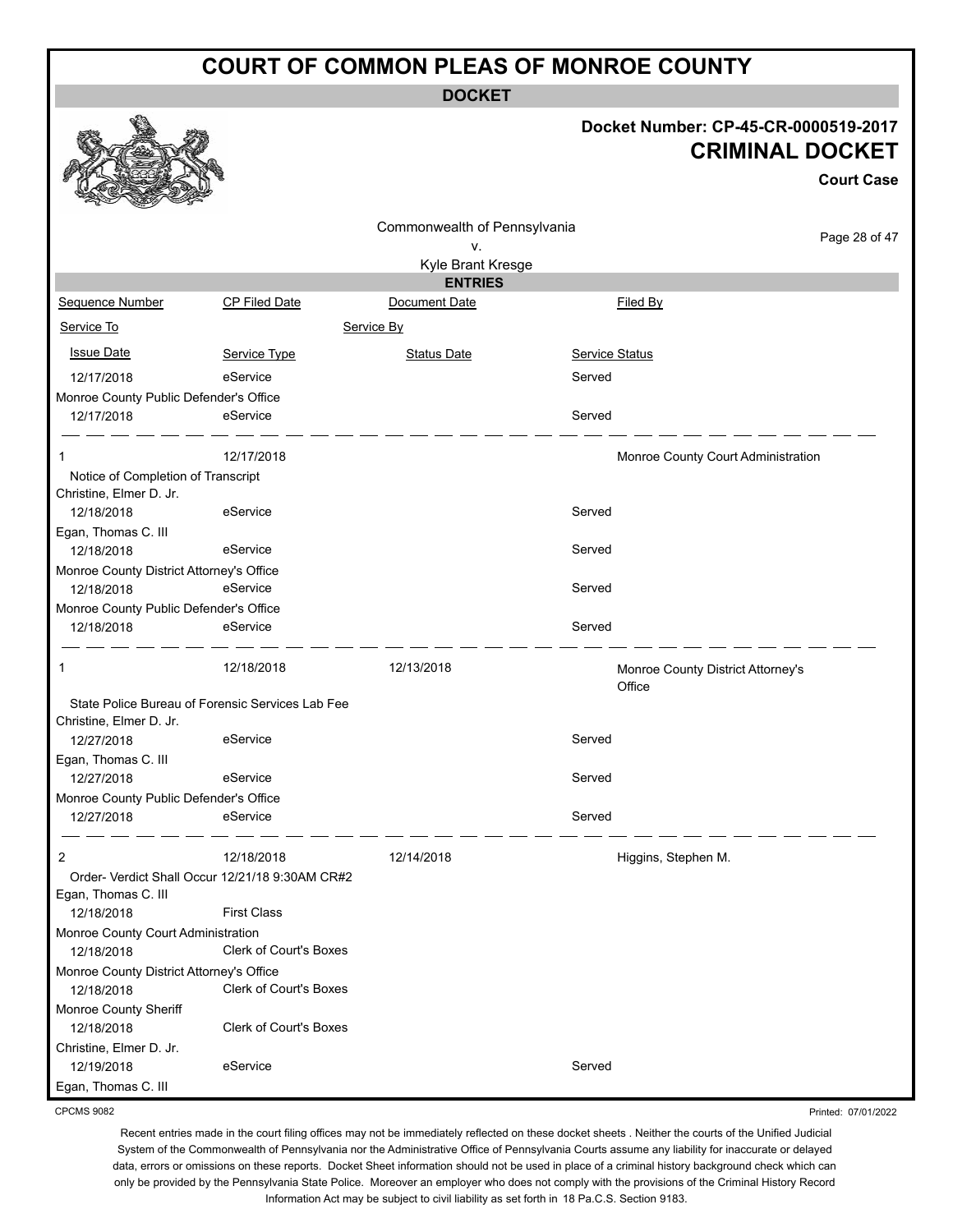# COURT OF COMMON PLEAS OF MONROE COUNTY

## DOCKET

**Docket Number: CP-45-CR-0000519-2017**

**CRIMINAL DOCKET**

**Court Case**

Commonwealth of Pennsylvania
v.
Kyle Brant Kresge

### ENTRIES

| Sequence Number | CP Filed Date | Document Date | | Filed By |
|---|---|---|---|---|
| Service To | | Service By | | |
| Issue Date | Service Type | Status Date | Service Status | |
| 12/17/2018 | eService | | Served | |
| Monroe County Public Defender's Office | | | | |
| 12/17/2018 | eService | | Served | |
| 1 | 12/17/2018 | | | Monroe County Court Administration |
| Notice of Completion of Transcript | | | | |
| Christine, Elmer D. Jr. | | | | |
| 12/18/2018 | eService | | Served | |
| Egan, Thomas C. III | | | | |
| 12/18/2018 | eService | | Served | |
| Monroe County District Attorney's Office | | | | |
| 12/18/2018 | eService | | Served | |
| Monroe County Public Defender's Office | | | | |
| 12/18/2018 | eService | | Served | |
| 1 | 12/18/2018 | 12/13/2018 | | Monroe County District Attorney's Office |
| State Police Bureau of Forensic Services Lab Fee | | | | |
| Christine, Elmer D. Jr. | | | | |
| 12/27/2018 | eService | | Served | |
| Egan, Thomas C. III | | | | |
| 12/27/2018 | eService | | Served | |
| Monroe County Public Defender's Office | | | | |
| 12/27/2018 | eService | | Served | |
| 2 | 12/18/2018 | 12/14/2018 | | Higgins, Stephen M. |
| Order- Verdict Shall Occur 12/21/18 9:30AM CR#2 | | | | |
| Egan, Thomas C. III | | | | |
| 12/18/2018 | First Class | | | |
| Monroe County Court Administration | | | | |
| 12/18/2018 | Clerk of Court's Boxes | | | |
| Monroe County District Attorney's Office | | | | |
| 12/18/2018 | Clerk of Court's Boxes | | | |
| Monroe County Sheriff | | | | |
| 12/18/2018 | Clerk of Court's Boxes | | | |
| Christine, Elmer D. Jr. | | | | |
| 12/19/2018 | eService | | Served | |
| Egan, Thomas C. III | | | | |

CPCMS 9082

Printed: 07/01/2022

Recent entries made in the court filing offices may not be immediately reflected on these docket sheets . Neither the courts of the Unified Judicial System of the Commonwealth of Pennsylvania nor the Administrative Office of Pennsylvania Courts assume any liability for inaccurate or delayed data, errors or omissions on these reports. Docket Sheet information should not be used in place of a criminal history background check which can only be provided by the Pennsylvania State Police. Moreover an employer who does not comply with the provisions of the Criminal History Record Information Act may be subject to civil liability as set forth in 18 Pa.C.S. Section 9183.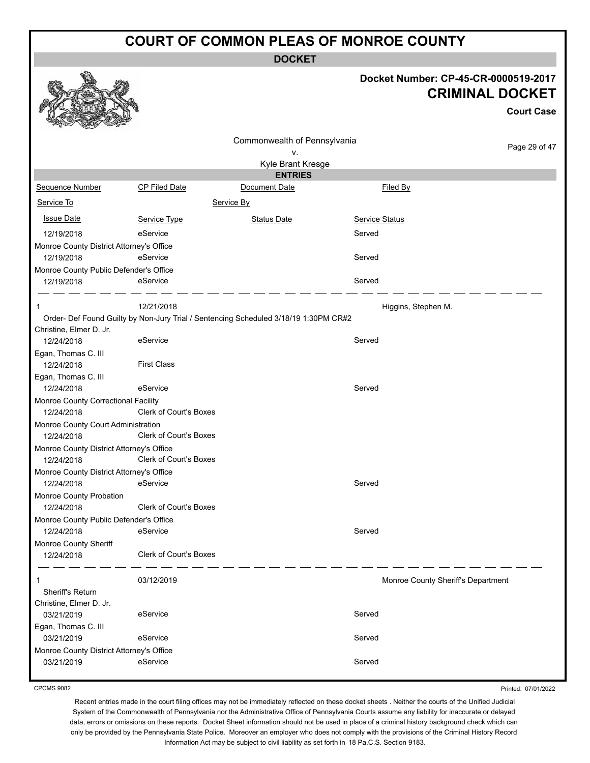# COURT OF COMMON PLEAS OF MONROE COUNTY

**DOCKET**

**Docket Number: CP-45-CR-0000519-2017**

**CRIMINAL DOCKET**

**Court Case**

Commonwealth of Pennsylvania
v.
Kyle Brant Kresge

**ENTRIES**

| Sequence Number | CP Filed Date | Document Date | Filed By |
|---|---|---|---|
| Service To | | Service By | |
| Issue Date | Service Type | Status Date | Service Status |
| 12/19/2018 | eService | | Served |
| Monroe County District Attorney's Office | | | |
| 12/19/2018 | eService | | Served |
| Monroe County Public Defender's Office | | | |
| 12/19/2018 | eService | | Served |
| 1 | 12/21/2018 | | Higgins, Stephen M. |
| Order- Def Found Guilty by Non-Jury Trial / Sentencing Scheduled 3/18/19 1:30PM CR#2 | | | |
| Christine, Elmer D. Jr. | | | |
| 12/24/2018 | eService | | Served |
| Egan, Thomas C. III | | | |
| 12/24/2018 | First Class | | |
| Egan, Thomas C. III | | | |
| 12/24/2018 | eService | | Served |
| Monroe County Correctional Facility | | | |
| 12/24/2018 | Clerk of Court's Boxes | | |
| Monroe County Court Administration | | | |
| 12/24/2018 | Clerk of Court's Boxes | | |
| Monroe County District Attorney's Office | | | |
| 12/24/2018 | Clerk of Court's Boxes | | |
| Monroe County District Attorney's Office | | | |
| 12/24/2018 | eService | | Served |
| Monroe County Probation | | | |
| 12/24/2018 | Clerk of Court's Boxes | | |
| Monroe County Public Defender's Office | | | |
| 12/24/2018 | eService | | Served |
| Monroe County Sheriff | | | |
| 12/24/2018 | Clerk of Court's Boxes | | |
| 1 | 03/12/2019 | | Monroe County Sheriff's Department |
| Sheriff's Return | | | |
| Christine, Elmer D. Jr. | | | |
| 03/21/2019 | eService | | Served |
| Egan, Thomas C. III | | | |
| 03/21/2019 | eService | | Served |
| Monroe County District Attorney's Office | | | |
| 03/21/2019 | eService | | Served |

CPCMS 9082

Printed: 07/01/2022

Recent entries made in the court filing offices may not be immediately reflected on these docket sheets . Neither the courts of the Unified Judicial System of the Commonwealth of Pennsylvania nor the Administrative Office of Pennsylvania Courts assume any liability for inaccurate or delayed data, errors or omissions on these reports. Docket Sheet information should not be used in place of a criminal history background check which can only be provided by the Pennsylvania State Police. Moreover an employer who does not comply with the provisions of the Criminal History Record Information Act may be subject to civil liability as set forth in 18 Pa.C.S. Section 9183.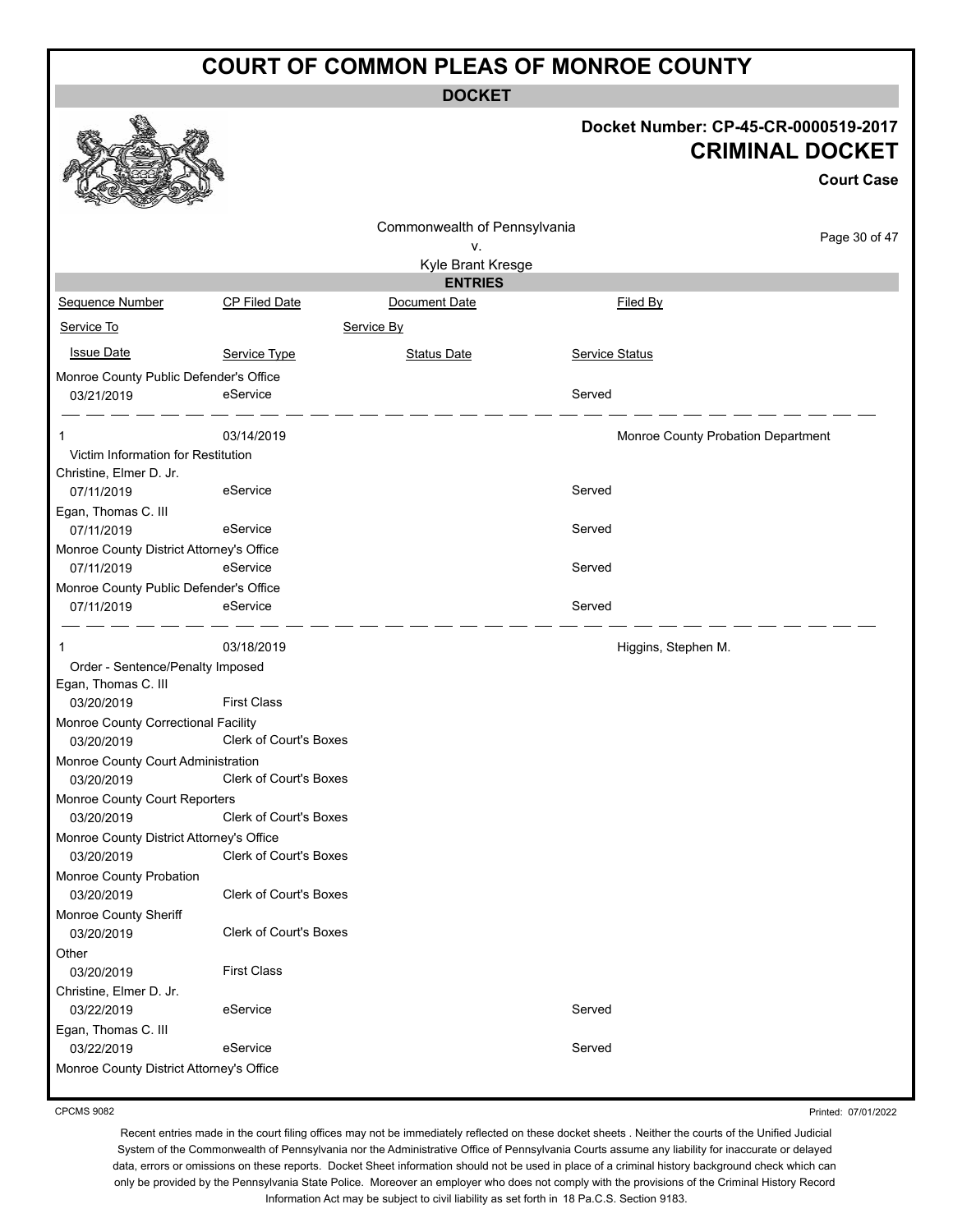# COURT OF COMMON PLEAS OF MONROE COUNTY

**DOCKET**

**Docket Number: CP-45-CR-0000519-2017**

**CRIMINAL DOCKET**

**Court Case**

Commonwealth of Pennsylvania
v.
Kyle Brant Kresge

**ENTRIES**

| Sequence Number | CP Filed Date | Document Date | Filed By |
|---|---|---|---|
| Service To | | Service By | |
| Issue Date | Service Type | Status Date | Service Status |
| Monroe County Public Defender's Office | | | |
| 03/21/2019 | eService | | Served |
| 1 | 03/14/2019 | | Monroe County Probation Department |
| Victim Information for Restitution | | | |
| Christine, Elmer D. Jr. | | | |
| 07/11/2019 | eService | | Served |
| Egan, Thomas C. III | | | |
| 07/11/2019 | eService | | Served |
| Monroe County District Attorney's Office | | | |
| 07/11/2019 | eService | | Served |
| Monroe County Public Defender's Office | | | |
| 07/11/2019 | eService | | Served |
| 1 | 03/18/2019 | | Higgins, Stephen M. |
| Order - Sentence/Penalty Imposed | | | |
| Egan, Thomas C. III | | | |
| 03/20/2019 | First Class | | |
| Monroe County Correctional Facility | | | |
| 03/20/2019 | Clerk of Court's Boxes | | |
| Monroe County Court Administration | | | |
| 03/20/2019 | Clerk of Court's Boxes | | |
| Monroe County Court Reporters | | | |
| 03/20/2019 | Clerk of Court's Boxes | | |
| Monroe County District Attorney's Office | | | |
| 03/20/2019 | Clerk of Court's Boxes | | |
| Monroe County Probation | | | |
| 03/20/2019 | Clerk of Court's Boxes | | |
| Monroe County Sheriff | | | |
| 03/20/2019 | Clerk of Court's Boxes | | |
| Other | | | |
| 03/20/2019 | First Class | | |
| Christine, Elmer D. Jr. | | | |
| 03/22/2019 | eService | | Served |
| Egan, Thomas C. III | | | |
| 03/22/2019 | eService | | Served |
| Monroe County District Attorney's Office | | | |

CPCMS 9082

Printed: 07/01/2022

Recent entries made in the court filing offices may not be immediately reflected on these docket sheets . Neither the courts of the Unified Judicial System of the Commonwealth of Pennsylvania nor the Administrative Office of Pennsylvania Courts assume any liability for inaccurate or delayed data, errors or omissions on these reports. Docket Sheet information should not be used in place of a criminal history background check which can only be provided by the Pennsylvania State Police. Moreover an employer who does not comply with the provisions of the Criminal History Record Information Act may be subject to civil liability as set forth in 18 Pa.C.S. Section 9183.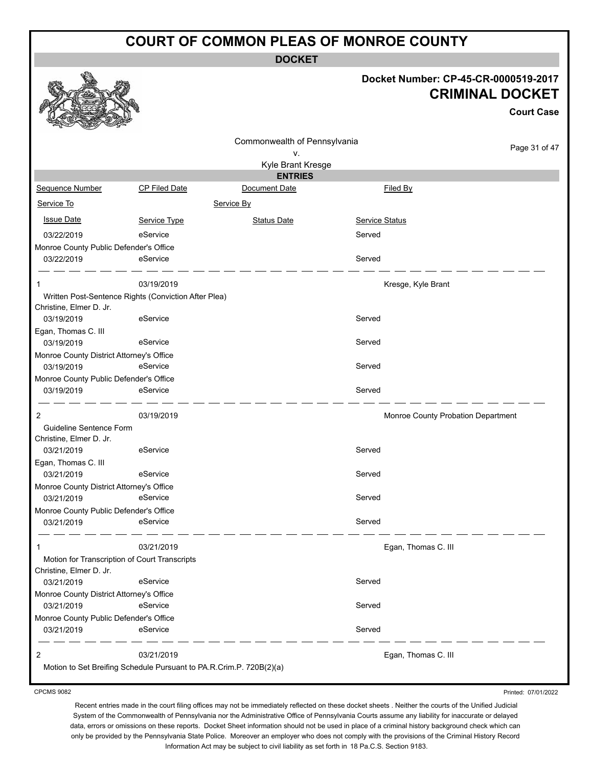# COURT OF COMMON PLEAS OF MONROE COUNTY

**DOCKET**

**Docket Number: CP-45-CR-0000519-2017**

**CRIMINAL DOCKET**

**Court Case**

Commonwealth of Pennsylvania
v.
Kyle Brant Kresge

**ENTRIES**

| Sequence Number | CP Filed Date | Document Date | Filed By |
|---|---|---|---|
| Service To | | Service By | |
| Issue Date | Service Type | Status Date | Service Status |
| 03/22/2019 | eService | | Served |
| Monroe County Public Defender's Office | | | |
| 03/22/2019 | eService | | Served |
| 1 | 03/19/2019 | | Kresge, Kyle Brant |
| Written Post-Sentence Rights (Conviction After Plea) | | | |
| Christine, Elmer D. Jr. | | | |
| 03/19/2019 | eService | | Served |
| Egan, Thomas C. III | | | |
| 03/19/2019 | eService | | Served |
| Monroe County District Attorney's Office | | | |
| 03/19/2019 | eService | | Served |
| Monroe County Public Defender's Office | | | |
| 03/19/2019 | eService | | Served |
| 2 | 03/19/2019 | | Monroe County Probation Department |
| Guideline Sentence Form | | | |
| Christine, Elmer D. Jr. | | | |
| 03/21/2019 | eService | | Served |
| Egan, Thomas C. III | | | |
| 03/21/2019 | eService | | Served |
| Monroe County District Attorney's Office | | | |
| 03/21/2019 | eService | | Served |
| Monroe County Public Defender's Office | | | |
| 03/21/2019 | eService | | Served |
| 1 | 03/21/2019 | | Egan, Thomas C. III |
| Motion for Transcription of Court Transcripts | | | |
| Christine, Elmer D. Jr. | | | |
| 03/21/2019 | eService | | Served |
| Monroe County District Attorney's Office | | | |
| 03/21/2019 | eService | | Served |
| Monroe County Public Defender's Office | | | |
| 03/21/2019 | eService | | Served |
| 2 | 03/21/2019 | | Egan, Thomas C. III |
| Motion to Set Breifing Schedule Pursuant to PA.R.Crim.P. 720B(2)(a) | | | |

CPCMS 9082

Printed: 07/01/2022

Recent entries made in the court filing offices may not be immediately reflected on these docket sheets . Neither the courts of the Unified Judicial System of the Commonwealth of Pennsylvania nor the Administrative Office of Pennsylvania Courts assume any liability for inaccurate or delayed data, errors or omissions on these reports. Docket Sheet information should not be used in place of a criminal history background check which can only be provided by the Pennsylvania State Police. Moreover an employer who does not comply with the provisions of the Criminal History Record Information Act may be subject to civil liability as set forth in 18 Pa.C.S. Section 9183.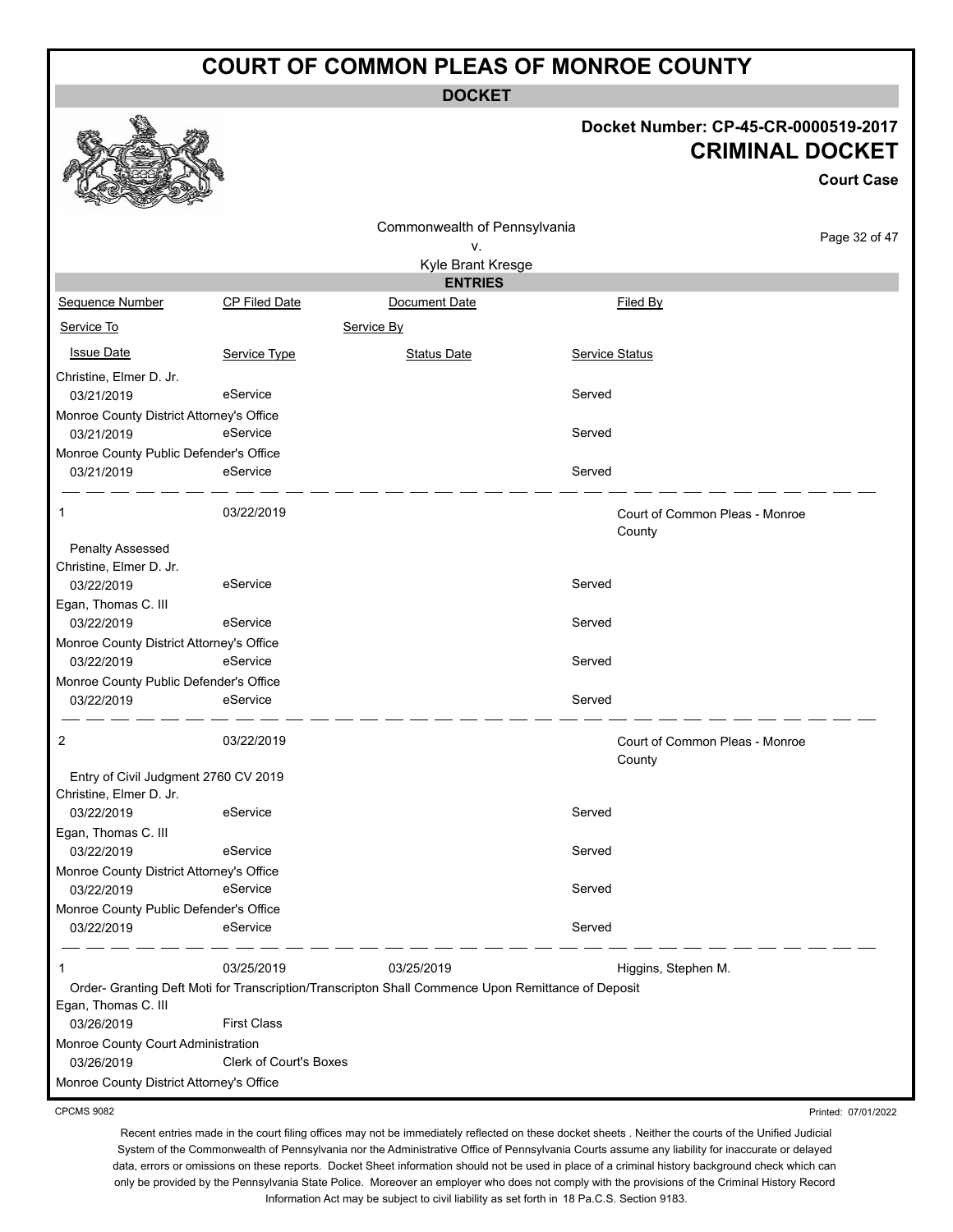# COURT OF COMMON PLEAS OF MONROE COUNTY

**DOCKET**

**Docket Number: CP-45-CR-0000519-2017**

**CRIMINAL DOCKET**

**Court Case**

Commonwealth of Pennsylvania
v.
Kyle Brant Kresge

**ENTRIES**

| Sequence Number | CP Filed Date | Document Date | Filed By |
|---|---|---|---|
| Service To | | Service By | |
| Issue Date | Service Type | Status Date | Service Status |

| | | | |
|---|---|---|---|
| Christine, Elmer D. Jr. | | | |
| 03/21/2019 | eService | | Served |
| Monroe County District Attorney's Office | | | |
| 03/21/2019 | eService | | Served |
| Monroe County Public Defender's Office | | | |
| 03/21/2019 | eService | | Served |

| | | | |
|---|---|---|---|
| 1 | 03/22/2019 | | Court of Common Pleas - Monroe County |
| Penalty Assessed | | | |
| Christine, Elmer D. Jr. | | | |
| 03/22/2019 | eService | | Served |
| Egan, Thomas C. III | | | |
| 03/22/2019 | eService | | Served |
| Monroe County District Attorney's Office | | | |
| 03/22/2019 | eService | | Served |
| Monroe County Public Defender's Office | | | |
| 03/22/2019 | eService | | Served |

| | | | |
|---|---|---|---|
| 2 | 03/22/2019 | | Court of Common Pleas - Monroe County |
| Entry of Civil Judgment 2760 CV 2019 | | | |
| Christine, Elmer D. Jr. | | | |
| 03/22/2019 | eService | | Served |
| Egan, Thomas C. III | | | |
| 03/22/2019 | eService | | Served |
| Monroe County District Attorney's Office | | | |
| 03/22/2019 | eService | | Served |
| Monroe County Public Defender's Office | | | |
| 03/22/2019 | eService | | Served |

| | | | |
|---|---|---|---|
| 1 | 03/25/2019 | 03/25/2019 | Higgins, Stephen M. |
| Order- Granting Deft Moti for Transcription/Transcripton Shall Commence Upon Remittance of Deposit | | | |
| Egan, Thomas C. III | | | |
| 03/26/2019 | First Class | | |
| Monroe County Court Administration | | | |
| 03/26/2019 | Clerk of Court's Boxes | | |
| Monroe County District Attorney's Office | | | |

CPCMS 9082

Printed: 07/01/2022

Recent entries made in the court filing offices may not be immediately reflected on these docket sheets . Neither the courts of the Unified Judicial System of the Commonwealth of Pennsylvania nor the Administrative Office of Pennsylvania Courts assume any liability for inaccurate or delayed data, errors or omissions on these reports. Docket Sheet information should not be used in place of a criminal history background check which can only be provided by the Pennsylvania State Police. Moreover an employer who does not comply with the provisions of the Criminal History Record Information Act may be subject to civil liability as set forth in 18 Pa.C.S. Section 9183.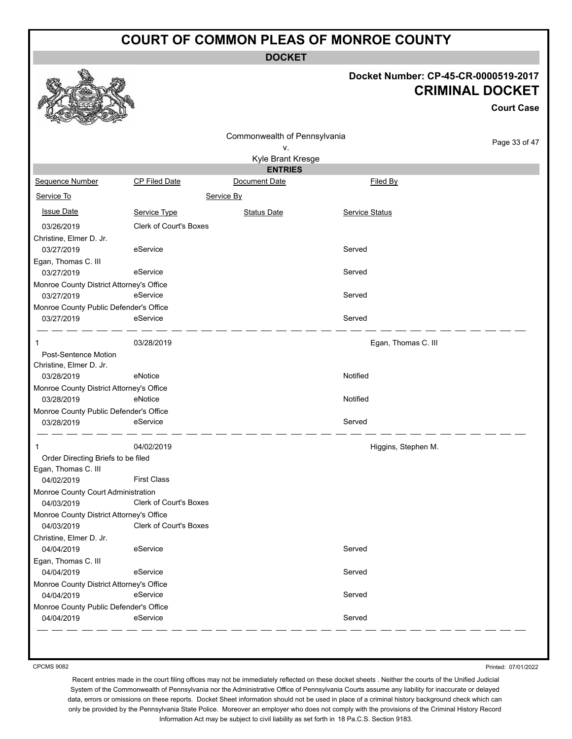# COURT OF COMMON PLEAS OF MONROE COUNTY

**DOCKET**

**Docket Number: CP-45-CR-0000519-2017**

**CRIMINAL DOCKET**

**Court Case**

Commonwealth of Pennsylvania
v.
Kyle Brant Kresge

**ENTRIES**

| Sequence Number | CP Filed Date | Document Date | Filed By |
|---|---|---|---|
| Service To | Service By | | |
| Issue Date | Service Type | Status Date | Service Status |
| 03/26/2019 | Clerk of Court's Boxes | | |
| Christine, Elmer D. Jr. | | | |
| 03/27/2019 | eService | | Served |
| Egan, Thomas C. III | | | |
| 03/27/2019 | eService | | Served |
| Monroe County District Attorney's Office | | | |
| 03/27/2019 | eService | | Served |
| Monroe County Public Defender's Office | | | |
| 03/27/2019 | eService | | Served |
| 1 | 03/28/2019 | | Egan, Thomas C. III |
| Post-Sentence Motion | | | |
| Christine, Elmer D. Jr. | | | |
| 03/28/2019 | eNotice | | Notified |
| Monroe County District Attorney's Office | | | |
| 03/28/2019 | eNotice | | Notified |
| Monroe County Public Defender's Office | | | |
| 03/28/2019 | eService | | Served |
| 1 | 04/02/2019 | | Higgins, Stephen M. |
| Order Directing Briefs to be filed | | | |
| Egan, Thomas C. III | | | |
| 04/02/2019 | First Class | | |
| Monroe County Court Administration | | | |
| 04/03/2019 | Clerk of Court's Boxes | | |
| Monroe County District Attorney's Office | | | |
| 04/03/2019 | Clerk of Court's Boxes | | |
| Christine, Elmer D. Jr. | | | |
| 04/04/2019 | eService | | Served |
| Egan, Thomas C. III | | | |
| 04/04/2019 | eService | | Served |
| Monroe County District Attorney's Office | | | |
| 04/04/2019 | eService | | Served |
| Monroe County Public Defender's Office | | | |
| 04/04/2019 | eService | | Served |

CPCMS 9082

Printed: 07/01/2022

Recent entries made in the court filing offices may not be immediately reflected on these docket sheets . Neither the courts of the Unified Judicial System of the Commonwealth of Pennsylvania nor the Administrative Office of Pennsylvania Courts assume any liability for inaccurate or delayed data, errors or omissions on these reports. Docket Sheet information should not be used in place of a criminal history background check which can only be provided by the Pennsylvania State Police. Moreover an employer who does not comply with the provisions of the Criminal History Record Information Act may be subject to civil liability as set forth in 18 Pa.C.S. Section 9183.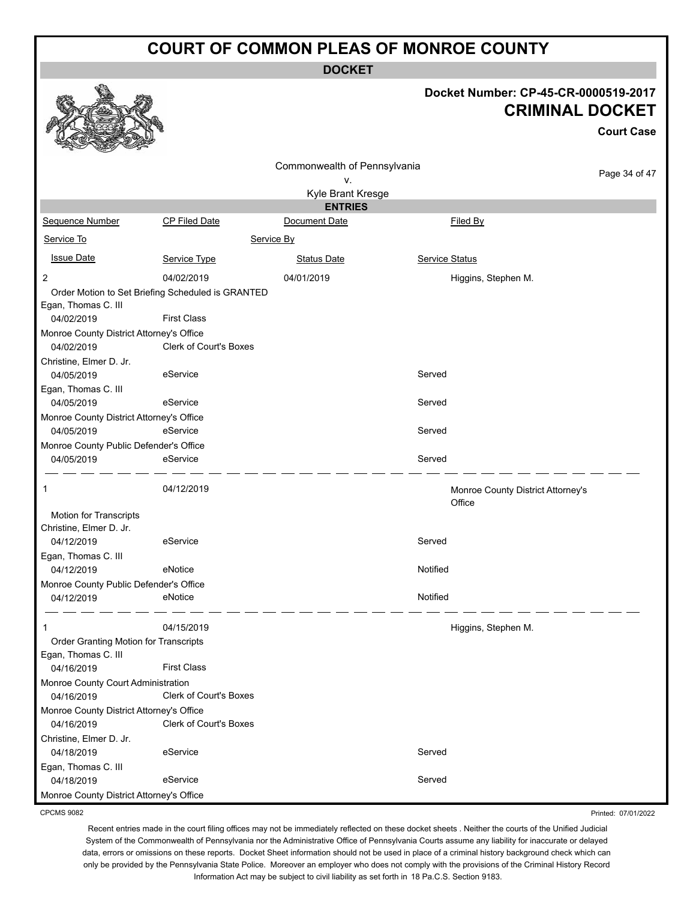# COURT OF COMMON PLEAS OF MONROE COUNTY

**DOCKET**

**Docket Number: CP-45-CR-0000519-2017**

**CRIMINAL DOCKET**

**Court Case**

Commonwealth of Pennsylvania
v.
Kyle Brant Kresge

**ENTRIES**

| Sequence Number | CP Filed Date | Document Date | Filed By |
|---|---|---|---|
| Service To | | Service By | |
| Issue Date | Service Type | Status Date | Service Status |
| 2 | 04/02/2019 | 04/01/2019 | Higgins, Stephen M. |
| Order Motion to Set Briefing Scheduled is GRANTED | | | |
| Egan, Thomas C. III | | | |
| 04/02/2019 | First Class | | |
| Monroe County District Attorney's Office | | | |
| 04/02/2019 | Clerk of Court's Boxes | | |
| Christine, Elmer D. Jr. | | | |
| 04/05/2019 | eService | | Served |
| Egan, Thomas C. III | | | |
| 04/05/2019 | eService | | Served |
| Monroe County District Attorney's Office | | | |
| 04/05/2019 | eService | | Served |
| Monroe County Public Defender's Office | | | |
| 04/05/2019 | eService | | Served |
| 1 | 04/12/2019 | | Monroe County District Attorney's Office |
| Motion for Transcripts | | | |
| Christine, Elmer D. Jr. | | | |
| 04/12/2019 | eService | | Served |
| Egan, Thomas C. III | | | |
| 04/12/2019 | eNotice | | Notified |
| Monroe County Public Defender's Office | | | |
| 04/12/2019 | eNotice | | Notified |
| 1 | 04/15/2019 | | Higgins, Stephen M. |
| Order Granting Motion for Transcripts | | | |
| Egan, Thomas C. III | | | |
| 04/16/2019 | First Class | | |
| Monroe County Court Administration | | | |
| 04/16/2019 | Clerk of Court's Boxes | | |
| Monroe County District Attorney's Office | | | |
| 04/16/2019 | Clerk of Court's Boxes | | |
| Christine, Elmer D. Jr. | | | |
| 04/18/2019 | eService | | Served |
| Egan, Thomas C. III | | | |
| 04/18/2019 | eService | | Served |
| Monroe County District Attorney's Office | | | |

CPCMS 9082

Printed: 07/01/2022

Recent entries made in the court filing offices may not be immediately reflected on these docket sheets . Neither the courts of the Unified Judicial System of the Commonwealth of Pennsylvania nor the Administrative Office of Pennsylvania Courts assume any liability for inaccurate or delayed data, errors or omissions on these reports. Docket Sheet information should not be used in place of a criminal history background check which can only be provided by the Pennsylvania State Police. Moreover an employer who does not comply with the provisions of the Criminal History Record Information Act may be subject to civil liability as set forth in 18 Pa.C.S. Section 9183.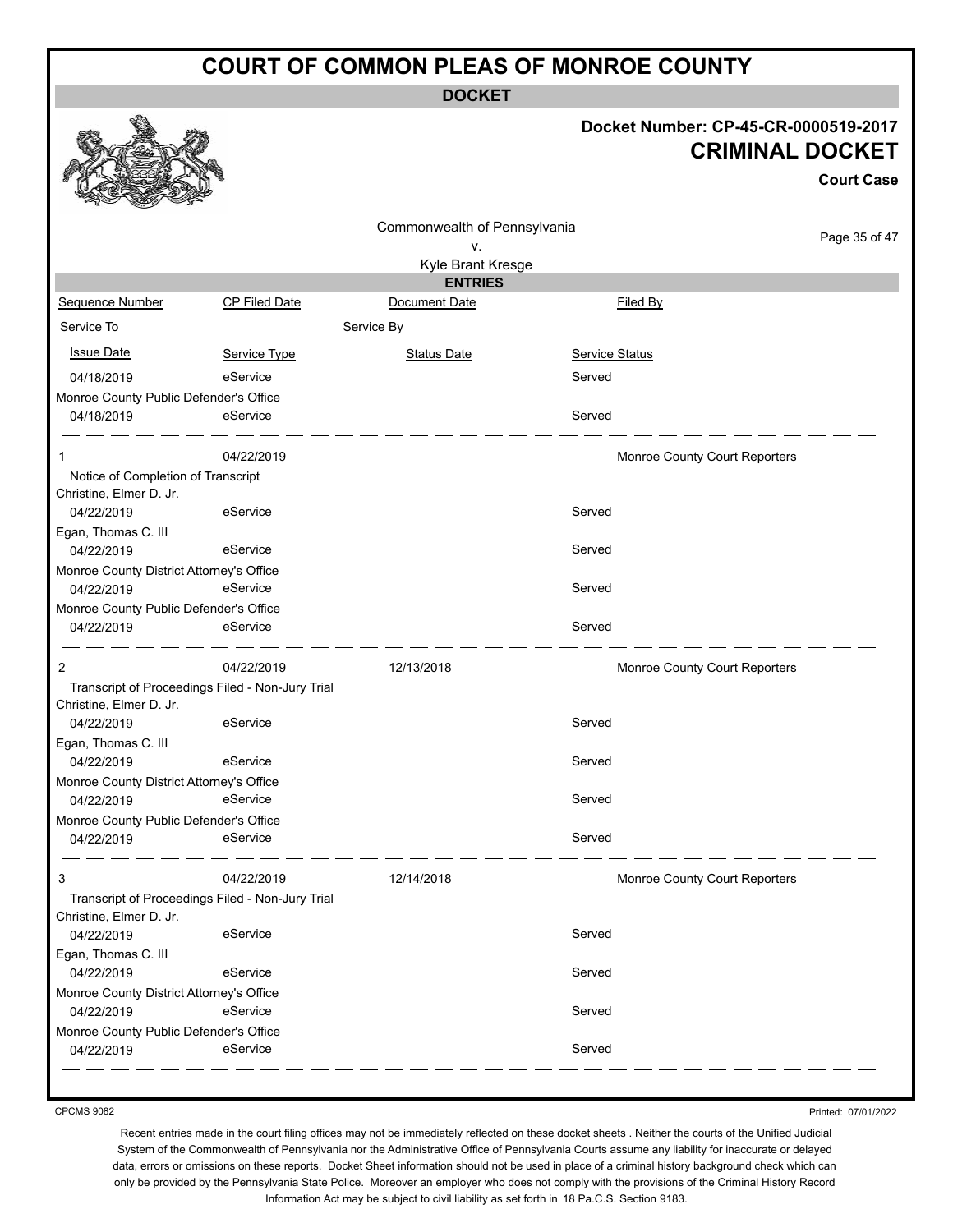# COURT OF COMMON PLEAS OF MONROE COUNTY

## DOCKET

**Docket Number: CP-45-CR-0000519-2017**

**CRIMINAL DOCKET**

**Court Case**

Commonwealth of Pennsylvania
v.
Kyle Brant Kresge

### ENTRIES

| Sequence Number | CP Filed Date | Document Date | Filed By |
|---|---|---|---|
| Service To | | Service By | |
| Issue Date | Service Type | Status Date | Service Status |
| 04/18/2019 | eService | | Served |
| Monroe County Public Defender's Office | | | |
| 04/18/2019 | eService | | Served |
| 1 | 04/22/2019 | | Monroe County Court Reporters |
| Notice of Completion of Transcript | | | |
| Christine, Elmer D. Jr. | | | |
| 04/22/2019 | eService | | Served |
| Egan, Thomas C. III | | | |
| 04/22/2019 | eService | | Served |
| Monroe County District Attorney's Office | | | |
| 04/22/2019 | eService | | Served |
| Monroe County Public Defender's Office | | | |
| 04/22/2019 | eService | | Served |
| 2 | 04/22/2019 | 12/13/2018 | Monroe County Court Reporters |
| Transcript of Proceedings Filed - Non-Jury Trial | | | |
| Christine, Elmer D. Jr. | | | |
| 04/22/2019 | eService | | Served |
| Egan, Thomas C. III | | | |
| 04/22/2019 | eService | | Served |
| Monroe County District Attorney's Office | | | |
| 04/22/2019 | eService | | Served |
| Monroe County Public Defender's Office | | | |
| 04/22/2019 | eService | | Served |
| 3 | 04/22/2019 | 12/14/2018 | Monroe County Court Reporters |
| Transcript of Proceedings Filed - Non-Jury Trial | | | |
| Christine, Elmer D. Jr. | | | |
| 04/22/2019 | eService | | Served |
| Egan, Thomas C. III | | | |
| 04/22/2019 | eService | | Served |
| Monroe County District Attorney's Office | | | |
| 04/22/2019 | eService | | Served |
| Monroe County Public Defender's Office | | | |
| 04/22/2019 | eService | | Served |

CPCMS 9082

Printed: 07/01/2022

Recent entries made in the court filing offices may not be immediately reflected on these docket sheets . Neither the courts of the Unified Judicial System of the Commonwealth of Pennsylvania nor the Administrative Office of Pennsylvania Courts assume any liability for inaccurate or delayed data, errors or omissions on these reports. Docket Sheet information should not be used in place of a criminal history background check which can only be provided by the Pennsylvania State Police. Moreover an employer who does not comply with the provisions of the Criminal History Record Information Act may be subject to civil liability as set forth in 18 Pa.C.S. Section 9183.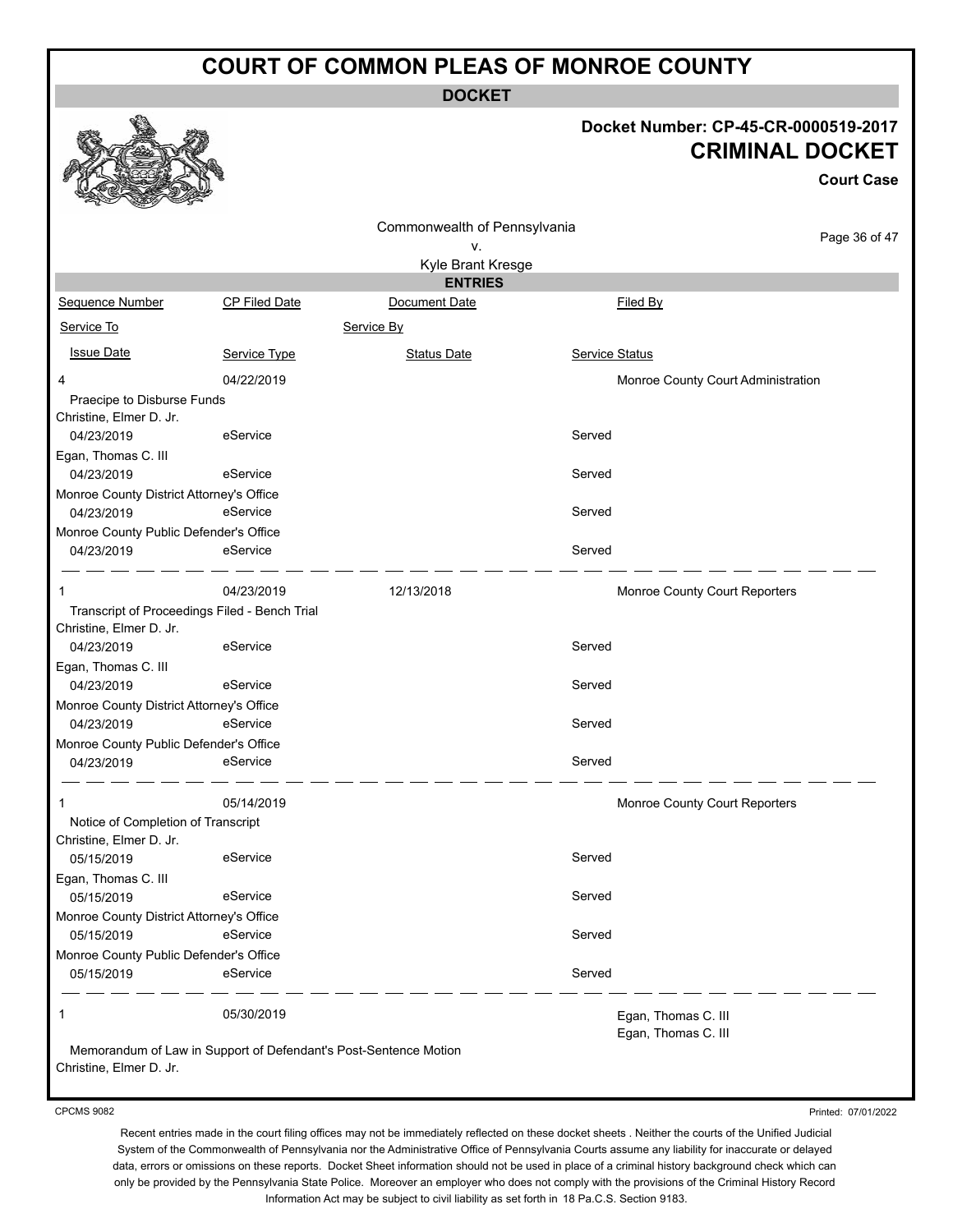# COURT OF COMMON PLEAS OF MONROE COUNTY

**DOCKET**

**Docket Number: CP-45-CR-0000519-2017**

**CRIMINAL DOCKET**

**Court Case**

Commonwealth of Pennsylvania
v.
Kyle Brant Kresge

**ENTRIES**

| Sequence Number | CP Filed Date | Document Date | Filed By |
|---|---|---|---|
| Service To | | Service By | |
| Issue Date | Service Type | Status Date | Service Status |
| 4 | 04/22/2019 | | Monroe County Court Administration |
| Praecipe to Disburse Funds | | | |
| Christine, Elmer D. Jr. | | | |
| 04/23/2019 | eService | | Served |
| Egan, Thomas C. III | | | |
| 04/23/2019 | eService | | Served |
| Monroe County District Attorney's Office | | | |
| 04/23/2019 | eService | | Served |
| Monroe County Public Defender's Office | | | |
| 04/23/2019 | eService | | Served |
| 1 | 04/23/2019 | 12/13/2018 | Monroe County Court Reporters |
| Transcript of Proceedings Filed - Bench Trial | | | |
| Christine, Elmer D. Jr. | | | |
| 04/23/2019 | eService | | Served |
| Egan, Thomas C. III | | | |
| 04/23/2019 | eService | | Served |
| Monroe County District Attorney's Office | | | |
| 04/23/2019 | eService | | Served |
| Monroe County Public Defender's Office | | | |
| 04/23/2019 | eService | | Served |
| 1 | 05/14/2019 | | Monroe County Court Reporters |
| Notice of Completion of Transcript | | | |
| Christine, Elmer D. Jr. | | | |
| 05/15/2019 | eService | | Served |
| Egan, Thomas C. III | | | |
| 05/15/2019 | eService | | Served |
| Monroe County District Attorney's Office | | | |
| 05/15/2019 | eService | | Served |
| Monroe County Public Defender's Office | | | |
| 05/15/2019 | eService | | Served |
| 1 | 05/30/2019 | | Egan, Thomas C. III<br>Egan, Thomas C. III |
| Memorandum of Law in Support of Defendant's Post-Sentence Motion | | | |
| Christine, Elmer D. Jr. | | | |

CPCMS 9082

Printed: 07/01/2022

Recent entries made in the court filing offices may not be immediately reflected on these docket sheets . Neither the courts of the Unified Judicial System of the Commonwealth of Pennsylvania nor the Administrative Office of Pennsylvania Courts assume any liability for inaccurate or delayed data, errors or omissions on these reports. Docket Sheet information should not be used in place of a criminal history background check which can only be provided by the Pennsylvania State Police. Moreover an employer who does not comply with the provisions of the Criminal History Record Information Act may be subject to civil liability as set forth in 18 Pa.C.S. Section 9183.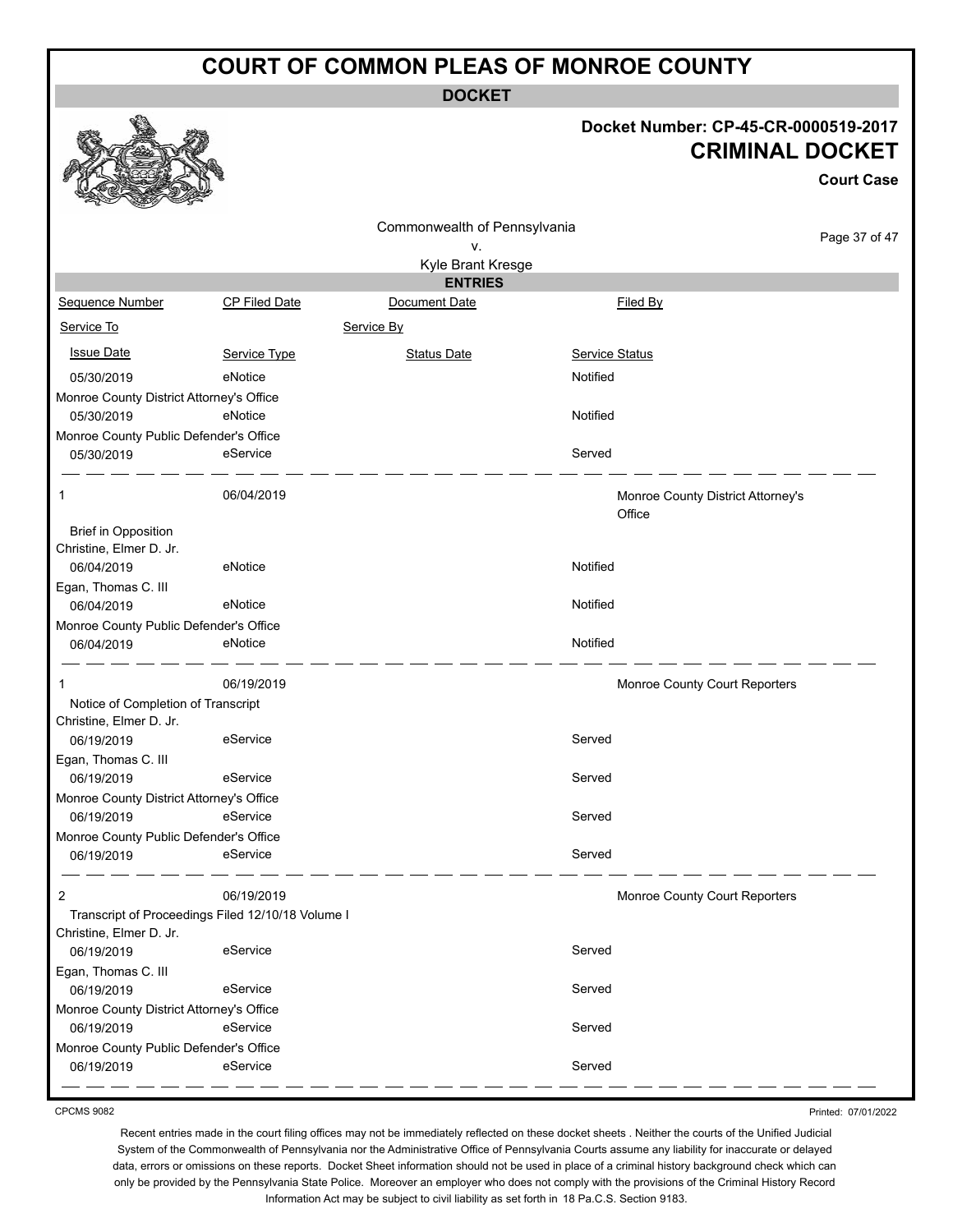# COURT OF COMMON PLEAS OF MONROE COUNTY

## DOCKET

**Docket Number: CP-45-CR-0000519-2017**

**CRIMINAL DOCKET**

**Court Case**

Commonwealth of Pennsylvania
v.
Kyle Brant Kresge

### ENTRIES

| Sequence Number | CP Filed Date | Document Date | Filed By |
|---|---|---|---|
| Service To | | Service By | |
| Issue Date | Service Type | Status Date | Service Status |
| 05/30/2019 | eNotice | | Notified |
| Monroe County District Attorney's Office | | | |
| 05/30/2019 | eNotice | | Notified |
| Monroe County Public Defender's Office | | | |
| 05/30/2019 | eService | | Served |
| 1 | 06/04/2019 | | Monroe County District Attorney's Office |
| Brief in Opposition | | | |
| Christine, Elmer D. Jr. | | | |
| 06/04/2019 | eNotice | | Notified |
| Egan, Thomas C. III | | | |
| 06/04/2019 | eNotice | | Notified |
| Monroe County Public Defender's Office | | | |
| 06/04/2019 | eNotice | | Notified |
| 1 | 06/19/2019 | | Monroe County Court Reporters |
| Notice of Completion of Transcript | | | |
| Christine, Elmer D. Jr. | | | |
| 06/19/2019 | eService | | Served |
| Egan, Thomas C. III | | | |
| 06/19/2019 | eService | | Served |
| Monroe County District Attorney's Office | | | |
| 06/19/2019 | eService | | Served |
| Monroe County Public Defender's Office | | | |
| 06/19/2019 | eService | | Served |
| 2 | 06/19/2019 | | Monroe County Court Reporters |
| Transcript of Proceedings Filed 12/10/18 Volume I | | | |
| Christine, Elmer D. Jr. | | | |
| 06/19/2019 | eService | | Served |
| Egan, Thomas C. III | | | |
| 06/19/2019 | eService | | Served |
| Monroe County District Attorney's Office | | | |
| 06/19/2019 | eService | | Served |
| Monroe County Public Defender's Office | | | |
| 06/19/2019 | eService | | Served |

CPCMS 9082

Printed: 07/01/2022

Recent entries made in the court filing offices may not be immediately reflected on these docket sheets . Neither the courts of the Unified Judicial System of the Commonwealth of Pennsylvania nor the Administrative Office of Pennsylvania Courts assume any liability for inaccurate or delayed data, errors or omissions on these reports. Docket Sheet information should not be used in place of a criminal history background check which can only be provided by the Pennsylvania State Police. Moreover an employer who does not comply with the provisions of the Criminal History Record Information Act may be subject to civil liability as set forth in 18 Pa.C.S. Section 9183.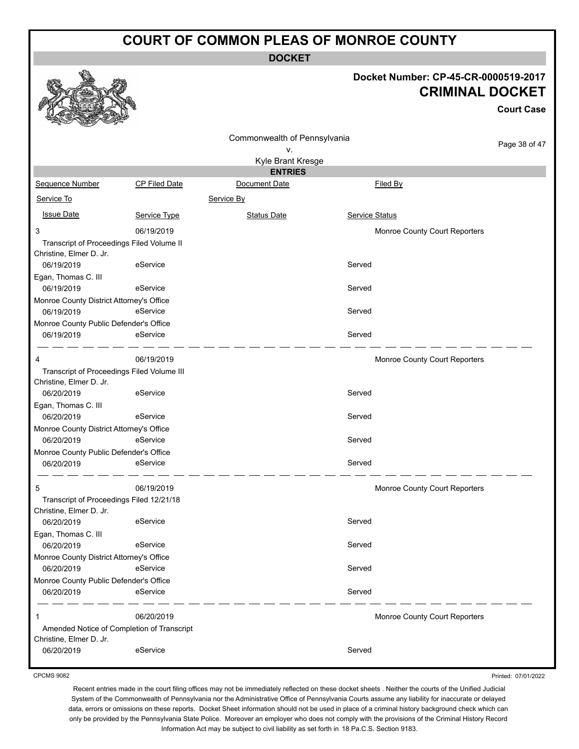# COURT OF COMMON PLEAS OF MONROE COUNTY

**DOCKET**

**Docket Number: CP-45-CR-0000519-2017**

**CRIMINAL DOCKET**

**Court Case**

Commonwealth of Pennsylvania
v.
Kyle Brant Kresge

**ENTRIES**

| Sequence Number | CP Filed Date | Document Date | Filed By |
|---|---|---|---|
| Service To | | Service By | |
| Issue Date | Service Type | Status Date | Service Status |
| 3 | 06/19/2019 | | Monroe County Court Reporters |
| Transcript of Proceedings Filed Volume II | | | |
| Christine, Elmer D. Jr. | | | |
| 06/19/2019 | eService | | Served |
| Egan, Thomas C. III | | | |
| 06/19/2019 | eService | | Served |
| Monroe County District Attorney's Office | | | |
| 06/19/2019 | eService | | Served |
| Monroe County Public Defender's Office | | | |
| 06/19/2019 | eService | | Served |
| 4 | 06/19/2019 | | Monroe County Court Reporters |
| Transcript of Proceedings Filed Volume III | | | |
| Christine, Elmer D. Jr. | | | |
| 06/20/2019 | eService | | Served |
| Egan, Thomas C. III | | | |
| 06/20/2019 | eService | | Served |
| Monroe County District Attorney's Office | | | |
| 06/20/2019 | eService | | Served |
| Monroe County Public Defender's Office | | | |
| 06/20/2019 | eService | | Served |
| 5 | 06/19/2019 | | Monroe County Court Reporters |
| Transcript of Proceedings Filed 12/21/18 | | | |
| Christine, Elmer D. Jr. | | | |
| 06/20/2019 | eService | | Served |
| Egan, Thomas C. III | | | |
| 06/20/2019 | eService | | Served |
| Monroe County District Attorney's Office | | | |
| 06/20/2019 | eService | | Served |
| Monroe County Public Defender's Office | | | |
| 06/20/2019 | eService | | Served |
| 1 | 06/20/2019 | | Monroe County Court Reporters |
| Amended Notice of Completion of Transcript | | | |
| Christine, Elmer D. Jr. | | | |
| 06/20/2019 | eService | | Served |

CPCMS 9082

Printed: 07/01/2022

Recent entries made in the court filing offices may not be immediately reflected on these docket sheets . Neither the courts of the Unified Judicial System of the Commonwealth of Pennsylvania nor the Administrative Office of Pennsylvania Courts assume any liability for inaccurate or delayed data, errors or omissions on these reports. Docket Sheet information should not be used in place of a criminal history background check which can only be provided by the Pennsylvania State Police. Moreover an employer who does not comply with the provisions of the Criminal History Record Information Act may be subject to civil liability as set forth in 18 Pa.C.S. Section 9183.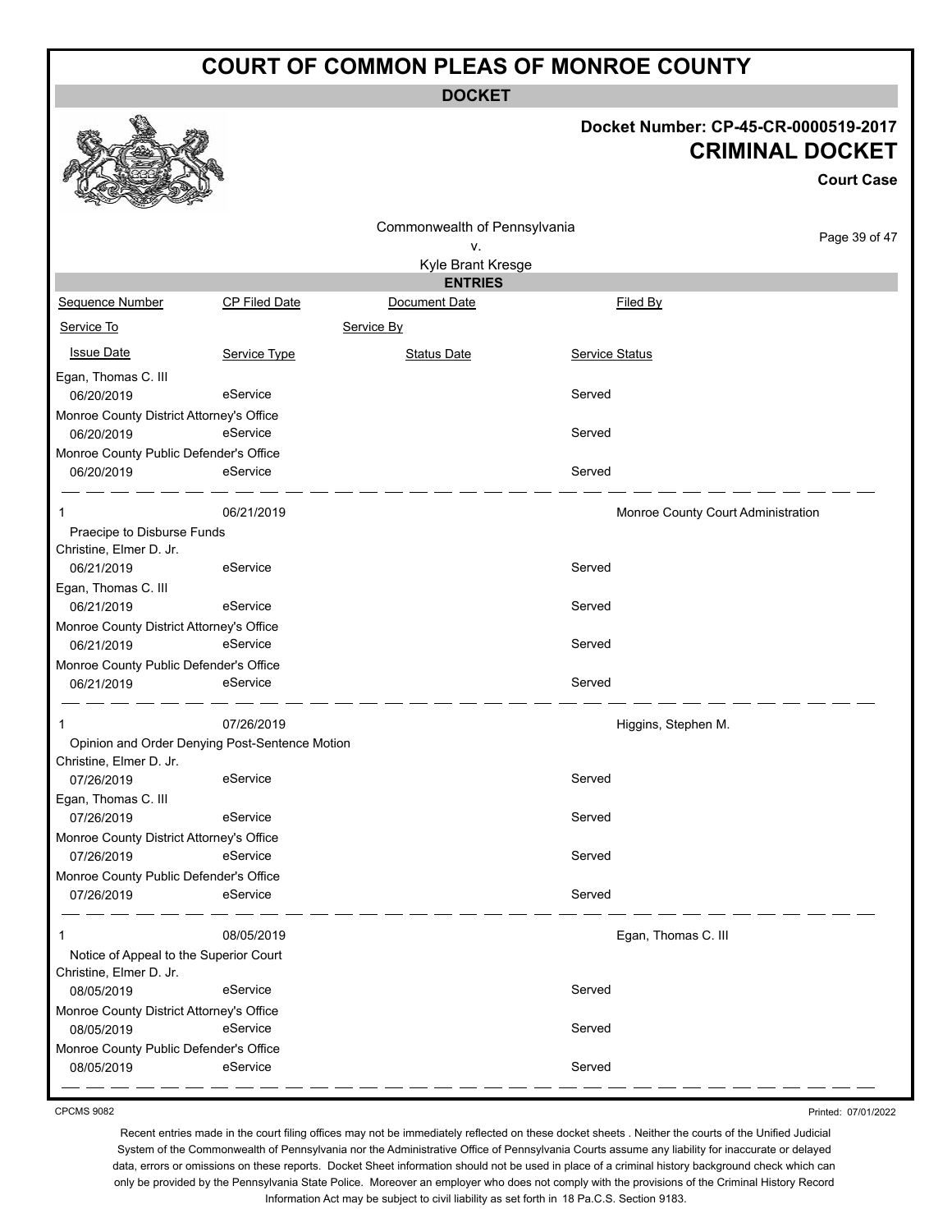# COURT OF COMMON PLEAS OF MONROE COUNTY

**DOCKET**

**Docket Number: CP-45-CR-0000519-2017**

**CRIMINAL DOCKET**

**Court Case**

Commonwealth of Pennsylvania
v.
Kyle Brant Kresge

**ENTRIES**

| Sequence Number | CP Filed Date | Document Date | Filed By |
|---|---|---|---|
| Service To | | Service By | |
| Issue Date | Service Type | Status Date | Service Status |
| Egan, Thomas C. III | | | |
| 06/20/2019 | eService | | Served |
| Monroe County District Attorney's Office | | | |
| 06/20/2019 | eService | | Served |
| Monroe County Public Defender's Office | | | |
| 06/20/2019 | eService | | Served |
| 1 | 06/21/2019 | | Monroe County Court Administration |
| Praecipe to Disburse Funds | | | |
| Christine, Elmer D. Jr. | | | |
| 06/21/2019 | eService | | Served |
| Egan, Thomas C. III | | | |
| 06/21/2019 | eService | | Served |
| Monroe County District Attorney's Office | | | |
| 06/21/2019 | eService | | Served |
| Monroe County Public Defender's Office | | | |
| 06/21/2019 | eService | | Served |
| 1 | 07/26/2019 | | Higgins, Stephen M. |
| Opinion and Order Denying Post-Sentence Motion | | | |
| Christine, Elmer D. Jr. | | | |
| 07/26/2019 | eService | | Served |
| Egan, Thomas C. III | | | |
| 07/26/2019 | eService | | Served |
| Monroe County District Attorney's Office | | | |
| 07/26/2019 | eService | | Served |
| Monroe County Public Defender's Office | | | |
| 07/26/2019 | eService | | Served |
| 1 | 08/05/2019 | | Egan, Thomas C. III |
| Notice of Appeal to the Superior Court | | | |
| Christine, Elmer D. Jr. | | | |
| 08/05/2019 | eService | | Served |
| Monroe County District Attorney's Office | | | |
| 08/05/2019 | eService | | Served |
| Monroe County Public Defender's Office | | | |
| 08/05/2019 | eService | | Served |

CPCMS 9082

Printed: 07/01/2022

Recent entries made in the court filing offices may not be immediately reflected on these docket sheets . Neither the courts of the Unified Judicial System of the Commonwealth of Pennsylvania nor the Administrative Office of Pennsylvania Courts assume any liability for inaccurate or delayed data, errors or omissions on these reports. Docket Sheet information should not be used in place of a criminal history background check which can only be provided by the Pennsylvania State Police. Moreover an employer who does not comply with the provisions of the Criminal History Record Information Act may be subject to civil liability as set forth in 18 Pa.C.S. Section 9183.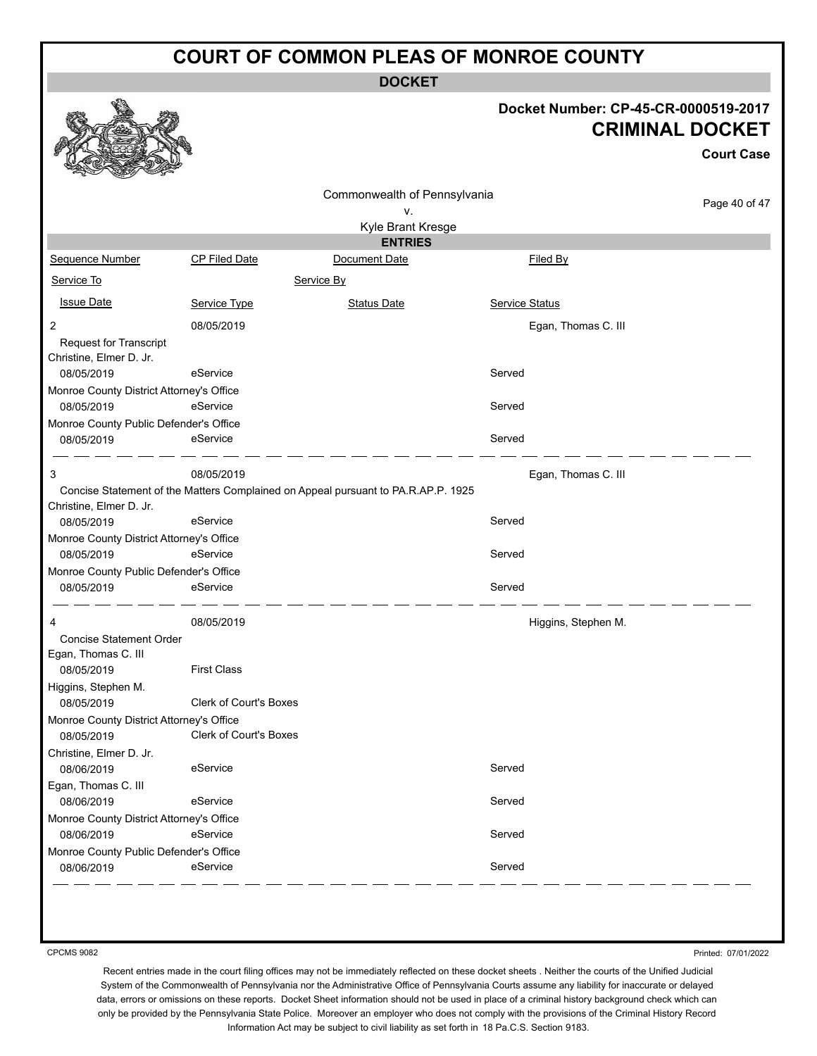# COURT OF COMMON PLEAS OF MONROE COUNTY

## DOCKET

**Docket Number: CP-45-CR-0000519-2017**

**CRIMINAL DOCKET**

**Court Case**

Commonwealth of Pennsylvania
v.
Kyle Brant Kresge

### ENTRIES

| Sequence Number | CP Filed Date | Document Date | Filed By |
|---|---|---|---|
| Service To | | Service By | |
| Issue Date | Service Type | Status Date | Service Status |
| 2 | 08/05/2019 | | Egan, Thomas C. III |
| Request for Transcript | | | |
| Christine, Elmer D. Jr. | | | |
| 08/05/2019 | eService | | Served |
| Monroe County District Attorney's Office | | | |
| 08/05/2019 | eService | | Served |
| Monroe County Public Defender's Office | | | |
| 08/05/2019 | eService | | Served |
| 3 | 08/05/2019 | | Egan, Thomas C. III |
| Concise Statement of the Matters Complained on Appeal pursuant to PA.R.AP.P. 1925 | | | |
| Christine, Elmer D. Jr. | | | |
| 08/05/2019 | eService | | Served |
| Monroe County District Attorney's Office | | | |
| 08/05/2019 | eService | | Served |
| Monroe County Public Defender's Office | | | |
| 08/05/2019 | eService | | Served |
| 4 | 08/05/2019 | | Higgins, Stephen M. |
| Concise Statement Order | | | |
| Egan, Thomas C. III | | | |
| 08/05/2019 | First Class | | |
| Higgins, Stephen M. | | | |
| 08/05/2019 | Clerk of Court's Boxes | | |
| Monroe County District Attorney's Office | | | |
| 08/05/2019 | Clerk of Court's Boxes | | |
| Christine, Elmer D. Jr. | | | |
| 08/06/2019 | eService | | Served |
| Egan, Thomas C. III | | | |
| 08/06/2019 | eService | | Served |
| Monroe County District Attorney's Office | | | |
| 08/06/2019 | eService | | Served |
| Monroe County Public Defender's Office | | | |
| 08/06/2019 | eService | | Served |

CPCMS 9082

Printed: 07/01/2022

Recent entries made in the court filing offices may not be immediately reflected on these docket sheets . Neither the courts of the Unified Judicial System of the Commonwealth of Pennsylvania nor the Administrative Office of Pennsylvania Courts assume any liability for inaccurate or delayed data, errors or omissions on these reports. Docket Sheet information should not be used in place of a criminal history background check which can only be provided by the Pennsylvania State Police. Moreover an employer who does not comply with the provisions of the Criminal History Record Information Act may be subject to civil liability as set forth in 18 Pa.C.S. Section 9183.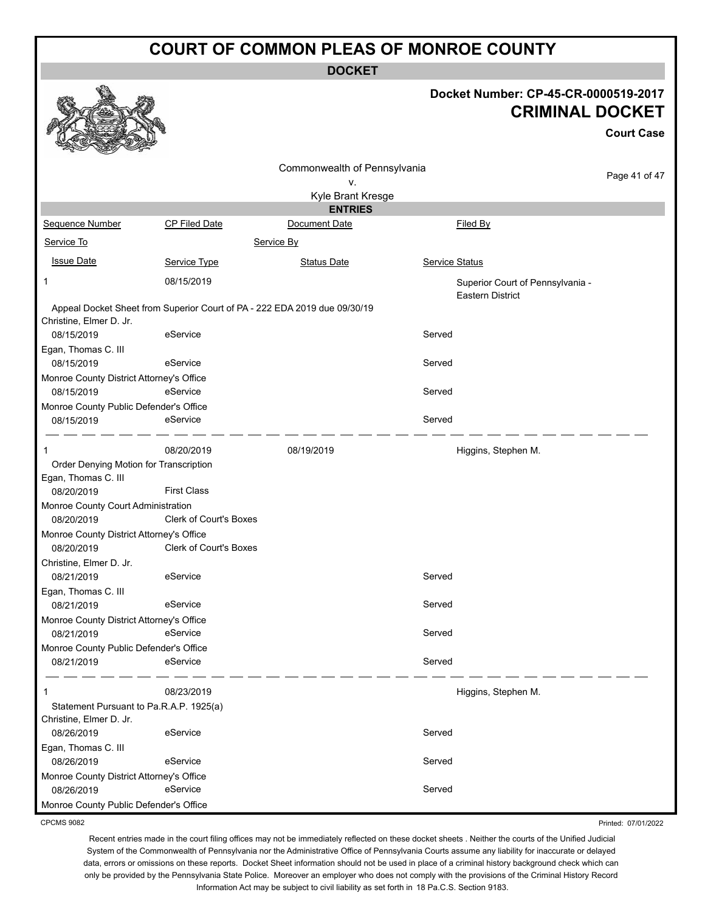# COURT OF COMMON PLEAS OF MONROE COUNTY

**DOCKET**

**Docket Number: CP-45-CR-0000519-2017**

**CRIMINAL DOCKET**

**Court Case**

Commonwealth of Pennsylvania
v.
Kyle Brant Kresge

**ENTRIES**

| Sequence Number | CP Filed Date | Document Date | Filed By |
|---|---|---|---|
| Service To | | Service By | |
| Issue Date | Service Type | Status Date | Service Status |

---

1 | 08/15/2019 | | Superior Court of Pennsylvania - Eastern District

Appeal Docket Sheet from Superior Court of PA - 222 EDA 2019 due 09/30/19

| Service To / Issue Date | Service Type | Status Date | Service Status |
|---|---|---|---|
| Christine, Elmer D. Jr. | | | |
| 08/15/2019 | eService | | Served |
| Egan, Thomas C. III | | | |
| 08/15/2019 | eService | | Served |
| Monroe County District Attorney's Office | | | |
| 08/15/2019 | eService | | Served |
| Monroe County Public Defender's Office | | | |
| 08/15/2019 | eService | | Served |

---

1 | 08/20/2019 | 08/19/2019 | Higgins, Stephen M.

Order Denying Motion for Transcription

| Service To / Issue Date | Service Type | Status Date | Service Status |
|---|---|---|---|
| Egan, Thomas C. III | | | |
| 08/20/2019 | First Class | | |
| Monroe County Court Administration | | | |
| 08/20/2019 | Clerk of Court's Boxes | | |
| Monroe County District Attorney's Office | | | |
| 08/20/2019 | Clerk of Court's Boxes | | |
| Christine, Elmer D. Jr. | | | |
| 08/21/2019 | eService | | Served |
| Egan, Thomas C. III | | | |
| 08/21/2019 | eService | | Served |
| Monroe County District Attorney's Office | | | |
| 08/21/2019 | eService | | Served |
| Monroe County Public Defender's Office | | | |
| 08/21/2019 | eService | | Served |

---

1 | 08/23/2019 | | Higgins, Stephen M.

Statement Pursuant to Pa.R.A.P. 1925(a)

| Service To / Issue Date | Service Type | Status Date | Service Status |
|---|---|---|---|
| Christine, Elmer D. Jr. | | | |
| 08/26/2019 | eService | | Served |
| Egan, Thomas C. III | | | |
| 08/26/2019 | eService | | Served |
| Monroe County District Attorney's Office | | | |
| 08/26/2019 | eService | | Served |
| Monroe County Public Defender's Office | | | |

CPCMS 9082

Printed: 07/01/2022

Recent entries made in the court filing offices may not be immediately reflected on these docket sheets . Neither the courts of the Unified Judicial System of the Commonwealth of Pennsylvania nor the Administrative Office of Pennsylvania Courts assume any liability for inaccurate or delayed data, errors or omissions on these reports. Docket Sheet information should not be used in place of a criminal history background check which can only be provided by the Pennsylvania State Police. Moreover an employer who does not comply with the provisions of the Criminal History Record Information Act may be subject to civil liability as set forth in 18 Pa.C.S. Section 9183.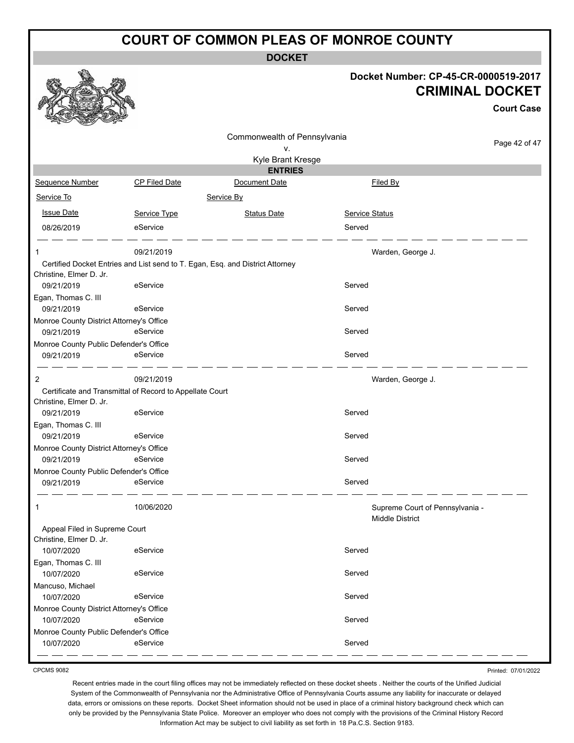# COURT OF COMMON PLEAS OF MONROE COUNTY

**DOCKET**

**Docket Number: CP-45-CR-0000519-2017**

**CRIMINAL DOCKET**

**Court Case**

Commonwealth of Pennsylvania
v.
Kyle Brant Kresge

**ENTRIES**

| Sequence Number | CP Filed Date | Document Date | Filed By |
|---|---|---|---|
| Service To | | Service By | |
| Issue Date | Service Type | Status Date | Service Status |
| 08/26/2019 | eService | | Served |
| 1 | 09/21/2019 | | Warden, George J. |
| Certified Docket Entries and List send to T. Egan, Esq. and District Attorney | | | |
| Christine, Elmer D. Jr. | | | |
| 09/21/2019 | eService | | Served |
| Egan, Thomas C. III | | | |
| 09/21/2019 | eService | | Served |
| Monroe County District Attorney's Office | | | |
| 09/21/2019 | eService | | Served |
| Monroe County Public Defender's Office | | | |
| 09/21/2019 | eService | | Served |
| 2 | 09/21/2019 | | Warden, George J. |
| Certificate and Transmittal of Record to Appellate Court | | | |
| Christine, Elmer D. Jr. | | | |
| 09/21/2019 | eService | | Served |
| Egan, Thomas C. III | | | |
| 09/21/2019 | eService | | Served |
| Monroe County District Attorney's Office | | | |
| 09/21/2019 | eService | | Served |
| Monroe County Public Defender's Office | | | |
| 09/21/2019 | eService | | Served |
| 1 | 10/06/2020 | | Supreme Court of Pennsylvania - Middle District |
| Appeal Filed in Supreme Court | | | |
| Christine, Elmer D. Jr. | | | |
| 10/07/2020 | eService | | Served |
| Egan, Thomas C. III | | | |
| 10/07/2020 | eService | | Served |
| Mancuso, Michael | | | |
| 10/07/2020 | eService | | Served |
| Monroe County District Attorney's Office | | | |
| 10/07/2020 | eService | | Served |
| Monroe County Public Defender's Office | | | |
| 10/07/2020 | eService | | Served |

CPCMS 9082

Printed: 07/01/2022

Recent entries made in the court filing offices may not be immediately reflected on these docket sheets . Neither the courts of the Unified Judicial System of the Commonwealth of Pennsylvania nor the Administrative Office of Pennsylvania Courts assume any liability for inaccurate or delayed data, errors or omissions on these reports. Docket Sheet information should not be used in place of a criminal history background check which can only be provided by the Pennsylvania State Police. Moreover an employer who does not comply with the provisions of the Criminal History Record Information Act may be subject to civil liability as set forth in 18 Pa.C.S. Section 9183.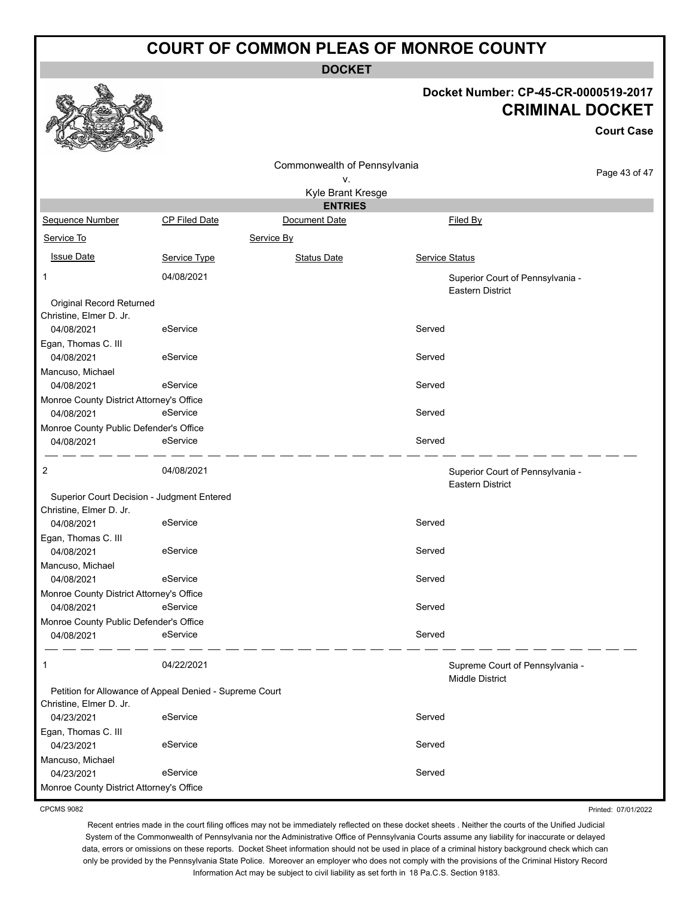# COURT OF COMMON PLEAS OF MONROE COUNTY

**DOCKET**

**Docket Number: CP-45-CR-0000519-2017**

**CRIMINAL DOCKET**

**Court Case**

Commonwealth of Pennsylvania
v.
Kyle Brant Kresge

**ENTRIES**

| Sequence Number | CP Filed Date | Document Date | Filed By |
|---|---|---|---|
| Service To | | Service By | |
| Issue Date | Service Type | Status Date | Service Status |
| 1 | 04/08/2021 | | Superior Court of Pennsylvania - Eastern District |
| Original Record Returned | | | |
| Christine, Elmer D. Jr. | | | |
| 04/08/2021 | eService | | Served |
| Egan, Thomas C. III | | | |
| 04/08/2021 | eService | | Served |
| Mancuso, Michael | | | |
| 04/08/2021 | eService | | Served |
| Monroe County District Attorney's Office | | | |
| 04/08/2021 | eService | | Served |
| Monroe County Public Defender's Office | | | |
| 04/08/2021 | eService | | Served |
| 2 | 04/08/2021 | | Superior Court of Pennsylvania - Eastern District |
| Superior Court Decision - Judgment Entered | | | |
| Christine, Elmer D. Jr. | | | |
| 04/08/2021 | eService | | Served |
| Egan, Thomas C. III | | | |
| 04/08/2021 | eService | | Served |
| Mancuso, Michael | | | |
| 04/08/2021 | eService | | Served |
| Monroe County District Attorney's Office | | | |
| 04/08/2021 | eService | | Served |
| Monroe County Public Defender's Office | | | |
| 04/08/2021 | eService | | Served |
| 1 | 04/22/2021 | | Supreme Court of Pennsylvania - Middle District |
| Petition for Allowance of Appeal Denied - Supreme Court | | | |
| Christine, Elmer D. Jr. | | | |
| 04/23/2021 | eService | | Served |
| Egan, Thomas C. III | | | |
| 04/23/2021 | eService | | Served |
| Mancuso, Michael | | | |
| 04/23/2021 | eService | | Served |
| Monroe County District Attorney's Office | | | |

CPCMS 9082

Printed: 07/01/2022

Recent entries made in the court filing offices may not be immediately reflected on these docket sheets . Neither the courts of the Unified Judicial System of the Commonwealth of Pennsylvania nor the Administrative Office of Pennsylvania Courts assume any liability for inaccurate or delayed data, errors or omissions on these reports. Docket Sheet information should not be used in place of a criminal history background check which can only be provided by the Pennsylvania State Police. Moreover an employer who does not comply with the provisions of the Criminal History Record Information Act may be subject to civil liability as set forth in 18 Pa.C.S. Section 9183.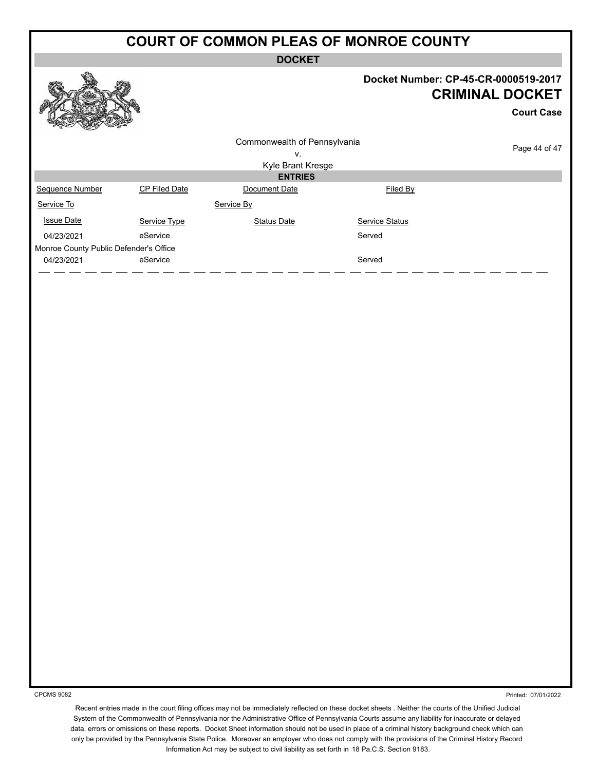# COURT OF COMMON PLEAS OF MONROE COUNTY

**DOCKET**

**Docket Number: CP-45-CR-0000519-2017**

## CRIMINAL DOCKET

**Court Case**

Commonwealth of Pennsylvania
v.
Kyle Brant Kresge

**ENTRIES**

| Sequence Number | CP Filed Date | Document Date | Filed By |
|---|---|---|---|
| Service To | | Service By | |
| Issue Date | Service Type | Status Date | Service Status |
| 04/23/2021 | eService | | Served |
| Monroe County Public Defender's Office | | | |
| 04/23/2021 | eService | | Served |

CPCMS 9082

Printed: 07/01/2022

Recent entries made in the court filing offices may not be immediately reflected on these docket sheets . Neither the courts of the Unified Judicial System of the Commonwealth of Pennsylvania nor the Administrative Office of Pennsylvania Courts assume any liability for inaccurate or delayed data, errors or omissions on these reports. Docket Sheet information should not be used in place of a criminal history background check which can only be provided by the Pennsylvania State Police. Moreover an employer who does not comply with the provisions of the Criminal History Record Information Act may be subject to civil liability as set forth in 18 Pa.C.S. Section 9183.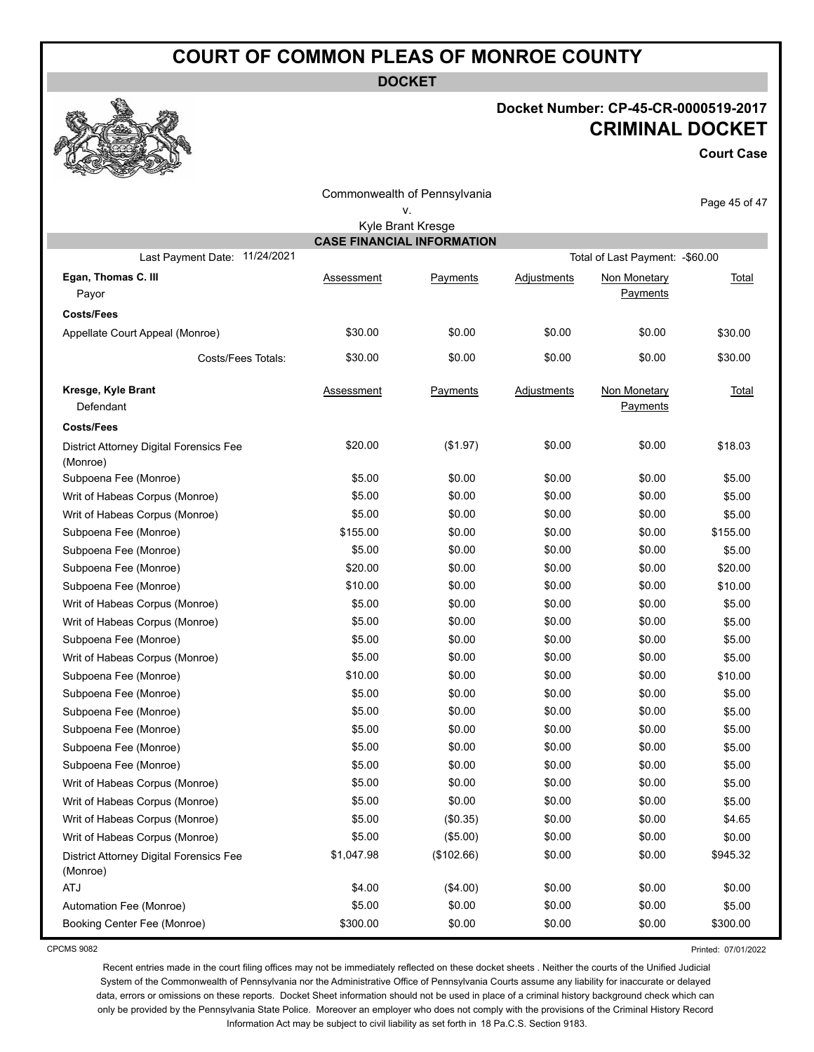# COURT OF COMMON PLEAS OF MONROE COUNTY

**DOCKET**

**Docket Number: CP-45-CR-0000519-2017**

**CRIMINAL DOCKET**

**Court Case**

Commonwealth of Pennsylvania
v.
Kyle Brant Kresge

## CASE FINANCIAL INFORMATION

Last Payment Date: 11/24/2021 — Total of Last Payment: -$60.00

| **Egan, Thomas C. III** Payor | Assessment | Payments | Adjustments | Non Monetary Payments | Total |
|---|---|---|---|---|---|
| **Costs/Fees** | | | | | |
| Appellate Court Appeal (Monroe) | $30.00 | $0.00 | $0.00 | $0.00 | $30.00 |
| Costs/Fees Totals: | $30.00 | $0.00 | $0.00 | $0.00 | $30.00 |

| **Kresge, Kyle Brant** Defendant | Assessment | Payments | Adjustments | Non Monetary Payments | Total |
|---|---|---|---|---|---|
| **Costs/Fees** | | | | | |
| District Attorney Digital Forensics Fee (Monroe) | $20.00 | ($1.97) | $0.00 | $0.00 | $18.03 |
| Subpoena Fee (Monroe) | $5.00 | $0.00 | $0.00 | $0.00 | $5.00 |
| Writ of Habeas Corpus (Monroe) | $5.00 | $0.00 | $0.00 | $0.00 | $5.00 |
| Writ of Habeas Corpus (Monroe) | $5.00 | $0.00 | $0.00 | $0.00 | $5.00 |
| Subpoena Fee (Monroe) | $155.00 | $0.00 | $0.00 | $0.00 | $155.00 |
| Subpoena Fee (Monroe) | $5.00 | $0.00 | $0.00 | $0.00 | $5.00 |
| Subpoena Fee (Monroe) | $20.00 | $0.00 | $0.00 | $0.00 | $20.00 |
| Subpoena Fee (Monroe) | $10.00 | $0.00 | $0.00 | $0.00 | $10.00 |
| Writ of Habeas Corpus (Monroe) | $5.00 | $0.00 | $0.00 | $0.00 | $5.00 |
| Writ of Habeas Corpus (Monroe) | $5.00 | $0.00 | $0.00 | $0.00 | $5.00 |
| Subpoena Fee (Monroe) | $5.00 | $0.00 | $0.00 | $0.00 | $5.00 |
| Writ of Habeas Corpus (Monroe) | $5.00 | $0.00 | $0.00 | $0.00 | $5.00 |
| Subpoena Fee (Monroe) | $10.00 | $0.00 | $0.00 | $0.00 | $10.00 |
| Subpoena Fee (Monroe) | $5.00 | $0.00 | $0.00 | $0.00 | $5.00 |
| Subpoena Fee (Monroe) | $5.00 | $0.00 | $0.00 | $0.00 | $5.00 |
| Subpoena Fee (Monroe) | $5.00 | $0.00 | $0.00 | $0.00 | $5.00 |
| Subpoena Fee (Monroe) | $5.00 | $0.00 | $0.00 | $0.00 | $5.00 |
| Subpoena Fee (Monroe) | $5.00 | $0.00 | $0.00 | $0.00 | $5.00 |
| Writ of Habeas Corpus (Monroe) | $5.00 | $0.00 | $0.00 | $0.00 | $5.00 |
| Writ of Habeas Corpus (Monroe) | $5.00 | $0.00 | $0.00 | $0.00 | $5.00 |
| Writ of Habeas Corpus (Monroe) | $5.00 | ($0.35) | $0.00 | $0.00 | $4.65 |
| Writ of Habeas Corpus (Monroe) | $5.00 | ($5.00) | $0.00 | $0.00 | $0.00 |
| District Attorney Digital Forensics Fee (Monroe) | $1,047.98 | ($102.66) | $0.00 | $0.00 | $945.32 |
| ATJ | $4.00 | ($4.00) | $0.00 | $0.00 | $0.00 |
| Automation Fee (Monroe) | $5.00 | $0.00 | $0.00 | $0.00 | $5.00 |
| Booking Center Fee (Monroe) | $300.00 | $0.00 | $0.00 | $0.00 | $300.00 |

CPCMS 9082 — Printed: 07/01/2022

Recent entries made in the court filing offices may not be immediately reflected on these docket sheets . Neither the courts of the Unified Judicial System of the Commonwealth of Pennsylvania nor the Administrative Office of Pennsylvania Courts assume any liability for inaccurate or delayed data, errors or omissions on these reports. Docket Sheet information should not be used in place of a criminal history background check which can only be provided by the Pennsylvania State Police. Moreover an employer who does not comply with the provisions of the Criminal History Record Information Act may be subject to civil liability as set forth in 18 Pa.C.S. Section 9183.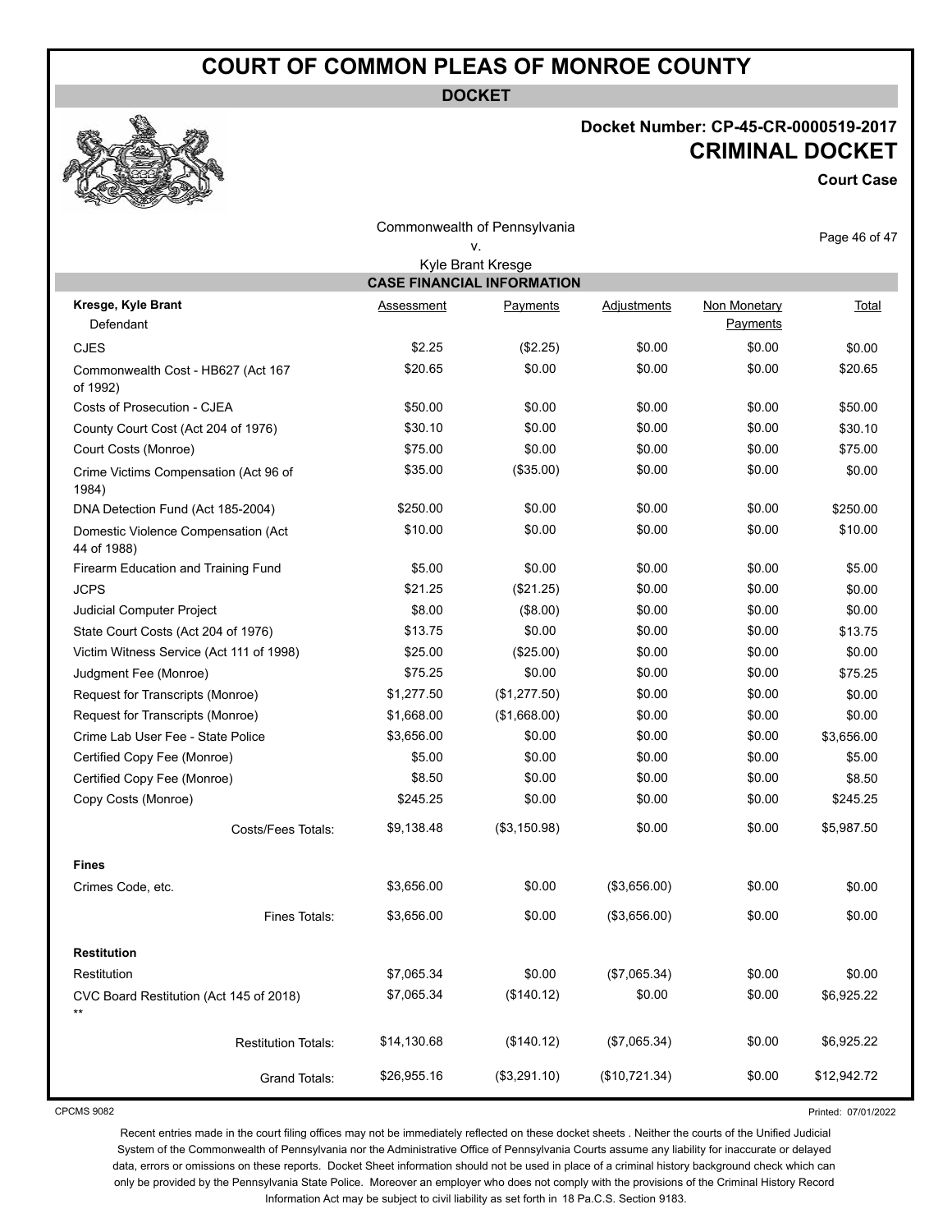# COURT OF COMMON PLEAS OF MONROE COUNTY

**DOCKET**

**Docket Number: CP-45-CR-0000519-2017**

**CRIMINAL DOCKET**

**Court Case**

Commonwealth of Pennsylvania
v.
Kyle Brant Kresge

## CASE FINANCIAL INFORMATION

| **Kresge, Kyle Brant** Defendant | Assessment | Payments | Adjustments | Non Monetary Payments | Total |
|---|---|---|---|---|---|
| CJES | $2.25 | ($2.25) | $0.00 | $0.00 | $0.00 |
| Commonwealth Cost - HB627 (Act 167 of 1992) | $20.65 | $0.00 | $0.00 | $0.00 | $20.65 |
| Costs of Prosecution - CJEA | $50.00 | $0.00 | $0.00 | $0.00 | $50.00 |
| County Court Cost (Act 204 of 1976) | $30.10 | $0.00 | $0.00 | $0.00 | $30.10 |
| Court Costs (Monroe) | $75.00 | $0.00 | $0.00 | $0.00 | $75.00 |
| Crime Victims Compensation (Act 96 of 1984) | $35.00 | ($35.00) | $0.00 | $0.00 | $0.00 |
| DNA Detection Fund (Act 185-2004) | $250.00 | $0.00 | $0.00 | $0.00 | $250.00 |
| Domestic Violence Compensation (Act 44 of 1988) | $10.00 | $0.00 | $0.00 | $0.00 | $10.00 |
| Firearm Education and Training Fund | $5.00 | $0.00 | $0.00 | $0.00 | $5.00 |
| JCPS | $21.25 | ($21.25) | $0.00 | $0.00 | $0.00 |
| Judicial Computer Project | $8.00 | ($8.00) | $0.00 | $0.00 | $0.00 |
| State Court Costs (Act 204 of 1976) | $13.75 | $0.00 | $0.00 | $0.00 | $13.75 |
| Victim Witness Service (Act 111 of 1998) | $25.00 | ($25.00) | $0.00 | $0.00 | $0.00 |
| Judgment Fee (Monroe) | $75.25 | $0.00 | $0.00 | $0.00 | $75.25 |
| Request for Transcripts (Monroe) | $1,277.50 | ($1,277.50) | $0.00 | $0.00 | $0.00 |
| Request for Transcripts (Monroe) | $1,668.00 | ($1,668.00) | $0.00 | $0.00 | $0.00 |
| Crime Lab User Fee - State Police | $3,656.00 | $0.00 | $0.00 | $0.00 | $3,656.00 |
| Certified Copy Fee (Monroe) | $5.00 | $0.00 | $0.00 | $0.00 | $5.00 |
| Certified Copy Fee (Monroe) | $8.50 | $0.00 | $0.00 | $0.00 | $8.50 |
| Copy Costs (Monroe) | $245.25 | $0.00 | $0.00 | $0.00 | $245.25 |
| Costs/Fees Totals: | $9,138.48 | ($3,150.98) | $0.00 | $0.00 | $5,987.50 |
| **Fines** | | | | | |
| Crimes Code, etc. | $3,656.00 | $0.00 | ($3,656.00) | $0.00 | $0.00 |
| Fines Totals: | $3,656.00 | $0.00 | ($3,656.00) | $0.00 | $0.00 |
| **Restitution** | | | | | |
| Restitution | $7,065.34 | $0.00 | ($7,065.34) | $0.00 | $0.00 |
| CVC Board Restitution (Act 145 of 2018) ** | $7,065.34 | ($140.12) | $0.00 | $0.00 | $6,925.22 |
| Restitution Totals: | $14,130.68 | ($140.12) | ($7,065.34) | $0.00 | $6,925.22 |
| Grand Totals: | $26,955.16 | ($3,291.10) | ($10,721.34) | $0.00 | $12,942.72 |

CPCMS 9082

Printed: 07/01/2022

Recent entries made in the court filing offices may not be immediately reflected on these docket sheets . Neither the courts of the Unified Judicial System of the Commonwealth of Pennsylvania nor the Administrative Office of Pennsylvania Courts assume any liability for inaccurate or delayed data, errors or omissions on these reports. Docket Sheet information should not be used in place of a criminal history background check which can only be provided by the Pennsylvania State Police. Moreover an employer who does not comply with the provisions of the Criminal History Record Information Act may be subject to civil liability as set forth in 18 Pa.C.S. Section 9183.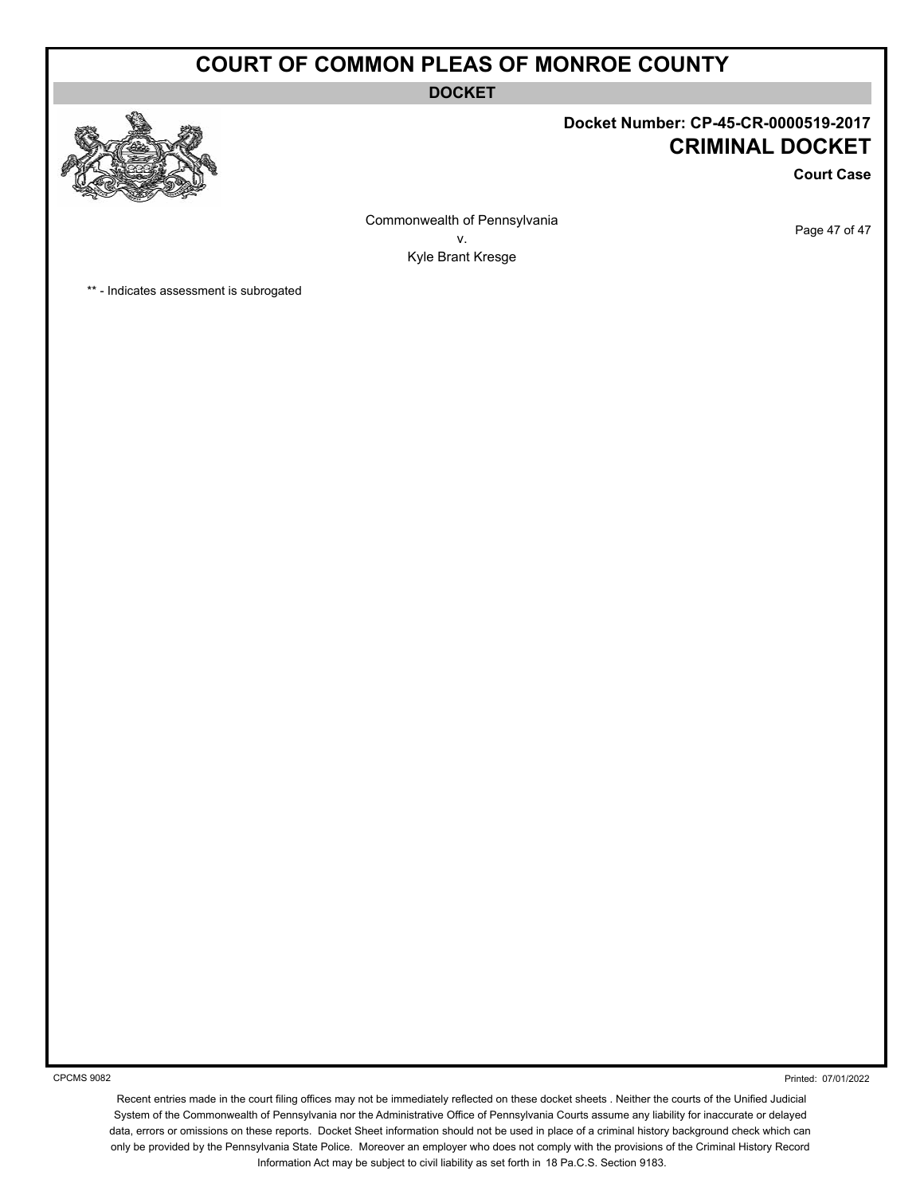** - Indicates assessment is subrogated